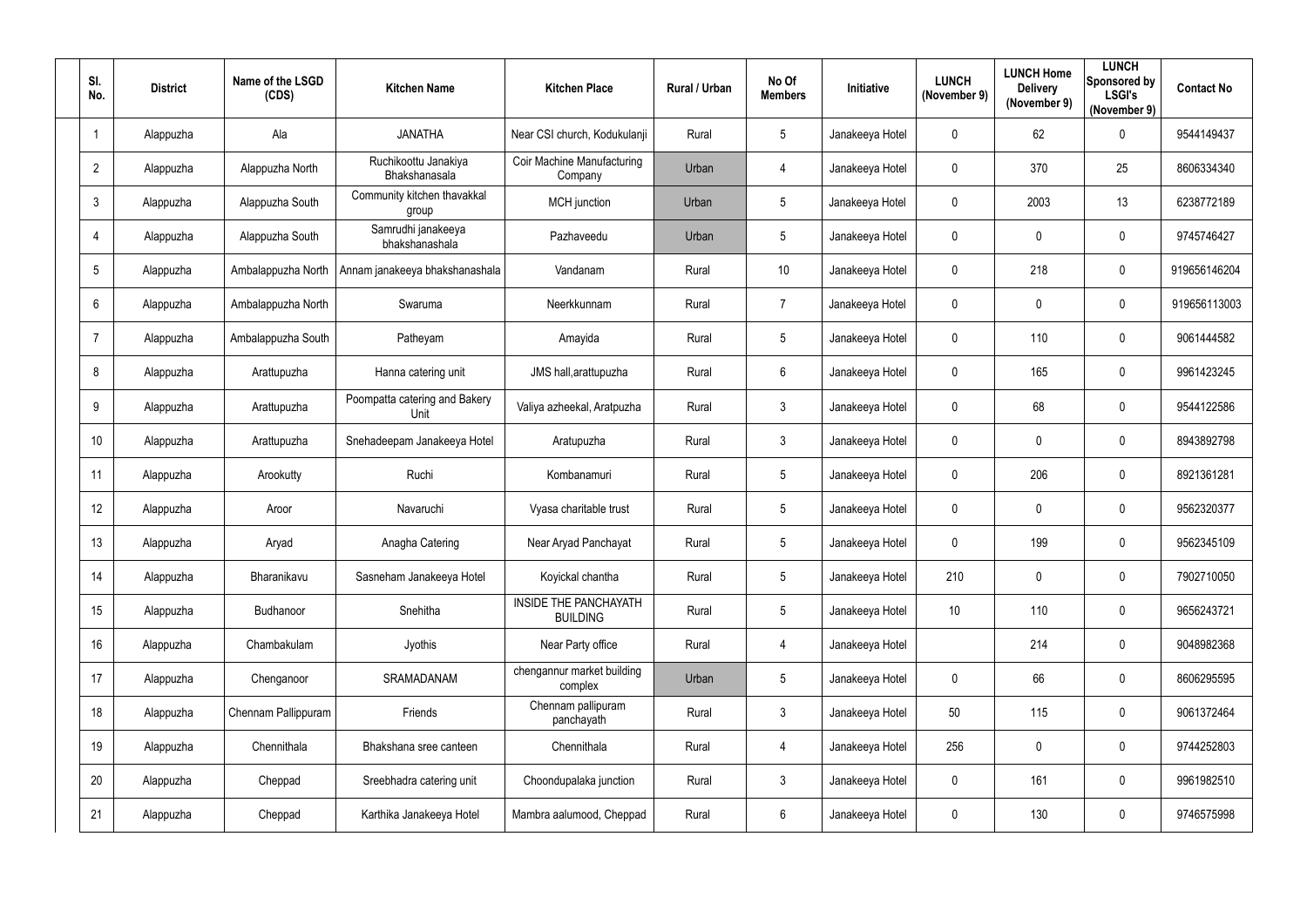| Sl. No. | District | Name of the LSGD (CDS) | Kitchen Name | Kitchen Place | Rural / Urban | No Of Members | Initiative | LUNCH (November 9) | LUNCH Home Delivery (November 9) | LUNCH Sponsored by LSGI's (November 9) | Contact No |
|---|---|---|---|---|---|---|---|---|---|---|---|
| 1 | Alappuzha | Ala | JANATHA | Near CSI church, Kodukulanji | Rural | 5 | Janakeeya Hotel | 0 | 62 | 0 | 9544149437 |
| 2 | Alappuzha | Alappuzha North | Ruchikoottu Janakiya Bhakshanasala | Coir Machine Manufacturing Company | Urban | 4 | Janakeeya Hotel | 0 | 370 | 25 | 8606334340 |
| 3 | Alappuzha | Alappuzha South | Community kitchen thavakkal group | MCH junction | Urban | 5 | Janakeeya Hotel | 0 | 2003 | 13 | 6238772189 |
| 4 | Alappuzha | Alappuzha South | Samrudhi janakeeya bhakshanashala | Pazhaveedu | Urban | 5 | Janakeeya Hotel | 0 | 0 | 0 | 9745746427 |
| 5 | Alappuzha | Ambalappuzha North | Annam janakeeya bhakshanashala | Vandanam | Rural | 10 | Janakeeya Hotel | 0 | 218 | 0 | 919656146204 |
| 6 | Alappuzha | Ambalappuzha North | Swaruma | Neerkkunnam | Rural | 7 | Janakeeya Hotel | 0 | 0 | 0 | 919656113003 |
| 7 | Alappuzha | Ambalappuzha South | Patheyam | Amayida | Rural | 5 | Janakeeya Hotel | 0 | 110 | 0 | 9061444582 |
| 8 | Alappuzha | Arattupuzha | Hanna catering unit | JMS hall,arattupuzha | Rural | 6 | Janakeeya Hotel | 0 | 165 | 0 | 9961423245 |
| 9 | Alappuzha | Arattupuzha | Poompatta catering and Bakery Unit | Valiya azheekal, Aratpuzha | Rural | 3 | Janakeeya Hotel | 0 | 68 | 0 | 9544122586 |
| 10 | Alappuzha | Arattupuzha | Snehadeepam Janakeeya Hotel | Aratupuzha | Rural | 3 | Janakeeya Hotel | 0 | 0 | 0 | 8943892798 |
| 11 | Alappuzha | Arookutty | Ruchi | Kombanamuri | Rural | 5 | Janakeeya Hotel | 0 | 206 | 0 | 8921361281 |
| 12 | Alappuzha | Aroor | Navaruchi | Vyasa charitable trust | Rural | 5 | Janakeeya Hotel | 0 | 0 | 0 | 9562320377 |
| 13 | Alappuzha | Aryad | Anagha Catering | Near Aryad Panchayat | Rural | 5 | Janakeeya Hotel | 0 | 199 | 0 | 9562345109 |
| 14 | Alappuzha | Bharanikavu | Sasneham Janakeeya Hotel | Koyickal chantha | Rural | 5 | Janakeeya Hotel | 210 | 0 | 0 | 7902710050 |
| 15 | Alappuzha | Budhanoor | Snehitha | INSIDE THE PANCHAYATH BUILDING | Rural | 5 | Janakeeya Hotel | 10 | 110 | 0 | 9656243721 |
| 16 | Alappuzha | Chambakulam | Jyothis | Near Party office | Rural | 4 | Janakeeya Hotel | | 214 | 0 | 9048982368 |
| 17 | Alappuzha | Chenganoor | SRAMADANAM | chengannur market building complex | Urban | 5 | Janakeeya Hotel | 0 | 66 | 0 | 8606295595 |
| 18 | Alappuzha | Chennam Pallippuram | Friends | Chennam pallipuram panchayath | Rural | 3 | Janakeeya Hotel | 50 | 115 | 0 | 9061372464 |
| 19 | Alappuzha | Chennithala | Bhakshana sree canteen | Chennithala | Rural | 4 | Janakeeya Hotel | 256 | 0 | 0 | 9744252803 |
| 20 | Alappuzha | Cheppad | Sreebhadra catering unit | Choondupalaka junction | Rural | 3 | Janakeeya Hotel | 0 | 161 | 0 | 9961982510 |
| 21 | Alappuzha | Cheppad | Karthika Janakeeya Hotel | Mambra aalumood, Cheppad | Rural | 6 | Janakeeya Hotel | 0 | 130 | 0 | 9746575998 |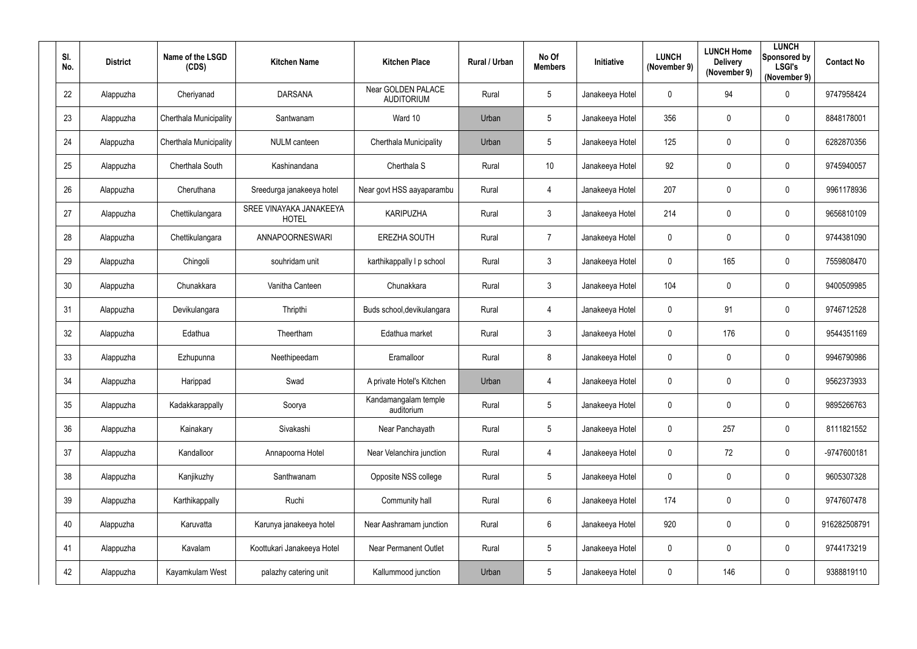| Sl. No. | District | Name of the LSGD (CDS) | Kitchen Name | Kitchen Place | Rural / Urban | No Of Members | Initiative | LUNCH (November 9) | LUNCH Home Delivery (November 9) | LUNCH Sponsored by LSGI's (November 9) | Contact No |
|---|---|---|---|---|---|---|---|---|---|---|---|
| 22 | Alappuzha | Cheriyanad | DARSANA | Near GOLDEN PALACE AUDITORIUM | Rural | 5 | Janakeeya Hotel | 0 | 94 | 0 | 9747958424 |
| 23 | Alappuzha | Cherthala Municipality | Santwanam | Ward 10 | Urban | 5 | Janakeeya Hotel | 356 | 0 | 0 | 8848178001 |
| 24 | Alappuzha | Cherthala Municipality | NULM canteen | Cherthala Municipality | Urban | 5 | Janakeeya Hotel | 125 | 0 | 0 | 6282870356 |
| 25 | Alappuzha | Cherthala South | Kashinandana | Cherthala S | Rural | 10 | Janakeeya Hotel | 92 | 0 | 0 | 9745940057 |
| 26 | Alappuzha | Cheruthana | Sreedurga janakeeya hotel | Near govt HSS aayaparambu | Rural | 4 | Janakeeya Hotel | 207 | 0 | 0 | 9961178936 |
| 27 | Alappuzha | Chettikulangara | SREE VINAYAKA JANAKEEYA HOTEL | KARIPUZHA | Rural | 3 | Janakeeya Hotel | 214 | 0 | 0 | 9656810109 |
| 28 | Alappuzha | Chettikulangara | ANNAPOORNESWARI | EREZHA SOUTH | Rural | 7 | Janakeeya Hotel | 0 | 0 | 0 | 9744381090 |
| 29 | Alappuzha | Chingoli | souhridam unit | karthikappally l p school | Rural | 3 | Janakeeya Hotel | 0 | 165 | 0 | 7559808470 |
| 30 | Alappuzha | Chunakkara | Vanitha Canteen | Chunakkara | Rural | 3 | Janakeeya Hotel | 104 | 0 | 0 | 9400509985 |
| 31 | Alappuzha | Devikulangara | Thripthi | Buds school,devikulangara | Rural | 4 | Janakeeya Hotel | 0 | 91 | 0 | 9746712528 |
| 32 | Alappuzha | Edathua | Theertham | Edathua market | Rural | 3 | Janakeeya Hotel | 0 | 176 | 0 | 9544351169 |
| 33 | Alappuzha | Ezhupunna | Neethipeedam | Eramalloor | Rural | 8 | Janakeeya Hotel | 0 | 0 | 0 | 9946790986 |
| 34 | Alappuzha | Harippad | Swad | A private Hotel's Kitchen | Urban | 4 | Janakeeya Hotel | 0 | 0 | 0 | 9562373933 |
| 35 | Alappuzha | Kadakkarappally | Soorya | Kandamangalam temple auditorium | Rural | 5 | Janakeeya Hotel | 0 | 0 | 0 | 9895266763 |
| 36 | Alappuzha | Kainakary | Sivakashi | Near Panchayath | Rural | 5 | Janakeeya Hotel | 0 | 257 | 0 | 8111821552 |
| 37 | Alappuzha | Kandalloor | Annapoorna Hotel | Near Velanchira junction | Rural | 4 | Janakeeya Hotel | 0 | 72 | 0 | -9747600181 |
| 38 | Alappuzha | Kanjikuzhy | Santhwanam | Opposite NSS college | Rural | 5 | Janakeeya Hotel | 0 | 0 | 0 | 9605307328 |
| 39 | Alappuzha | Karthikappally | Ruchi | Community hall | Rural | 6 | Janakeeya Hotel | 174 | 0 | 0 | 9747607478 |
| 40 | Alappuzha | Karuvatta | Karunya janakeeya hotel | Near Aashramam junction | Rural | 6 | Janakeeya Hotel | 920 | 0 | 0 | 916282508791 |
| 41 | Alappuzha | Kavalam | Koottukari Janakeeya Hotel | Near Permanent Outlet | Rural | 5 | Janakeeya Hotel | 0 | 0 | 0 | 9744173219 |
| 42 | Alappuzha | Kayamkulam West | palazhy catering unit | Kallummood junction | Urban | 5 | Janakeeya Hotel | 0 | 146 | 0 | 9388819110 |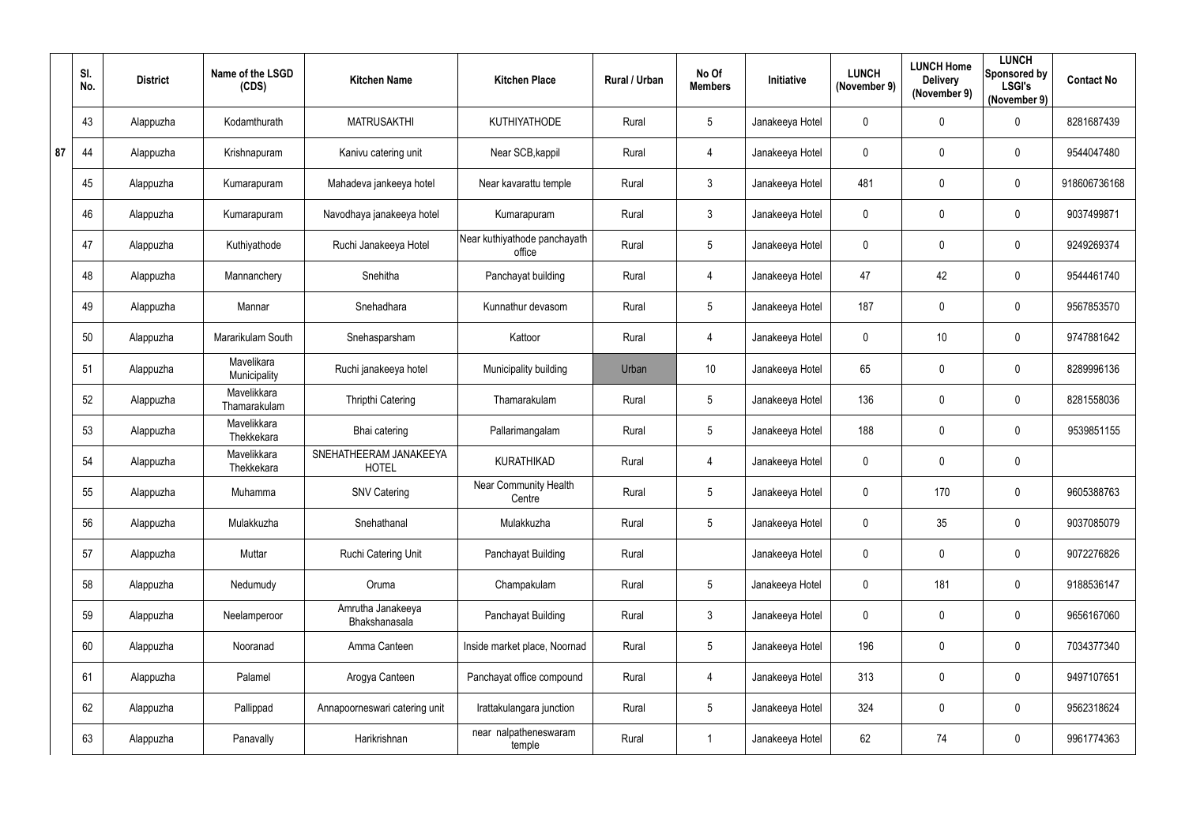| Sl. No. | District | Name of the LSGD (CDS) | Kitchen Name | Kitchen Place | Rural / Urban | No Of Members | Initiative | LUNCH (November 9) | LUNCH Home Delivery (November 9) | LUNCH Sponsored by LSGI's (November 9) | Contact No |
|---|---|---|---|---|---|---|---|---|---|---|---|
| 43 | Alappuzha | Kodamthurath | MATRUSAKTHI | KUTHIYATHODE | Rural | 5 | Janakeeya Hotel | 0 | 0 | 0 | 8281687439 |
| 44 | Alappuzha | Krishnapuram | Kanivu catering unit | Near SCB,kappil | Rural | 4 | Janakeeya Hotel | 0 | 0 | 0 | 9544047480 |
| 45 | Alappuzha | Kumarapuram | Mahadeva jankeeya hotel | Near kavarattu temple | Rural | 3 | Janakeeya Hotel | 481 | 0 | 0 | 918606736168 |
| 46 | Alappuzha | Kumarapuram | Navodhaya janakeeya hotel | Kumarapuram | Rural | 3 | Janakeeya Hotel | 0 | 0 | 0 | 9037499871 |
| 47 | Alappuzha | Kuthiyathode | Ruchi Janakeeya Hotel | Near kuthiyathode panchayath office | Rural | 5 | Janakeeya Hotel | 0 | 0 | 0 | 9249269374 |
| 48 | Alappuzha | Mannanchery | Snehitha | Panchayat building | Rural | 4 | Janakeeya Hotel | 47 | 42 | 0 | 9544461740 |
| 49 | Alappuzha | Mannar | Snehadhara | Kunnathur devasom | Rural | 5 | Janakeeya Hotel | 187 | 0 | 0 | 9567853570 |
| 50 | Alappuzha | Mararikulam South | Snehasparsham | Kattoor | Rural | 4 | Janakeeya Hotel | 0 | 10 | 0 | 9747881642 |
| 51 | Alappuzha | Mavelikara Municipality | Ruchi janakeeya hotel | Municipality building | Urban | 10 | Janakeeya Hotel | 65 | 0 | 0 | 8289996136 |
| 52 | Alappuzha | Mavelikkara Thamarakulam | Thripthi Catering | Thamarakulam | Rural | 5 | Janakeeya Hotel | 136 | 0 | 0 | 8281558036 |
| 53 | Alappuzha | Mavelikkara Thekkekara | Bhai catering | Pallarimangalam | Rural | 5 | Janakeeya Hotel | 188 | 0 | 0 | 9539851155 |
| 54 | Alappuzha | Mavelikkara Thekkekara | SNEHATHEERAM JANAKEEYA HOTEL | KURATHIKAD | Rural | 4 | Janakeeya Hotel | 0 | 0 | 0 | |
| 55 | Alappuzha | Muhamma | SNV Catering | Near Community Health Centre | Rural | 5 | Janakeeya Hotel | 0 | 170 | 0 | 9605388763 |
| 56 | Alappuzha | Mulakkuzha | Snehathanal | Mulakkuzha | Rural | 5 | Janakeeya Hotel | 0 | 35 | 0 | 9037085079 |
| 57 | Alappuzha | Muttar | Ruchi Catering Unit | Panchayat Building | Rural | | Janakeeya Hotel | 0 | 0 | 0 | 9072276826 |
| 58 | Alappuzha | Nedumudy | Oruma | Champakulam | Rural | 5 | Janakeeya Hotel | 0 | 181 | 0 | 9188536147 |
| 59 | Alappuzha | Neelamperoor | Amrutha Janakeeya Bhakshanasala | Panchayat Building | Rural | 3 | Janakeeya Hotel | 0 | 0 | 0 | 9656167060 |
| 60 | Alappuzha | Nooranad | Amma Canteen | Inside market place, Noornad | Rural | 5 | Janakeeya Hotel | 196 | 0 | 0 | 7034377340 |
| 61 | Alappuzha | Palamel | Arogya Canteen | Panchayat office compound | Rural | 4 | Janakeeya Hotel | 313 | 0 | 0 | 9497107651 |
| 62 | Alappuzha | Pallippad | Annapoorneswari catering unit | Irattakulangara junction | Rural | 5 | Janakeeya Hotel | 324 | 0 | 0 | 9562318624 |
| 63 | Alappuzha | Panavally | Harikrishnan | near nalpatheneswaram temple | Rural | 1 | Janakeeya Hotel | 62 | 74 | 0 | 9961774363 |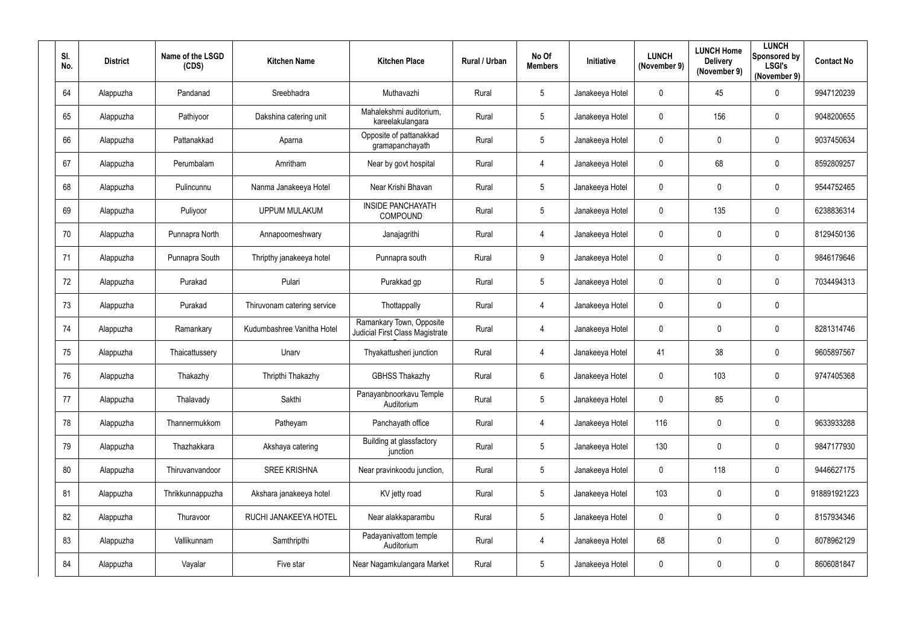| Sl. No. | District | Name of the LSGD (CDS) | Kitchen Name | Kitchen Place | Rural / Urban | No Of Members | Initiative | LUNCH (November 9) | LUNCH Home Delivery (November 9) | LUNCH Sponsored by LSGI's (November 9) | Contact No |
|---|---|---|---|---|---|---|---|---|---|---|---|
| 64 | Alappuzha | Pandanad | Sreebhadra | Muthavazhi | Rural | 5 | Janakeeya Hotel | 0 | 45 | 0 | 9947120239 |
| 65 | Alappuzha | Pathiyoor | Dakshina catering unit | Mahalekshmi auditorium, kareelakulangara | Rural | 5 | Janakeeya Hotel | 0 | 156 | 0 | 9048200655 |
| 66 | Alappuzha | Pattanakkad | Aparna | Opposite of pattanakkad gramapanchayath | Rural | 5 | Janakeeya Hotel | 0 | 0 | 0 | 9037450634 |
| 67 | Alappuzha | Perumbalam | Amritham | Near by govt hospital | Rural | 4 | Janakeeya Hotel | 0 | 68 | 0 | 8592809257 |
| 68 | Alappuzha | Pulincunnu | Nanma Janakeeya Hotel | Near Krishi Bhavan | Rural | 5 | Janakeeya Hotel | 0 | 0 | 0 | 9544752465 |
| 69 | Alappuzha | Puliyoor | UPPUM MULAKUM | INSIDE PANCHAYATH COMPOUND | Rural | 5 | Janakeeya Hotel | 0 | 135 | 0 | 6238836314 |
| 70 | Alappuzha | Punnapra North | Annapoorneshwary | Janajagrithi | Rural | 4 | Janakeeya Hotel | 0 | 0 | 0 | 8129450136 |
| 71 | Alappuzha | Punnapra South | Thripthy janakeeya hotel | Punnapra south | Rural | 9 | Janakeeya Hotel | 0 | 0 | 0 | 9846179646 |
| 72 | Alappuzha | Purakad | Pulari | Purakkad gp | Rural | 5 | Janakeeya Hotel | 0 | 0 | 0 | 7034494313 |
| 73 | Alappuzha | Purakad | Thiruvonam catering service | Thottappally | Rural | 4 | Janakeeya Hotel | 0 | 0 | 0 | |
| 74 | Alappuzha | Ramankary | Kudumbashree Vanitha Hotel | Ramankary Town, Opposite Judicial First Class Magistrate Court | Rural | 4 | Janakeeya Hotel | 0 | 0 | 0 | 8281314746 |
| 75 | Alappuzha | Thaicattussery | Unarv | Thyakattusheri junction | Rural | 4 | Janakeeya Hotel | 41 | 38 | 0 | 9605897567 |
| 76 | Alappuzha | Thakazhy | Thripthi Thakazhy | GBHSS Thakazhy | Rural | 6 | Janakeeya Hotel | 0 | 103 | 0 | 9747405368 |
| 77 | Alappuzha | Thalavady | Sakthi | Panayanbnoorkavu Temple Auditorium | Rural | 5 | Janakeeya Hotel | 0 | 85 | 0 | |
| 78 | Alappuzha | Thannermukkom | Patheyam | Panchayath office | Rural | 4 | Janakeeya Hotel | 116 | 0 | 0 | 9633933288 |
| 79 | Alappuzha | Thazhakkara | Akshaya catering | Building at glassfactory junction | Rural | 5 | Janakeeya Hotel | 130 | 0 | 0 | 9847177930 |
| 80 | Alappuzha | Thiruvanvandoor | SREE KRISHNA | Near pravinkoodu junction, | Rural | 5 | Janakeeya Hotel | 0 | 118 | 0 | 9446627175 |
| 81 | Alappuzha | Thrikkunnappuzha | Akshara janakeeya hotel | KV jetty road | Rural | 5 | Janakeeya Hotel | 103 | 0 | 0 | 918891921223 |
| 82 | Alappuzha | Thuravoor | RUCHI JANAKEEYA HOTEL | Near alakkaparambu | Rural | 5 | Janakeeya Hotel | 0 | 0 | 0 | 8157934346 |
| 83 | Alappuzha | Vallikunnam | Samthripthi | Padayanivattom temple Auditorium | Rural | 4 | Janakeeya Hotel | 68 | 0 | 0 | 8078962129 |
| 84 | Alappuzha | Vayalar | Five star | Near Nagamkulangara Market | Rural | 5 | Janakeeya Hotel | 0 | 0 | 0 | 8606081847 |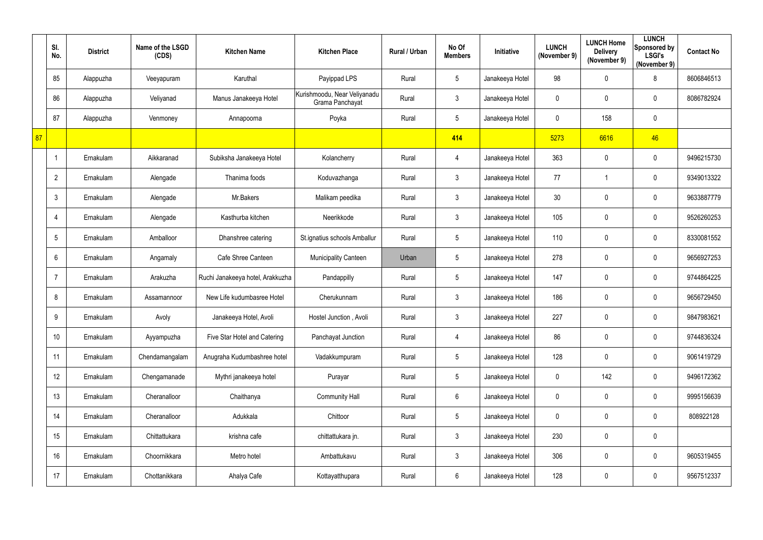| | Sl. No. | District | Name of the LSGD (CDS) | Kitchen Name | Kitchen Place | Rural / Urban | No Of Members | Initiative | LUNCH (November 9) | LUNCH Home Delivery (November 9) | LUNCH Sponsored by LSGI's (November 9) | Contact No |
|---|---|---|---|---|---|---|---|---|---|---|---|---|
| | 85 | Alappuzha | Veeyapuram | Karuthal | Payippad LPS | Rural | 5 | Janakeeya Hotel | 98 | 0 | 8 | 8606846513 |
| | 86 | Alappuzha | Veliyanad | Manus Janakeeya Hotel | Kurishmoodu, Near Veliyanadu Grama Panchayat | Rural | 3 | Janakeeya Hotel | 0 | 0 | 0 | 8086782924 |
| | 87 | Alappuzha | Venmoney | Annapoorna | Poyka | Rural | 5 | Janakeeya Hotel | 0 | 158 | 0 | |
| 87 | | | | | | | 414 | | 5273 | 6616 | 46 | |
| | 1 | Ernakulam | Aikkaranad | Subiksha Janakeeya Hotel | Kolancherry | Rural | 4 | Janakeeya Hotel | 363 | 0 | 0 | 9496215730 |
| | 2 | Ernakulam | Alengade | Thanima foods | Koduvazhanga | Rural | 3 | Janakeeya Hotel | 77 | 1 | 0 | 9349013322 |
| | 3 | Ernakulam | Alengade | Mr.Bakers | Malikam peedika | Rural | 3 | Janakeeya Hotel | 30 | 0 | 0 | 9633887779 |
| | 4 | Ernakulam | Alengade | Kasthurba kitchen | Neerikkode | Rural | 3 | Janakeeya Hotel | 105 | 0 | 0 | 9526260253 |
| | 5 | Ernakulam | Amballoor | Dhanshree catering | St.ignatius schools Amballur | Rural | 5 | Janakeeya Hotel | 110 | 0 | 0 | 8330081552 |
| | 6 | Ernakulam | Angamaly | Cafe Shree Canteen | Municipality Canteen | Urban | 5 | Janakeeya Hotel | 278 | 0 | 0 | 9656927253 |
| | 7 | Ernakulam | Arakuzha | Ruchi Janakeeya hotel, Arakkuzha | Pandappilly | Rural | 5 | Janakeeya Hotel | 147 | 0 | 0 | 9744864225 |
| | 8 | Ernakulam | Assamannoor | New Life kudumbasree Hotel | Cherukunnam | Rural | 3 | Janakeeya Hotel | 186 | 0 | 0 | 9656729450 |
| | 9 | Ernakulam | Avoly | Janakeeya Hotel, Avoli | Hostel Junction , Avoli | Rural | 3 | Janakeeya Hotel | 227 | 0 | 0 | 9847983621 |
| | 10 | Ernakulam | Ayyampuzha | Five Star Hotel and Catering | Panchayat Junction | Rural | 4 | Janakeeya Hotel | 86 | 0 | 0 | 9744836324 |
| | 11 | Ernakulam | Chendamangalam | Anugraha Kudumbashree hotel | Vadakkumpuram | Rural | 5 | Janakeeya Hotel | 128 | 0 | 0 | 9061419729 |
| | 12 | Ernakulam | Chengamanade | Mythri janakeeya hotel | Purayar | Rural | 5 | Janakeeya Hotel | 0 | 142 | 0 | 9496172362 |
| | 13 | Ernakulam | Cheranalloor | Chaithanya | Community Hall | Rural | 6 | Janakeeya Hotel | 0 | 0 | 0 | 9995156639 |
| | 14 | Ernakulam | Cheranalloor | Adukkala | Chittoor | Rural | 5 | Janakeeya Hotel | 0 | 0 | 0 | 808922128 |
| | 15 | Ernakulam | Chittattukara | krishna cafe | chittattukara jn. | Rural | 3 | Janakeeya Hotel | 230 | 0 | 0 | |
| | 16 | Ernakulam | Choornikkara | Metro hotel | Ambattukavu | Rural | 3 | Janakeeya Hotel | 306 | 0 | 0 | 9605319455 |
| | 17 | Ernakulam | Chottanikkara | Ahalya Cafe | Kottayatthupara | Rural | 6 | Janakeeya Hotel | 128 | 0 | 0 | 9567512337 |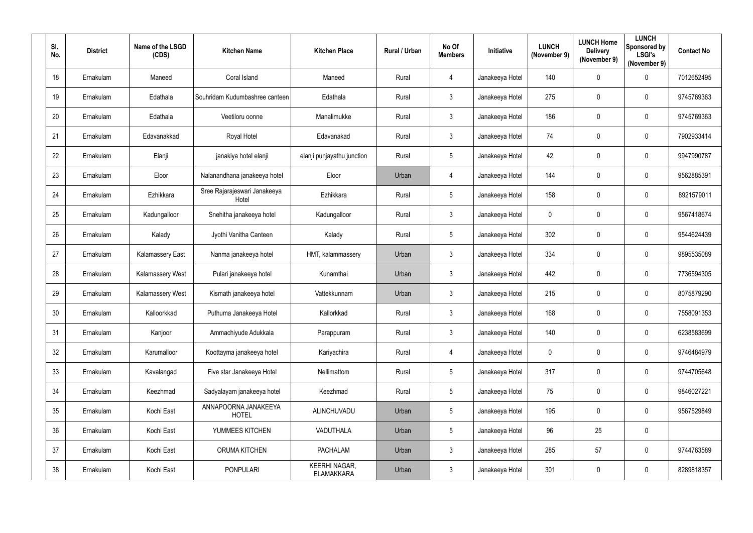| Sl. No. | District | Name of the LSGD (CDS) | Kitchen Name | Kitchen Place | Rural / Urban | No Of Members | Initiative | LUNCH (November 9) | LUNCH Home Delivery (November 9) | LUNCH Sponsored by LSGI's (November 9) | Contact No |
|---|---|---|---|---|---|---|---|---|---|---|---|
| 18 | Ernakulam | Maneed | Coral Island | Maneed | Rural | 4 | Janakeeya Hotel | 140 | 0 | 0 | 7012652495 |
| 19 | Ernakulam | Edathala | Souhridam Kudumbashree canteen | Edathala | Rural | 3 | Janakeeya Hotel | 275 | 0 | 0 | 9745769363 |
| 20 | Ernakulam | Edathala | Veetiloru oonne | Manalimukke | Rural | 3 | Janakeeya Hotel | 186 | 0 | 0 | 9745769363 |
| 21 | Ernakulam | Edavanakkad | Royal Hotel | Edavanakad | Rural | 3 | Janakeeya Hotel | 74 | 0 | 0 | 7902933414 |
| 22 | Ernakulam | Elanji | janakiya hotel elanji | elanji punjayathu junction | Rural | 5 | Janakeeya Hotel | 42 | 0 | 0 | 9947990787 |
| 23 | Ernakulam | Eloor | Nalanandhana janakeeya hotel | Eloor | Urban | 4 | Janakeeya Hotel | 144 | 0 | 0 | 9562885391 |
| 24 | Ernakulam | Ezhikkara | Sree Rajarajeswari Janakeeya Hotel | Ezhikkara | Rural | 5 | Janakeeya Hotel | 158 | 0 | 0 | 8921579011 |
| 25 | Ernakulam | Kadungalloor | Snehitha janakeeya hotel | Kadungalloor | Rural | 3 | Janakeeya Hotel | 0 | 0 | 0 | 9567418674 |
| 26 | Ernakulam | Kalady | Jyothi Vanitha Canteen | Kalady | Rural | 5 | Janakeeya Hotel | 302 | 0 | 0 | 9544624439 |
| 27 | Ernakulam | Kalamassery East | Nanma janakeeya hotel | HMT, kalammassery | Urban | 3 | Janakeeya Hotel | 334 | 0 | 0 | 9895535089 |
| 28 | Ernakulam | Kalamassery West | Pulari janakeeya hotel | Kunamthai | Urban | 3 | Janakeeya Hotel | 442 | 0 | 0 | 7736594305 |
| 29 | Ernakulam | Kalamassery West | Kismath janakeeya hotel | Vattekkunnam | Urban | 3 | Janakeeya Hotel | 215 | 0 | 0 | 8075879290 |
| 30 | Ernakulam | Kalloorkkad | Puthuma Janakeeya Hotel | Kallorkkad | Rural | 3 | Janakeeya Hotel | 168 | 0 | 0 | 7558091353 |
| 31 | Ernakulam | Kanjoor | Ammachiyude Adukkala | Parappuram | Rural | 3 | Janakeeya Hotel | 140 | 0 | 0 | 6238583699 |
| 32 | Ernakulam | Karumalloor | Koottayma janakeeya hotel | Kariyachira | Rural | 4 | Janakeeya Hotel | 0 | 0 | 0 | 9746484979 |
| 33 | Ernakulam | Kavalangad | Five star Janakeeya Hotel | Nellimattom | Rural | 5 | Janakeeya Hotel | 317 | 0 | 0 | 9744705648 |
| 34 | Ernakulam | Keezhmad | Sadyalayam janakeeya hotel | Keezhmad | Rural | 5 | Janakeeya Hotel | 75 | 0 | 0 | 9846027221 |
| 35 | Ernakulam | Kochi East | ANNAPOORNA JANAKEEYA HOTEL | ALINCHUVADU | Urban | 5 | Janakeeya Hotel | 195 | 0 | 0 | 9567529849 |
| 36 | Ernakulam | Kochi East | YUMMEES KITCHEN | VADUTHALA | Urban | 5 | Janakeeya Hotel | 96 | 25 | 0 | |
| 37 | Ernakulam | Kochi East | ORUMA KITCHEN | PACHALAM | Urban | 3 | Janakeeya Hotel | 285 | 57 | 0 | 9744763589 |
| 38 | Ernakulam | Kochi East | PONPULARI | KEERHI NAGAR, ELAMAKKARA | Urban | 3 | Janakeeya Hotel | 301 | 0 | 0 | 8289818357 |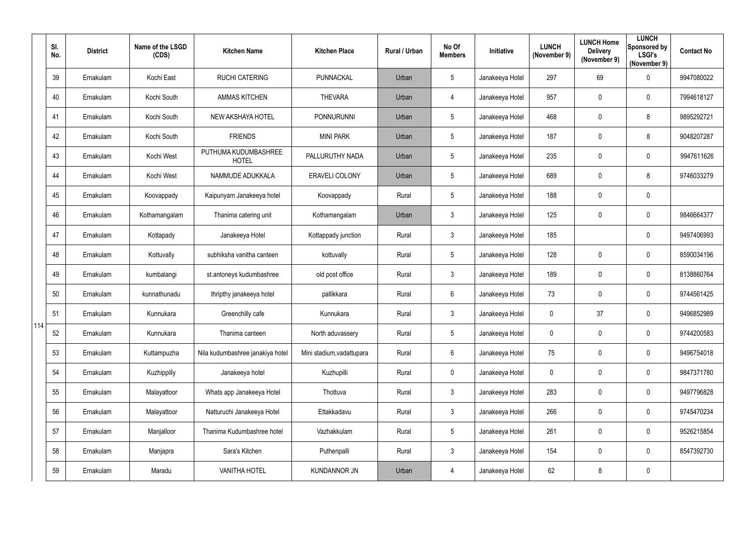| Sl. No. | District | Name of the LSGD (CDS) | Kitchen Name | Kitchen Place | Rural / Urban | No Of Members | Initiative | LUNCH (November 9) | LUNCH Home Delivery (November 9) | LUNCH Sponsored by LSGI's (November 9) | Contact No |
|---|---|---|---|---|---|---|---|---|---|---|---|
| 39 | Ernakulam | Kochi East | RUCHI CATERING | PUNNACKAL | Urban | 5 | Janakeeya Hotel | 297 | 69 | 0 | 9947080022 |
| 40 | Ernakulam | Kochi South | AMMAS KITCHEN | THEVARA | Urban | 4 | Janakeeya Hotel | 957 | 0 | 0 | 7994618127 |
| 41 | Ernakulam | Kochi South | NEW AKSHAYA HOTEL | PONNURUNNI | Urban | 5 | Janakeeya Hotel | 468 | 0 | 8 | 9895292721 |
| 42 | Ernakulam | Kochi South | FRIENDS | MINI PARK | Urban | 5 | Janakeeya Hotel | 187 | 0 | 8 | 9048207287 |
| 43 | Ernakulam | Kochi West | PUTHUMA KUDUMBASHREE HOTEL | PALLURUTHY NADA | Urban | 5 | Janakeeya Hotel | 235 | 0 | 0 | 9947611626 |
| 44 | Ernakulam | Kochi West | NAMMUDE ADUKKALA | ERAVELI COLONY | Urban | 5 | Janakeeya Hotel | 689 | 0 | 8 | 9746033279 |
| 45 | Ernakulam | Koovappady | Kaipunyam Janakeeya hotel | Koovappady | Rural | 5 | Janakeeya Hotel | 188 | 0 | 0 | |
| 46 | Ernakulam | Kothamangalam | Thanima catering unit | Kothamangalam | Urban | 3 | Janakeeya Hotel | 125 | 0 | 0 | 9846664377 |
| 47 | Ernakulam | Kottapady | Janakeeya Hotel | Kottappady junction | Rural | 3 | Janakeeya Hotel | 185 | | 0 | 9497406993 |
| 48 | Ernakulam | Kottuvally | subhiksha vanitha canteen | kottuvally | Rural | 5 | Janakeeya Hotel | 128 | 0 | 0 | 8590034196 |
| 49 | Ernakulam | kumbalangi | st.antoneys kudumbashree | old post office | Rural | 3 | Janakeeya Hotel | 189 | 0 | 0 | 8138860764 |
| 50 | Ernakulam | kunnathunadu | thripthy janakeeya hotel | pallikkara | Rural | 6 | Janakeeya Hotel | 73 | 0 | 0 | 9744561425 |
| 51 | Ernakulam | Kunnukara | Greenchilly cafe | Kunnukara | Rural | 3 | Janakeeya Hotel | 0 | 37 | 0 | 9496852989 |
| 52 | Ernakulam | Kunnukara | Thanima canteen | North aduvassery | Rural | 5 | Janakeeya Hotel | 0 | 0 | 0 | 9744200583 |
| 53 | Ernakulam | Kuttampuzha | Nila kudumbashree janakiya hotel | Mini stadium,vadattupara | Rural | 6 | Janakeeya Hotel | 75 | 0 | 0 | 9496754018 |
| 54 | Ernakulam | Kuzhippilly | Janakeeya hotel | Kuzhupilli | Rural | 0 | Janakeeya Hotel | 0 | 0 | 0 | 9847371780 |
| 55 | Ernakulam | Malayattoor | Whats app Janakeeya Hotel | Thottuva | Rural | 3 | Janakeeya Hotel | 283 | 0 | 0 | 9497796828 |
| 56 | Ernakulam | Malayattoor | Natturuchi Janakeeya Hotel | Ettakkadavu | Rural | 3 | Janakeeya Hotel | 266 | 0 | 0 | 9745470234 |
| 57 | Ernakulam | Manjalloor | Thanima Kudumbashree hotel | Vazhakkulam | Rural | 5 | Janakeeya Hotel | 261 | 0 | 0 | 9526215854 |
| 58 | Ernakulam | Manjapra | Sara's Kitchen | Puthenpalli | Rural | 3 | Janakeeya Hotel | 154 | 0 | 0 | 8547392730 |
| 59 | Ernakulam | Maradu | VANITHA HOTEL | KUNDANNOR JN | Urban | 4 | Janakeeya Hotel | 62 | 8 | 0 | |

114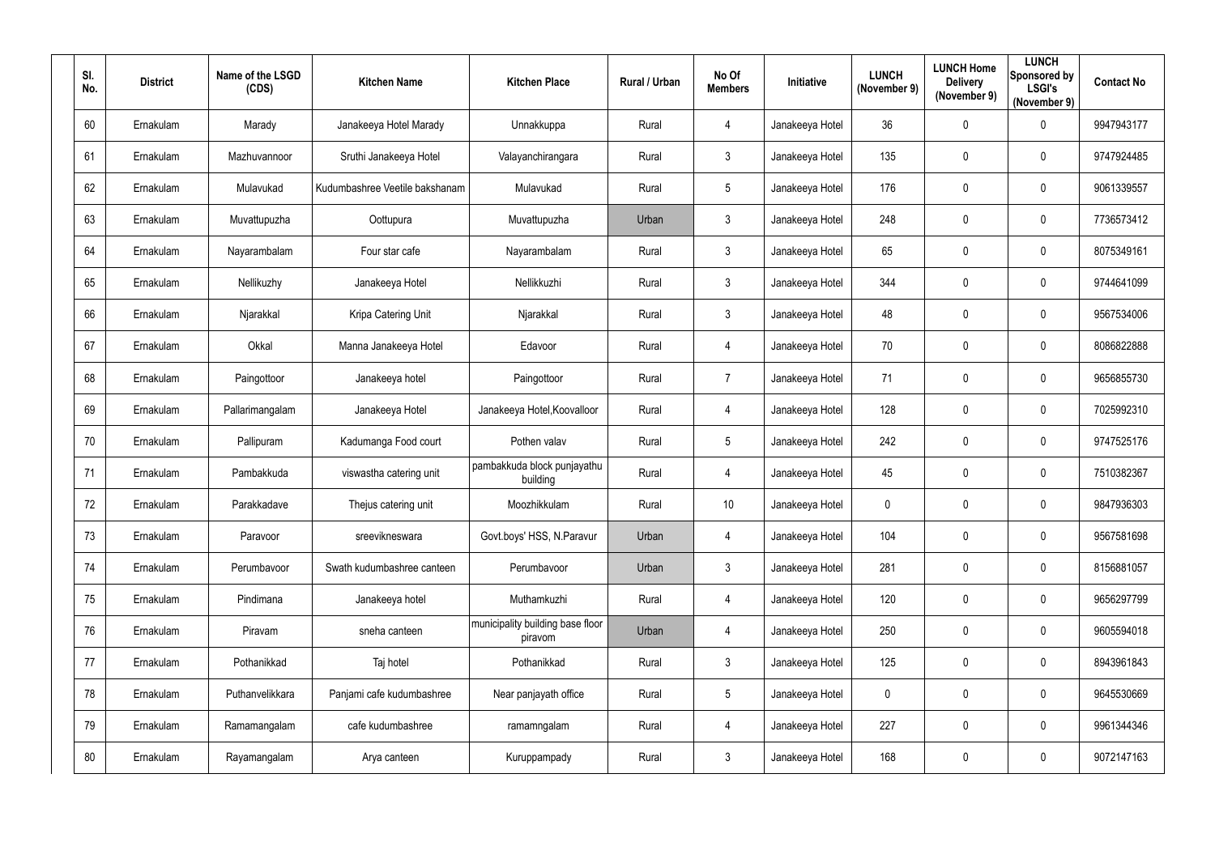| Sl. No. | District | Name of the LSGD (CDS) | Kitchen Name | Kitchen Place | Rural / Urban | No Of Members | Initiative | LUNCH (November 9) | LUNCH Home Delivery (November 9) | LUNCH Sponsored by LSGI's (November 9) | Contact No |
|---|---|---|---|---|---|---|---|---|---|---|---|
| 60 | Ernakulam | Marady | Janakeeya Hotel Marady | Unnakkuppa | Rural | 4 | Janakeeya Hotel | 36 | 0 | 0 | 9947943177 |
| 61 | Ernakulam | Mazhuvannoor | Sruthi Janakeeya Hotel | Valayanchirangara | Rural | 3 | Janakeeya Hotel | 135 | 0 | 0 | 9747924485 |
| 62 | Ernakulam | Mulavukad | Kudumbashree Veetile bakshanam | Mulavukad | Rural | 5 | Janakeeya Hotel | 176 | 0 | 0 | 9061339557 |
| 63 | Ernakulam | Muvattupuzha | Oottupura | Muvattupuzha | Urban | 3 | Janakeeya Hotel | 248 | 0 | 0 | 7736573412 |
| 64 | Ernakulam | Nayarambalam | Four star cafe | Nayarambalam | Rural | 3 | Janakeeya Hotel | 65 | 0 | 0 | 8075349161 |
| 65 | Ernakulam | Nellikuzhy | Janakeeya Hotel | Nellikkuzhi | Rural | 3 | Janakeeya Hotel | 344 | 0 | 0 | 9744641099 |
| 66 | Ernakulam | Njarakkal | Kripa Catering Unit | Njarakkal | Rural | 3 | Janakeeya Hotel | 48 | 0 | 0 | 9567534006 |
| 67 | Ernakulam | Okkal | Manna Janakeeya Hotel | Edavoor | Rural | 4 | Janakeeya Hotel | 70 | 0 | 0 | 8086822888 |
| 68 | Ernakulam | Paingottoor | Janakeeya hotel | Paingottoor | Rural | 7 | Janakeeya Hotel | 71 | 0 | 0 | 9656855730 |
| 69 | Ernakulam | Pallarimangalam | Janakeeya Hotel | Janakeeya Hotel,Koovalloor | Rural | 4 | Janakeeya Hotel | 128 | 0 | 0 | 7025992310 |
| 70 | Ernakulam | Pallipuram | Kadumanga Food court | Pothen valav | Rural | 5 | Janakeeya Hotel | 242 | 0 | 0 | 9747525176 |
| 71 | Ernakulam | Pambakkuda | viswastha catering unit | pambakkuda block punjayathu building | Rural | 4 | Janakeeya Hotel | 45 | 0 | 0 | 7510382367 |
| 72 | Ernakulam | Parakkadave | Thejus catering unit | Moozhikkulam | Rural | 10 | Janakeeya Hotel | 0 | 0 | 0 | 9847936303 |
| 73 | Ernakulam | Paravoor | sreevikneswara | Govt.boys' HSS, N.Paravur | Urban | 4 | Janakeeya Hotel | 104 | 0 | 0 | 9567581698 |
| 74 | Ernakulam | Perumbavoor | Swath kudumbashree canteen | Perumbavoor | Urban | 3 | Janakeeya Hotel | 281 | 0 | 0 | 8156881057 |
| 75 | Ernakulam | Pindimana | Janakeeya hotel | Muthamkuzhi | Rural | 4 | Janakeeya Hotel | 120 | 0 | 0 | 9656297799 |
| 76 | Ernakulam | Piravam | sneha canteen | municipality building base floor piravom | Urban | 4 | Janakeeya Hotel | 250 | 0 | 0 | 9605594018 |
| 77 | Ernakulam | Pothanikkad | Taj hotel | Pothanikkad | Rural | 3 | Janakeeya Hotel | 125 | 0 | 0 | 8943961843 |
| 78 | Ernakulam | Puthanvelikkara | Panjami cafe kudumbashree | Near panjayath office | Rural | 5 | Janakeeya Hotel | 0 | 0 | 0 | 9645530669 |
| 79 | Ernakulam | Ramamangalam | cafe kudumbashree | ramamngalam | Rural | 4 | Janakeeya Hotel | 227 | 0 | 0 | 9961344346 |
| 80 | Ernakulam | Rayamangalam | Arya canteen | Kuruppampady | Rural | 3 | Janakeeya Hotel | 168 | 0 | 0 | 9072147163 |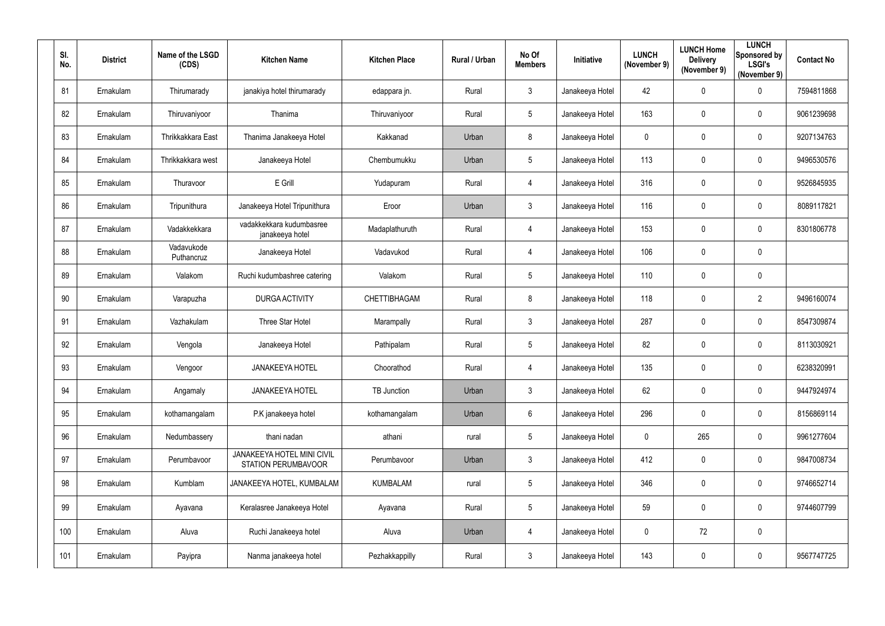| Sl. No. | District | Name of the LSGD (CDS) | Kitchen Name | Kitchen Place | Rural / Urban | No Of Members | Initiative | LUNCH (November 9) | LUNCH Home Delivery (November 9) | LUNCH Sponsored by LSGI's (November 9) | Contact No |
|---|---|---|---|---|---|---|---|---|---|---|---|
| 81 | Ernakulam | Thirumarady | janakiya hotel thirumarady | edappara jn. | Rural | 3 | Janakeeya Hotel | 42 | 0 | 0 | 7594811868 |
| 82 | Ernakulam | Thiruvaniyoor | Thanima | Thiruvaniyoor | Rural | 5 | Janakeeya Hotel | 163 | 0 | 0 | 9061239698 |
| 83 | Ernakulam | Thrikkakkara East | Thanima Janakeeya Hotel | Kakkanad | Urban | 8 | Janakeeya Hotel | 0 | 0 | 0 | 9207134763 |
| 84 | Ernakulam | Thrikkakkara west | Janakeeya Hotel | Chembumukku | Urban | 5 | Janakeeya Hotel | 113 | 0 | 0 | 9496530576 |
| 85 | Ernakulam | Thuravoor | E Grill | Yudapuram | Rural | 4 | Janakeeya Hotel | 316 | 0 | 0 | 9526845935 |
| 86 | Ernakulam | Tripunithura | Janakeeya Hotel Tripunithura | Eroor | Urban | 3 | Janakeeya Hotel | 116 | 0 | 0 | 8089117821 |
| 87 | Ernakulam | Vadakkekkara | vadakkekkara kudumbasree janakeeya hotel | Madaplathuruth | Rural | 4 | Janakeeya Hotel | 153 | 0 | 0 | 8301806778 |
| 88 | Ernakulam | Vadavukode Puthancruz | Janakeeya Hotel | Vadavukod | Rural | 4 | Janakeeya Hotel | 106 | 0 | 0 | |
| 89 | Ernakulam | Valakom | Ruchi kudumbashree catering | Valakom | Rural | 5 | Janakeeya Hotel | 110 | 0 | 0 | |
| 90 | Ernakulam | Varapuzha | DURGA ACTIVITY | CHETTIBHAGAM | Rural | 8 | Janakeeya Hotel | 118 | 0 | 2 | 9496160074 |
| 91 | Ernakulam | Vazhakulam | Three Star Hotel | Marampally | Rural | 3 | Janakeeya Hotel | 287 | 0 | 0 | 8547309874 |
| 92 | Ernakulam | Vengola | Janakeeya Hotel | Pathipalam | Rural | 5 | Janakeeya Hotel | 82 | 0 | 0 | 8113030921 |
| 93 | Ernakulam | Vengoor | JANAKEEYA HOTEL | Choorathod | Rural | 4 | Janakeeya Hotel | 135 | 0 | 0 | 6238320991 |
| 94 | Ernakulam | Angamaly | JANAKEEYA HOTEL | TB Junction | Urban | 3 | Janakeeya Hotel | 62 | 0 | 0 | 9447924974 |
| 95 | Ernakulam | kothamangalam | P.K janakeeya hotel | kothamangalam | Urban | 6 | Janakeeya Hotel | 296 | 0 | 0 | 8156869114 |
| 96 | Ernakulam | Nedumbassery | thani nadan | athani | rural | 5 | Janakeeya Hotel | 0 | 265 | 0 | 9961277604 |
| 97 | Ernakulam | Perumbavoor | JANAKEEYA HOTEL MINI CIVIL STATION PERUMBAVOOR | Perumbavoor | Urban | 3 | Janakeeya Hotel | 412 | 0 | 0 | 9847008734 |
| 98 | Ernakulam | Kumblam | JANAKEEYA HOTEL, KUMBALAM | KUMBALAM | rural | 5 | Janakeeya Hotel | 346 | 0 | 0 | 9746652714 |
| 99 | Ernakulam | Ayavana | Keralasree Janakeeya Hotel | Ayavana | Rural | 5 | Janakeeya Hotel | 59 | 0 | 0 | 9744607799 |
| 100 | Ernakulam | Aluva | Ruchi Janakeeya hotel | Aluva | Urban | 4 | Janakeeya Hotel | 0 | 72 | 0 | |
| 101 | Ernakulam | Payipra | Nanma janakeeya hotel | Pezhakkappilly | Rural | 3 | Janakeeya Hotel | 143 | 0 | 0 | 9567747725 |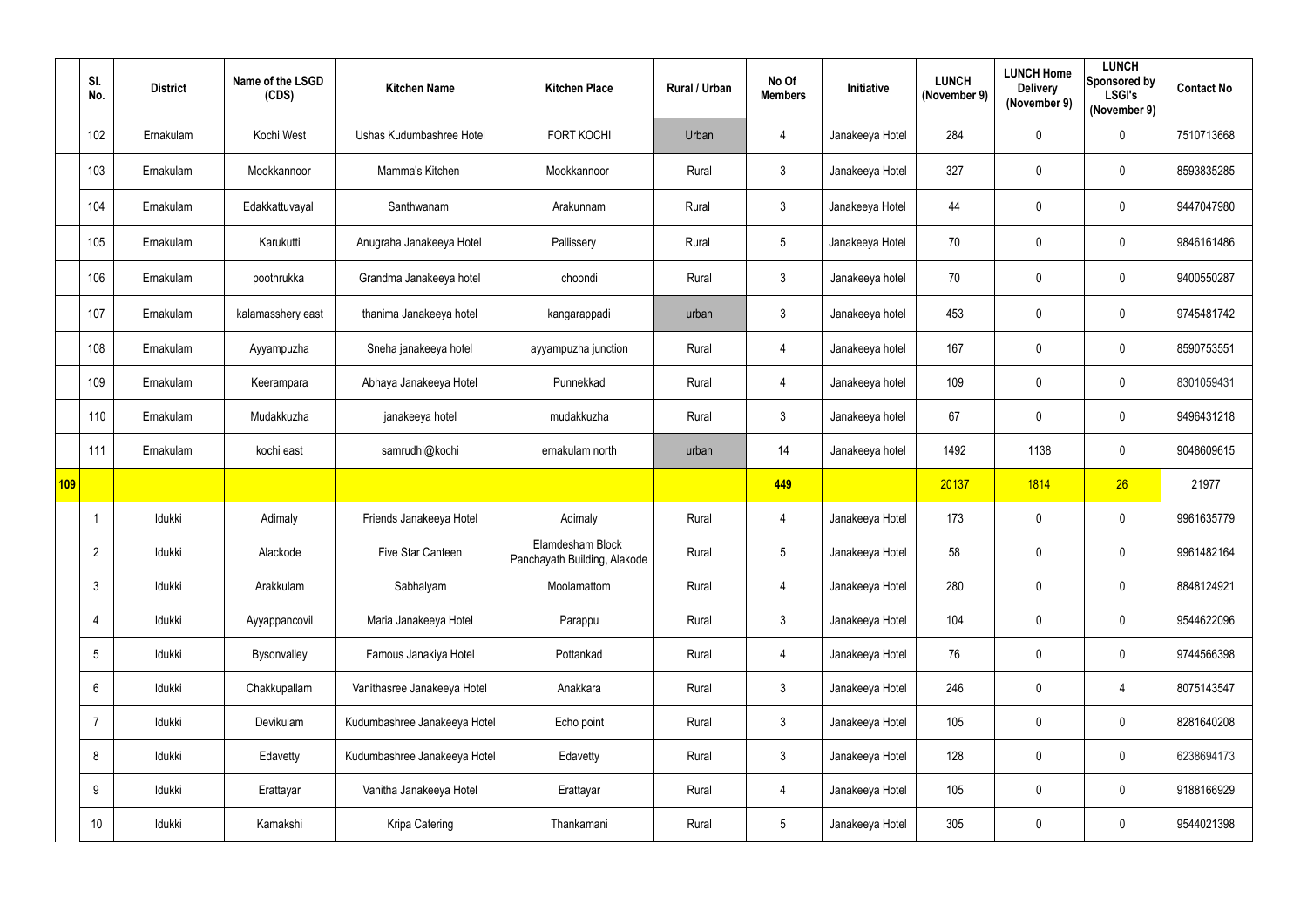|  | Sl. No. | District | Name of the LSGD (CDS) | Kitchen Name | Kitchen Place | Rural / Urban | No Of Members | Initiative | LUNCH (November 9) | LUNCH Home Delivery (November 9) | LUNCH Sponsored by LSGI's (November 9) | Contact No |
|---|---|---|---|---|---|---|---|---|---|---|---|---|
|  | 102 | Ernakulam | Kochi West | Ushas Kudumbashree Hotel | FORT KOCHI | Urban | 4 | Janakeeya Hotel | 284 | 0 | 0 | 7510713668 |
|  | 103 | Ernakulam | Mookkannoor | Mamma's Kitchen | Mookkannoor | Rural | 3 | Janakeeya Hotel | 327 | 0 | 0 | 8593835285 |
|  | 104 | Ernakulam | Edakkattuvayal | Santhwanam | Arakunnam | Rural | 3 | Janakeeya Hotel | 44 | 0 | 0 | 9447047980 |
|  | 105 | Ernakulam | Karukutti | Anugraha Janakeeya Hotel | Pallissery | Rural | 5 | Janakeeya Hotel | 70 | 0 | 0 | 9846161486 |
|  | 106 | Ernakulam | poothrukka | Grandma Janakeeya hotel | choondi | Rural | 3 | Janakeeya hotel | 70 | 0 | 0 | 9400550287 |
|  | 107 | Ernakulam | kalamasshery east | thanima Janakeeya hotel | kangarappadi | urban | 3 | Janakeeya hotel | 453 | 0 | 0 | 9745481742 |
|  | 108 | Ernakulam | Ayyampuzha | Sneha janakeeya hotel | ayyampuzha junction | Rural | 4 | Janakeeya hotel | 167 | 0 | 0 | 8590753551 |
|  | 109 | Ernakulam | Keerampara | Abhaya Janakeeya Hotel | Punnekkad | Rural | 4 | Janakeeya hotel | 109 | 0 | 0 | 8301059431 |
|  | 110 | Ernakulam | Mudakkuzha | janakeeya hotel | mudakkuzha | Rural | 3 | Janakeeya hotel | 67 | 0 | 0 | 9496431218 |
|  | 111 | Ernakulam | kochi east | samrudhi@kochi | ernakulam north | urban | 14 | Janakeeya hotel | 1492 | 1138 | 0 | 9048609615 |
| **109** |  |  |  |  |  |  | **449** |  | 20137 | 1814 | 26 | 21977 |
|  | 1 | Idukki | Adimaly | Friends Janakeeya Hotel | Adimaly | Rural | 4 | Janakeeya Hotel | 173 | 0 | 0 | 9961635779 |
|  | 2 | Idukki | Alackode | Five Star Canteen | Elamdesham Block Panchayath Building, Alakode | Rural | 5 | Janakeeya Hotel | 58 | 0 | 0 | 9961482164 |
|  | 3 | Idukki | Arakkulam | Sabhalyam | Moolamattom | Rural | 4 | Janakeeya Hotel | 280 | 0 | 0 | 8848124921 |
|  | 4 | Idukki | Ayyappancovil | Maria Janakeeya Hotel | Parappu | Rural | 3 | Janakeeya Hotel | 104 | 0 | 0 | 9544622096 |
|  | 5 | Idukki | Bysonvalley | Famous Janakiya Hotel | Pottankad | Rural | 4 | Janakeeya Hotel | 76 | 0 | 0 | 9744566398 |
|  | 6 | Idukki | Chakkupallam | Vanithasree Janakeeya Hotel | Anakkara | Rural | 3 | Janakeeya Hotel | 246 | 0 | 4 | 8075143547 |
|  | 7 | Idukki | Devikulam | Kudumbashree Janakeeya Hotel | Echo point | Rural | 3 | Janakeeya Hotel | 105 | 0 | 0 | 8281640208 |
|  | 8 | Idukki | Edavetty | Kudumbashree Janakeeya Hotel | Edavetty | Rural | 3 | Janakeeya Hotel | 128 | 0 | 0 | 6238694173 |
|  | 9 | Idukki | Erattayar | Vanitha Janakeeya Hotel | Erattayar | Rural | 4 | Janakeeya Hotel | 105 | 0 | 0 | 9188166929 |
|  | 10 | Idukki | Kamakshi | Kripa Catering | Thankamani | Rural | 5 | Janakeeya Hotel | 305 | 0 | 0 | 9544021398 |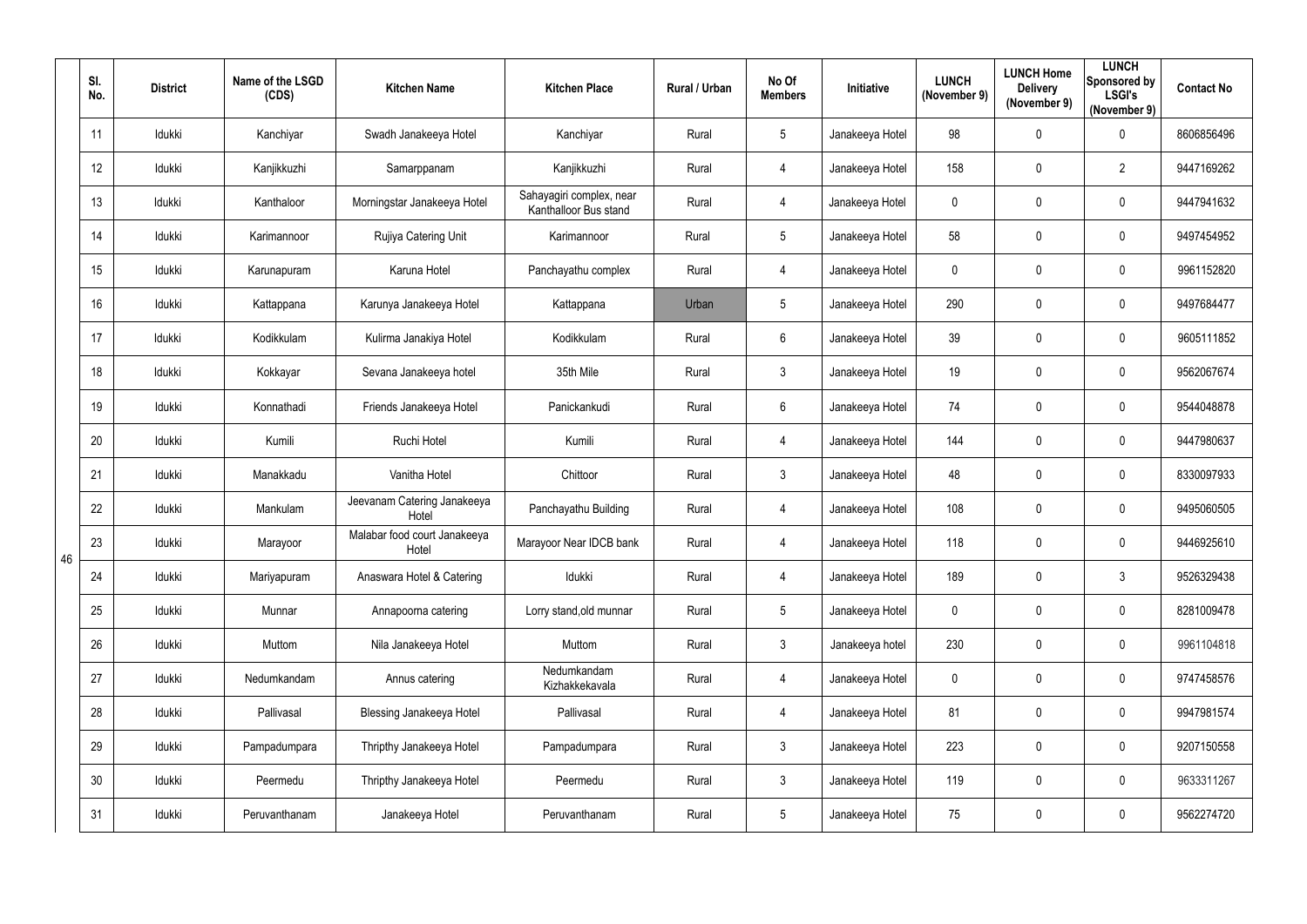|  | Sl. No. | District | Name of the LSGD (CDS) | Kitchen Name | Kitchen Place | Rural / Urban | No Of Members | Initiative | LUNCH (November 9) | LUNCH Home Delivery (November 9) | LUNCH Sponsored by LSGI's (November 9) | Contact No |
|---|---|---|---|---|---|---|---|---|---|---|---|---|
| 46 | 11 | Idukki | Kanchiyar | Swadh Janakeeya Hotel | Kanchiyar | Rural | 5 | Janakeeya Hotel | 98 | 0 | 0 | 8606856496 |
|  | 12 | Idukki | Kanjikkuzhi | Samarppanam | Kanjikkuzhi | Rural | 4 | Janakeeya Hotel | 158 | 0 | 2 | 9447169262 |
|  | 13 | Idukki | Kanthaloor | Morningstar Janakeeya Hotel | Sahayagiri complex, near Kanthalloor Bus stand | Rural | 4 | Janakeeya Hotel | 0 | 0 | 0 | 9447941632 |
|  | 14 | Idukki | Karimannoor | Rujiya Catering Unit | Karimannoor | Rural | 5 | Janakeeya Hotel | 58 | 0 | 0 | 9497454952 |
|  | 15 | Idukki | Karunapuram | Karuna Hotel | Panchayathu complex | Rural | 4 | Janakeeya Hotel | 0 | 0 | 0 | 9961152820 |
|  | 16 | Idukki | Kattappana | Karunya Janakeeya Hotel | Kattappana | Urban | 5 | Janakeeya Hotel | 290 | 0 | 0 | 9497684477 |
|  | 17 | Idukki | Kodikkulam | Kulirma Janakiya Hotel | Kodikkulam | Rural | 6 | Janakeeya Hotel | 39 | 0 | 0 | 9605111852 |
|  | 18 | Idukki | Kokkayar | Sevana Janakeeya hotel | 35th Mile | Rural | 3 | Janakeeya Hotel | 19 | 0 | 0 | 9562067674 |
|  | 19 | Idukki | Konnathadi | Friends Janakeeya Hotel | Panickankudi | Rural | 6 | Janakeeya Hotel | 74 | 0 | 0 | 9544048878 |
|  | 20 | Idukki | Kumili | Ruchi Hotel | Kumili | Rural | 4 | Janakeeya Hotel | 144 | 0 | 0 | 9447980637 |
|  | 21 | Idukki | Manakkadu | Vanitha Hotel | Chittoor | Rural | 3 | Janakeeya Hotel | 48 | 0 | 0 | 8330097933 |
|  | 22 | Idukki | Mankulam | Jeevanam Catering Janakeeya Hotel | Panchayathu Building | Rural | 4 | Janakeeya Hotel | 108 | 0 | 0 | 9495060505 |
|  | 23 | Idukki | Marayoor | Malabar food court Janakeeya Hotel | Marayoor Near IDCB bank | Rural | 4 | Janakeeya Hotel | 118 | 0 | 0 | 9446925610 |
|  | 24 | Idukki | Mariyapuram | Anaswara Hotel & Catering | Idukki | Rural | 4 | Janakeeya Hotel | 189 | 0 | 3 | 9526329438 |
|  | 25 | Idukki | Munnar | Annapoorna catering | Lorry stand,old munnar | Rural | 5 | Janakeeya Hotel | 0 | 0 | 0 | 8281009478 |
|  | 26 | Idukki | Muttom | Nila Janakeeya Hotel | Muttom | Rural | 3 | Janakeeya hotel | 230 | 0 | 0 | 9961104818 |
|  | 27 | Idukki | Nedumkandam | Annus catering | Nedumkandam Kizhakkekavala | Rural | 4 | Janakeeya Hotel | 0 | 0 | 0 | 9747458576 |
|  | 28 | Idukki | Pallivasal | Blessing Janakeeya Hotel | Pallivasal | Rural | 4 | Janakeeya Hotel | 81 | 0 | 0 | 9947981574 |
|  | 29 | Idukki | Pampadumpara | Thripthy Janakeeya Hotel | Pampadumpara | Rural | 3 | Janakeeya Hotel | 223 | 0 | 0 | 9207150558 |
|  | 30 | Idukki | Peermedu | Thripthy Janakeeya Hotel | Peermedu | Rural | 3 | Janakeeya Hotel | 119 | 0 | 0 | 9633311267 |
|  | 31 | Idukki | Peruvanthanam | Janakeeya Hotel | Peruvanthanam | Rural | 5 | Janakeeya Hotel | 75 | 0 | 0 | 9562274720 |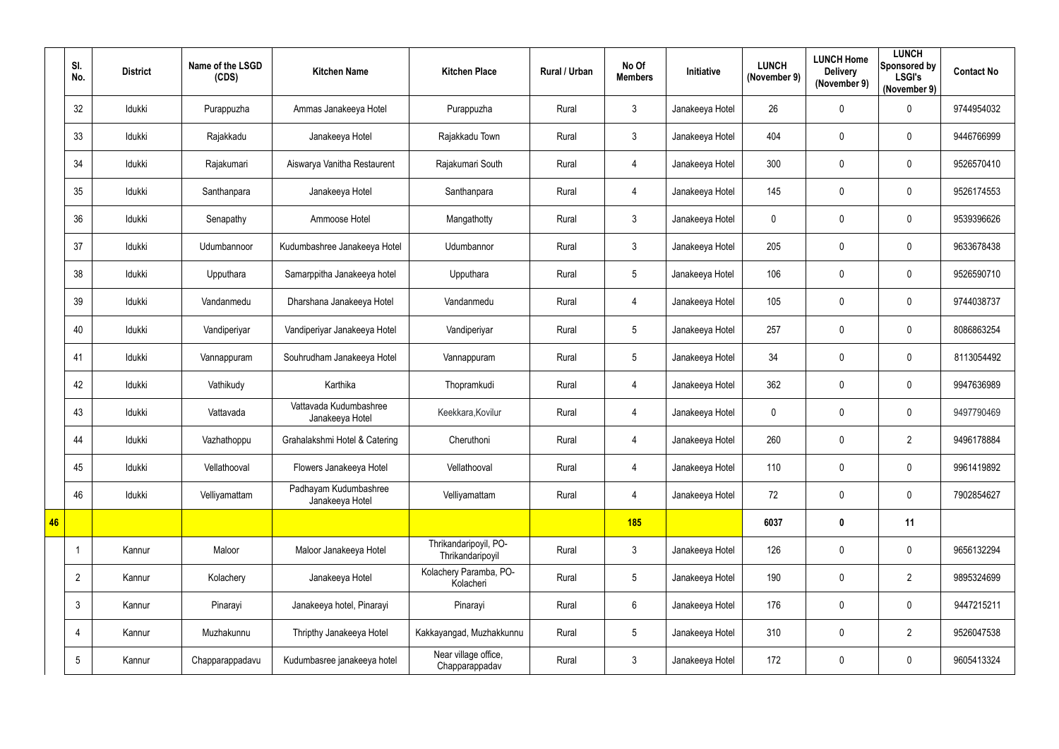| | Sl. No. | District | Name of the LSGD (CDS) | Kitchen Name | Kitchen Place | Rural / Urban | No Of Members | Initiative | LUNCH (November 9) | LUNCH Home Delivery (November 9) | LUNCH Sponsored by LSGI's (November 9) | Contact No |
|---|---|---|---|---|---|---|---|---|---|---|---|---|
| | 32 | Idukki | Purappuzha | Ammas Janakeeya Hotel | Purappuzha | Rural | 3 | Janakeeya Hotel | 26 | 0 | 0 | 9744954032 |
| | 33 | Idukki | Rajakkadu | Janakeeya Hotel | Rajakkadu Town | Rural | 3 | Janakeeya Hotel | 404 | 0 | 0 | 9446766999 |
| | 34 | Idukki | Rajakumari | Aiswarya Vanitha Restaurent | Rajakumari South | Rural | 4 | Janakeeya Hotel | 300 | 0 | 0 | 9526570410 |
| | 35 | Idukki | Santhanpara | Janakeeya Hotel | Santhanpara | Rural | 4 | Janakeeya Hotel | 145 | 0 | 0 | 9526174553 |
| | 36 | Idukki | Senapathy | Ammoose Hotel | Mangathotty | Rural | 3 | Janakeeya Hotel | 0 | 0 | 0 | 9539396626 |
| | 37 | Idukki | Udumbannoor | Kudumbashree Janakeeya Hotel | Udumbannor | Rural | 3 | Janakeeya Hotel | 205 | 0 | 0 | 9633678438 |
| | 38 | Idukki | Upputhara | Samarppitha Janakeeya hotel | Upputhara | Rural | 5 | Janakeeya Hotel | 106 | 0 | 0 | 9526590710 |
| | 39 | Idukki | Vandanmedu | Dharshana Janakeeya Hotel | Vandanmedu | Rural | 4 | Janakeeya Hotel | 105 | 0 | 0 | 9744038737 |
| | 40 | Idukki | Vandiperiyar | Vandiperiyar Janakeeya Hotel | Vandiperiyar | Rural | 5 | Janakeeya Hotel | 257 | 0 | 0 | 8086863254 |
| | 41 | Idukki | Vannappuram | Souhrudham Janakeeya Hotel | Vannappuram | Rural | 5 | Janakeeya Hotel | 34 | 0 | 0 | 8113054492 |
| | 42 | Idukki | Vathikudy | Karthika | Thopramkudi | Rural | 4 | Janakeeya Hotel | 362 | 0 | 0 | 9947636989 |
| | 43 | Idukki | Vattavada | Vattavada Kudumbashree Janakeeya Hotel | Keekkara,Kovilur | Rural | 4 | Janakeeya Hotel | 0 | 0 | 0 | 9497790469 |
| | 44 | Idukki | Vazhathoppu | Grahalakshmi Hotel & Catering | Cheruthoni | Rural | 4 | Janakeeya Hotel | 260 | 0 | 2 | 9496178884 |
| | 45 | Idukki | Vellathooval | Flowers Janakeeya Hotel | Vellathooval | Rural | 4 | Janakeeya Hotel | 110 | 0 | 0 | 9961419892 |
| | 46 | Idukki | Velliyamattam | Padhayam Kudumbashree Janakeeya Hotel | Velliyamattam | Rural | 4 | Janakeeya Hotel | 72 | 0 | 0 | 7902854627 |
| **46** | | | | | | | **185** | | **6037** | **0** | **11** | |
| | 1 | Kannur | Maloor | Maloor Janakeeya Hotel | Thrikandaripoyil, PO-Thrikandaripoyil | Rural | 3 | Janakeeya Hotel | 126 | 0 | 0 | 9656132294 |
| | 2 | Kannur | Kolachery | Janakeeya Hotel | Kolachery Paramba, PO-Kolacheri | Rural | 5 | Janakeeya Hotel | 190 | 0 | 2 | 9895324699 |
| | 3 | Kannur | Pinarayi | Janakeeya hotel, Pinarayi | Pinarayi | Rural | 6 | Janakeeya Hotel | 176 | 0 | 0 | 9447215211 |
| | 4 | Kannur | Muzhakunnu | Thripthy Janakeeya Hotel | Kakkayangad, Muzhakkunnu | Rural | 5 | Janakeeya Hotel | 310 | 0 | 2 | 9526047538 |
| | 5 | Kannur | Chapparappadavu | Kudumbasree janakeeya hotel | Near village office, Chapparappadav | Rural | 3 | Janakeeya Hotel | 172 | 0 | 0 | 9605413324 |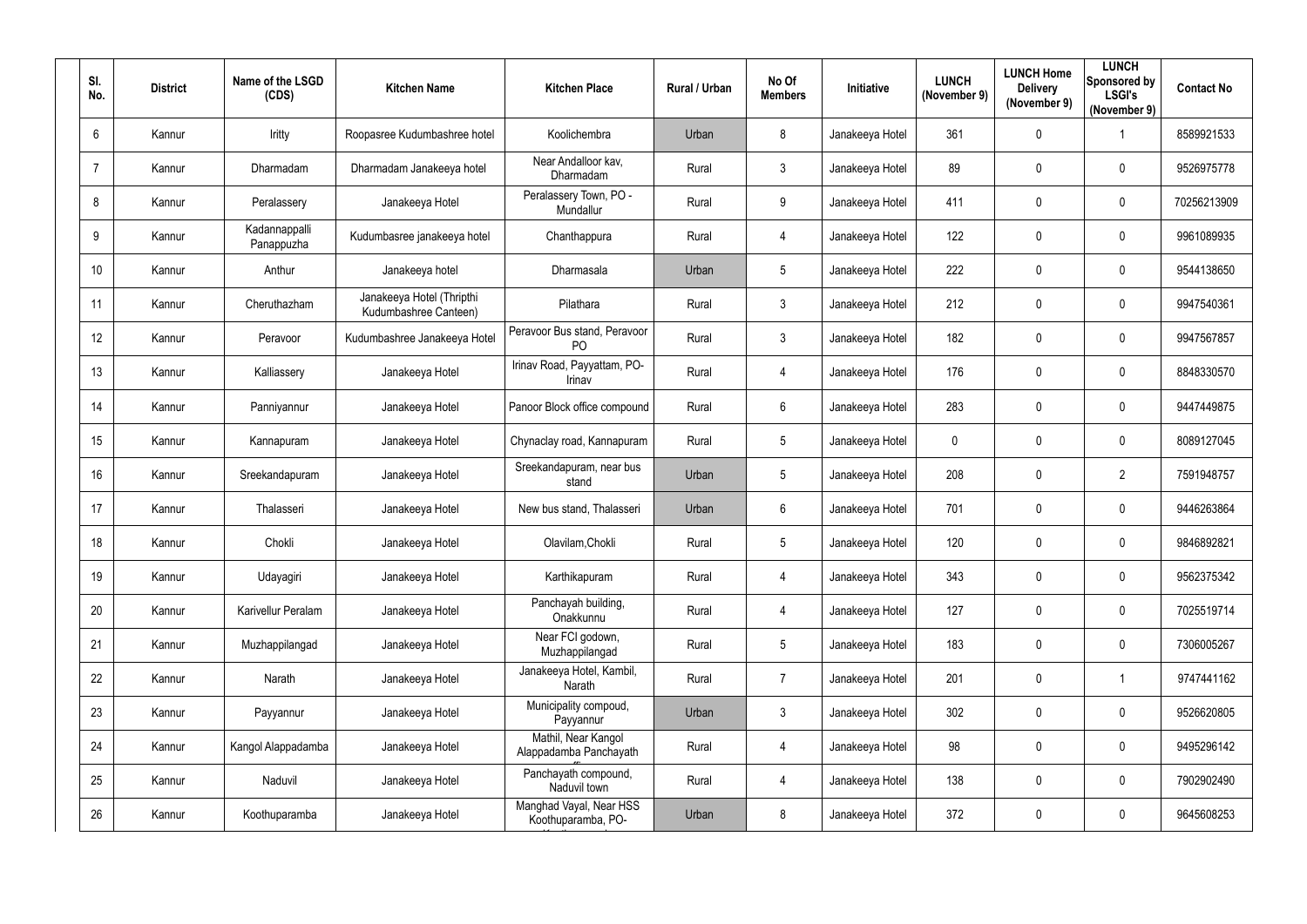| Sl. No. | District | Name of the LSGD (CDS) | Kitchen Name | Kitchen Place | Rural / Urban | No Of Members | Initiative | LUNCH (November 9) | LUNCH Home Delivery (November 9) | LUNCH Sponsored by LSGI's (November 9) | Contact No |
|---|---|---|---|---|---|---|---|---|---|---|---|
| 6 | Kannur | Iritty | Roopasree Kudumbashree hotel | Koolichembra | Urban | 8 | Janakeeya Hotel | 361 | 0 | 1 | 8589921533 |
| 7 | Kannur | Dharmadam | Dharmadam Janakeeya hotel | Near Andalloor kav, Dharmadam | Rural | 3 | Janakeeya Hotel | 89 | 0 | 0 | 9526975778 |
| 8 | Kannur | Peralassery | Janakeeya Hotel | Peralassery Town, PO - Mundallur | Rural | 9 | Janakeeya Hotel | 411 | 0 | 0 | 70256213909 |
| 9 | Kannur | Kadannappalli Panappuzha | Kudumbasree janakeeya hotel | Chanthappura | Rural | 4 | Janakeeya Hotel | 122 | 0 | 0 | 9961089935 |
| 10 | Kannur | Anthur | Janakeeya hotel | Dharmasala | Urban | 5 | Janakeeya Hotel | 222 | 0 | 0 | 9544138650 |
| 11 | Kannur | Cheruthazham | Janakeeya Hotel (Thripthi Kudumbashree Canteen) | Pilathara | Rural | 3 | Janakeeya Hotel | 212 | 0 | 0 | 9947540361 |
| 12 | Kannur | Peravoor | Kudumbashree Janakeeya Hotel | Peravoor Bus stand, Peravoor PO | Rural | 3 | Janakeeya Hotel | 182 | 0 | 0 | 9947567857 |
| 13 | Kannur | Kalliassery | Janakeeya Hotel | Irinav Road, Payyattam, PO-Irinav | Rural | 4 | Janakeeya Hotel | 176 | 0 | 0 | 8848330570 |
| 14 | Kannur | Panniyannur | Janakeeya Hotel | Panoor Block office compound | Rural | 6 | Janakeeya Hotel | 283 | 0 | 0 | 9447449875 |
| 15 | Kannur | Kannapuram | Janakeeya Hotel | Chynaclay road, Kannapuram | Rural | 5 | Janakeeya Hotel | 0 | 0 | 0 | 8089127045 |
| 16 | Kannur | Sreekandapuram | Janakeeya Hotel | Sreekandapuram, near bus stand | Urban | 5 | Janakeeya Hotel | 208 | 0 | 2 | 7591948757 |
| 17 | Kannur | Thalasseri | Janakeeya Hotel | New bus stand, Thalasseri | Urban | 6 | Janakeeya Hotel | 701 | 0 | 0 | 9446263864 |
| 18 | Kannur | Chokli | Janakeeya Hotel | Olavilam,Chokli | Rural | 5 | Janakeeya Hotel | 120 | 0 | 0 | 9846892821 |
| 19 | Kannur | Udayagiri | Janakeeya Hotel | Karthikapuram | Rural | 4 | Janakeeya Hotel | 343 | 0 | 0 | 9562375342 |
| 20 | Kannur | Karivellur Peralam | Janakeeya Hotel | Panchayah building, Onakkunnu | Rural | 4 | Janakeeya Hotel | 127 | 0 | 0 | 7025519714 |
| 21 | Kannur | Muzhappilangad | Janakeeya Hotel | Near FCI godown, Muzhappilangad | Rural | 5 | Janakeeya Hotel | 183 | 0 | 0 | 7306005267 |
| 22 | Kannur | Narath | Janakeeya Hotel | Janakeeya Hotel, Kambil, Narath | Rural | 7 | Janakeeya Hotel | 201 | 0 | 1 | 9747441162 |
| 23 | Kannur | Payyannur | Janakeeya Hotel | Municipality compoud, Payyannur | Urban | 3 | Janakeeya Hotel | 302 | 0 | 0 | 9526620805 |
| 24 | Kannur | Kangol Alappadamba | Janakeeya Hotel | Mathil, Near Kangol Alappadamba Panchayath | Rural | 4 | Janakeeya Hotel | 98 | 0 | 0 | 9495296142 |
| 25 | Kannur | Naduvil | Janakeeya Hotel | Panchayath compound, Naduvil town | Rural | 4 | Janakeeya Hotel | 138 | 0 | 0 | 7902902490 |
| 26 | Kannur | Koothuparamba | Janakeeya Hotel | Manghad Vayal, Near HSS Koothuparamba, PO- | Urban | 8 | Janakeeya Hotel | 372 | 0 | 0 | 9645608253 |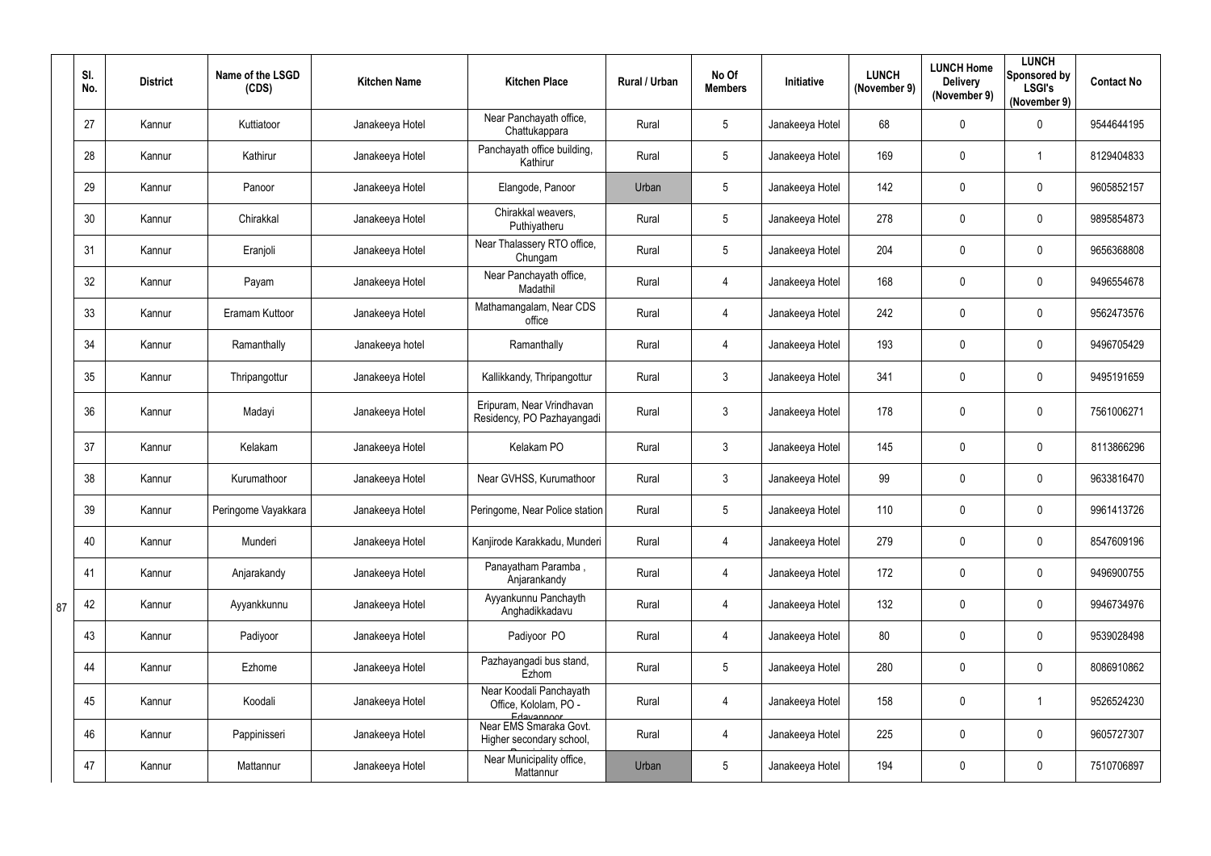| Sl. No. | District | Name of the LSGD (CDS) | Kitchen Name | Kitchen Place | Rural / Urban | No Of Members | Initiative | LUNCH (November 9) | LUNCH Home Delivery (November 9) | LUNCH Sponsored by LSGI's (November 9) | Contact No |
|---|---|---|---|---|---|---|---|---|---|---|---|
| 27 | Kannur | Kuttiatoor | Janakeeya Hotel | Near Panchayath office, Chattukappara | Rural | 5 | Janakeeya Hotel | 68 | 0 | 0 | 9544644195 |
| 28 | Kannur | Kathirur | Janakeeya Hotel | Panchayath office building, Kathirur | Rural | 5 | Janakeeya Hotel | 169 | 0 | 1 | 8129404833 |
| 29 | Kannur | Panoor | Janakeeya Hotel | Elangode, Panoor | Urban | 5 | Janakeeya Hotel | 142 | 0 | 0 | 9605852157 |
| 30 | Kannur | Chirakkal | Janakeeya Hotel | Chirakkal weavers, Puthiyatheru | Rural | 5 | Janakeeya Hotel | 278 | 0 | 0 | 9895854873 |
| 31 | Kannur | Eranjoli | Janakeeya Hotel | Near Thalassery RTO office, Chungam | Rural | 5 | Janakeeya Hotel | 204 | 0 | 0 | 9656368808 |
| 32 | Kannur | Payam | Janakeeya Hotel | Near Panchayath office, Madathil | Rural | 4 | Janakeeya Hotel | 168 | 0 | 0 | 9496554678 |
| 33 | Kannur | Eramam Kuttoor | Janakeeya Hotel | Mathamangalam, Near CDS office | Rural | 4 | Janakeeya Hotel | 242 | 0 | 0 | 9562473576 |
| 34 | Kannur | Ramanthally | Janakeeya hotel | Ramanthally | Rural | 4 | Janakeeya Hotel | 193 | 0 | 0 | 9496705429 |
| 35 | Kannur | Thripangottur | Janakeeya Hotel | Kallikkandy, Thripangottur | Rural | 3 | Janakeeya Hotel | 341 | 0 | 0 | 9495191659 |
| 36 | Kannur | Madayi | Janakeeya Hotel | Eripuram, Near Vrindhavan Residency, PO Pazhayangadi | Rural | 3 | Janakeeya Hotel | 178 | 0 | 0 | 7561006271 |
| 37 | Kannur | Kelakam | Janakeeya Hotel | Kelakam PO | Rural | 3 | Janakeeya Hotel | 145 | 0 | 0 | 8113866296 |
| 38 | Kannur | Kurumathoor | Janakeeya Hotel | Near GVHSS, Kurumathoor | Rural | 3 | Janakeeya Hotel | 99 | 0 | 0 | 9633816470 |
| 39 | Kannur | Peringome Vayakkara | Janakeeya Hotel | Peringome, Near Police station | Rural | 5 | Janakeeya Hotel | 110 | 0 | 0 | 9961413726 |
| 40 | Kannur | Munderi | Janakeeya Hotel | Kanjirode Karakkadu, Munderi | Rural | 4 | Janakeeya Hotel | 279 | 0 | 0 | 8547609196 |
| 41 | Kannur | Anjarakandy | Janakeeya Hotel | Panayatham Paramba , Anjarankandy | Rural | 4 | Janakeeya Hotel | 172 | 0 | 0 | 9496900755 |
| 42 | Kannur | Ayyankkunnu | Janakeeya Hotel | Ayyankunnu Panchayth Anghadikkadavu | Rural | 4 | Janakeeya Hotel | 132 | 0 | 0 | 9946734976 |
| 43 | Kannur | Padiyoor | Janakeeya Hotel | Padiyoor PO | Rural | 4 | Janakeeya Hotel | 80 | 0 | 0 | 9539028498 |
| 44 | Kannur | Ezhome | Janakeeya Hotel | Pazhayangadi bus stand, Ezhom | Rural | 5 | Janakeeya Hotel | 280 | 0 | 0 | 8086910862 |
| 45 | Kannur | Koodali | Janakeeya Hotel | Near Koodali Panchayath Office, Kololam, PO - Edayannoor | Rural | 4 | Janakeeya Hotel | 158 | 0 | 1 | 9526524230 |
| 46 | Kannur | Pappinisseri | Janakeeya Hotel | Near EMS Smaraka Govt. Higher secondary school, Pappinisseri | Rural | 4 | Janakeeya Hotel | 225 | 0 | 0 | 9605727307 |
| 47 | Kannur | Mattannur | Janakeeya Hotel | Near Municipality office, Mattannur | Urban | 5 | Janakeeya Hotel | 194 | 0 | 0 | 7510706897 |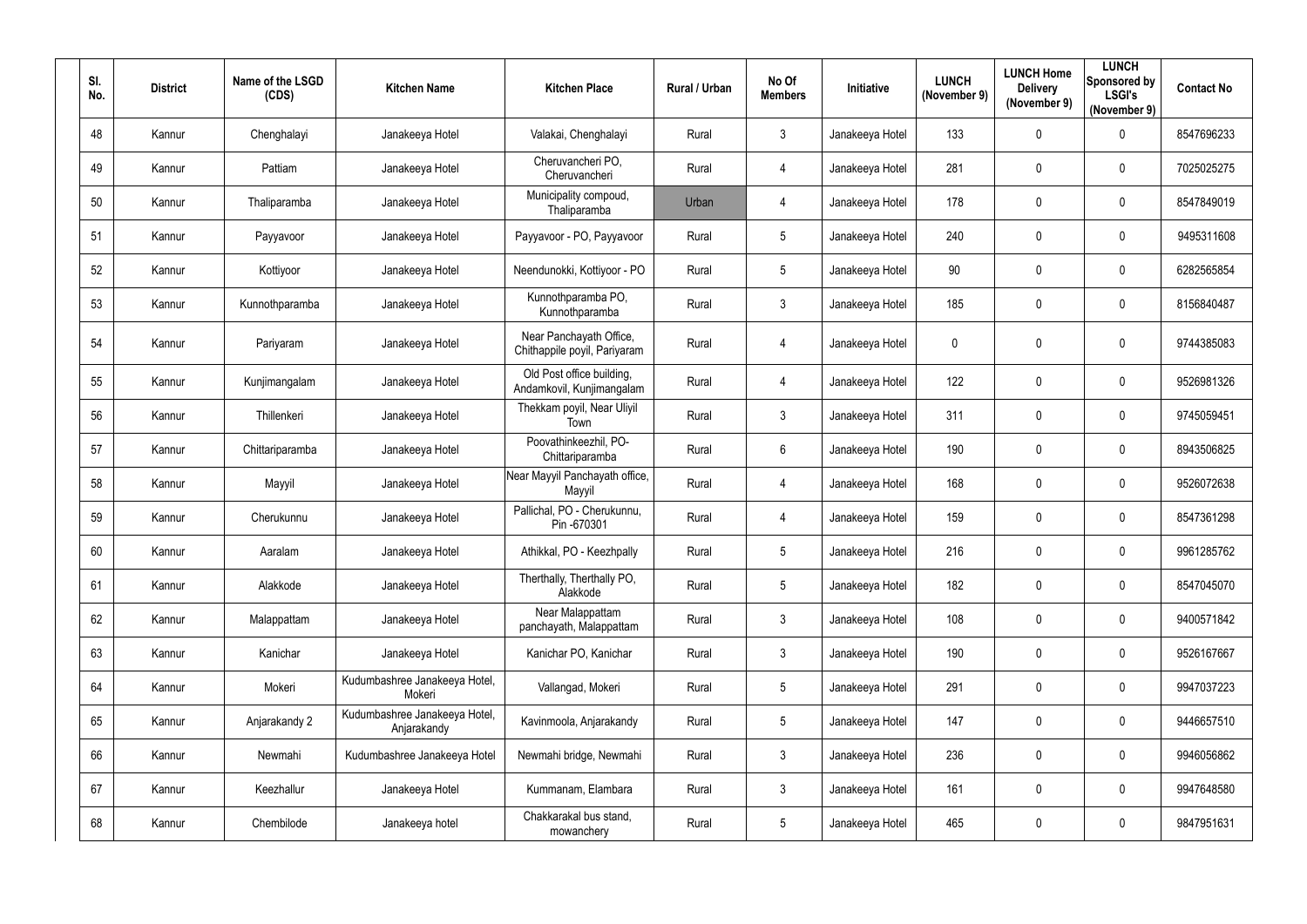| Sl. No. | District | Name of the LSGD (CDS) | Kitchen Name | Kitchen Place | Rural / Urban | No Of Members | Initiative | LUNCH (November 9) | LUNCH Home Delivery (November 9) | LUNCH Sponsored by LSGI's (November 9) | Contact No |
|---|---|---|---|---|---|---|---|---|---|---|---|
| 48 | Kannur | Chenghalayi | Janakeeya Hotel | Valakai, Chenghalayi | Rural | 3 | Janakeeya Hotel | 133 | 0 | 0 | 8547696233 |
| 49 | Kannur | Pattiam | Janakeeya Hotel | Cheruvancheri PO, Cheruvancheri | Rural | 4 | Janakeeya Hotel | 281 | 0 | 0 | 7025025275 |
| 50 | Kannur | Thaliparamba | Janakeeya Hotel | Municipality compoud, Thaliparamba | Urban | 4 | Janakeeya Hotel | 178 | 0 | 0 | 8547849019 |
| 51 | Kannur | Payyavoor | Janakeeya Hotel | Payyavoor - PO, Payyavoor | Rural | 5 | Janakeeya Hotel | 240 | 0 | 0 | 9495311608 |
| 52 | Kannur | Kottiyoor | Janakeeya Hotel | Neendunokki, Kottiyoor - PO | Rural | 5 | Janakeeya Hotel | 90 | 0 | 0 | 6282565854 |
| 53 | Kannur | Kunnothparamba | Janakeeya Hotel | Kunnothparamba PO, Kunnothparamba | Rural | 3 | Janakeeya Hotel | 185 | 0 | 0 | 8156840487 |
| 54 | Kannur | Pariyaram | Janakeeya Hotel | Near Panchayath Office, Chithappile poyil, Pariyaram | Rural | 4 | Janakeeya Hotel | 0 | 0 | 0 | 9744385083 |
| 55 | Kannur | Kunjimangalam | Janakeeya Hotel | Old Post office building, Andamkovil, Kunjimangalam | Rural | 4 | Janakeeya Hotel | 122 | 0 | 0 | 9526981326 |
| 56 | Kannur | Thillenkeri | Janakeeya Hotel | Thekkam poyil, Near Uliyil Town | Rural | 3 | Janakeeya Hotel | 311 | 0 | 0 | 9745059451 |
| 57 | Kannur | Chittariparamba | Janakeeya Hotel | Poovathinkeezhil, PO-Chittariparamba | Rural | 6 | Janakeeya Hotel | 190 | 0 | 0 | 8943506825 |
| 58 | Kannur | Mayyil | Janakeeya Hotel | Near Mayyil Panchayath office, Mayyil | Rural | 4 | Janakeeya Hotel | 168 | 0 | 0 | 9526072638 |
| 59 | Kannur | Cherukunnu | Janakeeya Hotel | Pallichal, PO - Cherukunnu, Pin -670301 | Rural | 4 | Janakeeya Hotel | 159 | 0 | 0 | 8547361298 |
| 60 | Kannur | Aaralam | Janakeeya Hotel | Athikkal, PO - Keezhpally | Rural | 5 | Janakeeya Hotel | 216 | 0 | 0 | 9961285762 |
| 61 | Kannur | Alakkode | Janakeeya Hotel | Therthally, Therthally PO, Alakkode | Rural | 5 | Janakeeya Hotel | 182 | 0 | 0 | 8547045070 |
| 62 | Kannur | Malappattam | Janakeeya Hotel | Near Malappattam panchayath, Malappattam | Rural | 3 | Janakeeya Hotel | 108 | 0 | 0 | 9400571842 |
| 63 | Kannur | Kanichar | Janakeeya Hotel | Kanichar PO, Kanichar | Rural | 3 | Janakeeya Hotel | 190 | 0 | 0 | 9526167667 |
| 64 | Kannur | Mokeri | Kudumbashree Janakeeya Hotel, Mokeri | Vallangad, Mokeri | Rural | 5 | Janakeeya Hotel | 291 | 0 | 0 | 9947037223 |
| 65 | Kannur | Anjarakandy 2 | Kudumbashree Janakeeya Hotel, Anjarakandy | Kavinmoola, Anjarakandy | Rural | 5 | Janakeeya Hotel | 147 | 0 | 0 | 9446657510 |
| 66 | Kannur | Newmahi | Kudumbashree Janakeeya Hotel | Newmahi bridge, Newmahi | Rural | 3 | Janakeeya Hotel | 236 | 0 | 0 | 9946056862 |
| 67 | Kannur | Keezhallur | Janakeeya Hotel | Kummanam, Elambara | Rural | 3 | Janakeeya Hotel | 161 | 0 | 0 | 9947648580 |
| 68 | Kannur | Chembilode | Janakeeya hotel | Chakkarakal bus stand, mowanchery | Rural | 5 | Janakeeya Hotel | 465 | 0 | 0 | 9847951631 |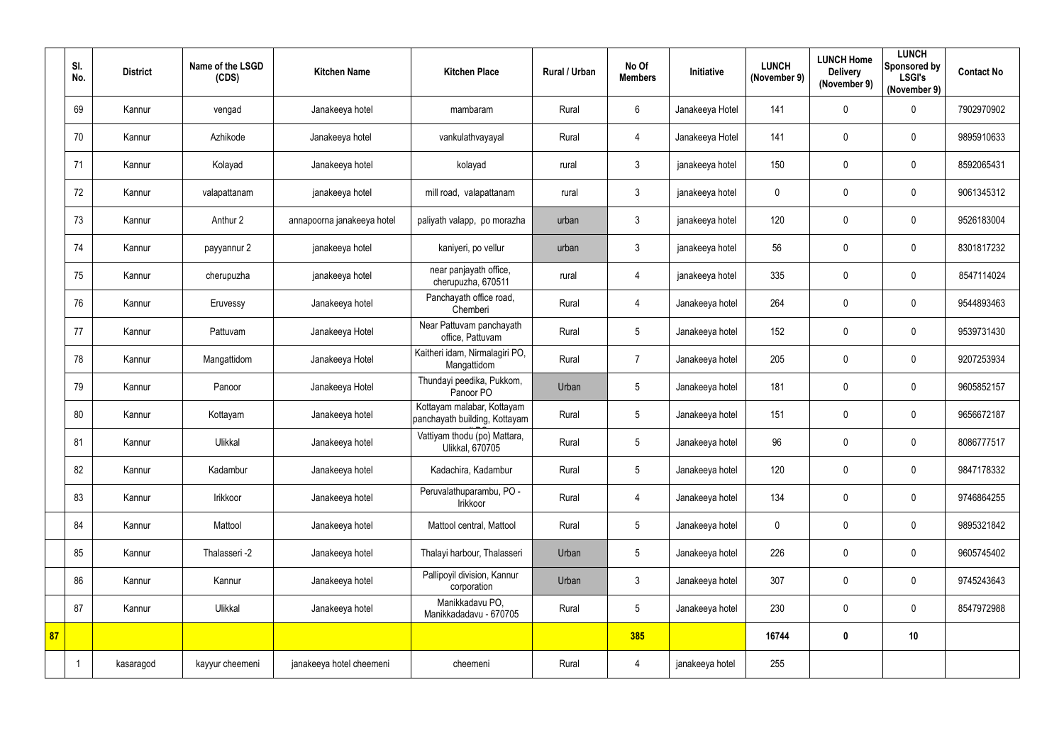| | Sl. No. | District | Name of the LSGD (CDS) | Kitchen Name | Kitchen Place | Rural / Urban | No Of Members | Initiative | LUNCH (November 9) | LUNCH Home Delivery (November 9) | LUNCH Sponsored by LSGI's (November 9) | Contact No |
|---|---|---|---|---|---|---|---|---|---|---|---|---|
| | 69 | Kannur | vengad | Janakeeya hotel | mambaram | Rural | 6 | Janakeeya Hotel | 141 | 0 | 0 | 7902970902 |
| | 70 | Kannur | Azhikode | Janakeeya hotel | vankulathvayayal | Rural | 4 | Janakeeya Hotel | 141 | 0 | 0 | 9895910633 |
| | 71 | Kannur | Kolayad | Janakeeya hotel | kolayad | rural | 3 | janakeeya hotel | 150 | 0 | 0 | 8592065431 |
| | 72 | Kannur | valapattanam | janakeeya hotel | mill road, valapattanam | rural | 3 | janakeeya hotel | 0 | 0 | 0 | 9061345312 |
| | 73 | Kannur | Anthur 2 | annapoorna janakeeya hotel | paliyath valapp, po morazha | urban | 3 | janakeeya hotel | 120 | 0 | 0 | 9526183004 |
| | 74 | Kannur | payyannur 2 | janakeeya hotel | kaniyeri, po vellur | urban | 3 | janakeeya hotel | 56 | 0 | 0 | 8301817232 |
| | 75 | Kannur | cherupuzha | janakeeya hotel | near panjayath office, cherupuzha, 670511 | rural | 4 | janakeeya hotel | 335 | 0 | 0 | 8547114024 |
| | 76 | Kannur | Eruvessy | Janakeeya hotel | Panchayath office road, Chemberi | Rural | 4 | Janakeeya hotel | 264 | 0 | 0 | 9544893463 |
| | 77 | Kannur | Pattuvam | Janakeeya Hotel | Near Pattuvam panchayath office, Pattuvam | Rural | 5 | Janakeeya hotel | 152 | 0 | 0 | 9539731430 |
| | 78 | Kannur | Mangattidom | Janakeeya Hotel | Kaitheri idam, Nirmalagiri PO, Mangattidom | Rural | 7 | Janakeeya hotel | 205 | 0 | 0 | 9207253934 |
| | 79 | Kannur | Panoor | Janakeeya Hotel | Thundayi peedika, Pukkom, Panoor PO | Urban | 5 | Janakeeya hotel | 181 | 0 | 0 | 9605852157 |
| | 80 | Kannur | Kottayam | Janakeeya hotel | Kottayam malabar, Kottayam panchayath building, Kottayam | Rural | 5 | Janakeeya hotel | 151 | 0 | 0 | 9656672187 |
| | 81 | Kannur | Ulikkal | Janakeeya hotel | Vattiyam thodu (po) Mattara, Ulikkal, 670705 | Rural | 5 | Janakeeya hotel | 96 | 0 | 0 | 8086777517 |
| | 82 | Kannur | Kadambur | Janakeeya hotel | Kadachira, Kadambur | Rural | 5 | Janakeeya hotel | 120 | 0 | 0 | 9847178332 |
| | 83 | Kannur | Irikkoor | Janakeeya hotel | Peruvalathuparambu, PO - Irikkoor | Rural | 4 | Janakeeya hotel | 134 | 0 | 0 | 9746864255 |
| | 84 | Kannur | Mattool | Janakeeya hotel | Mattool central, Mattool | Rural | 5 | Janakeeya hotel | 0 | 0 | 0 | 9895321842 |
| | 85 | Kannur | Thalasseri -2 | Janakeeya hotel | Thalayi harbour, Thalasseri | Urban | 5 | Janakeeya hotel | 226 | 0 | 0 | 9605745402 |
| | 86 | Kannur | Kannur | Janakeeya hotel | Pallipoyil division, Kannur corporation | Urban | 3 | Janakeeya hotel | 307 | 0 | 0 | 9745243643 |
| | 87 | Kannur | Ulikkal | Janakeeya hotel | Manikkadavu PO, Manikkadadavu - 670705 | Rural | 5 | Janakeeya hotel | 230 | 0 | 0 | 8547972988 |
| **87** | | | | | | | **385** | | **16744** | **0** | **10** | |
| | 1 | kasaragod | kayyur cheemeni | janakeeya hotel cheemeni | cheemeni | Rural | 4 | janakeeya hotel | 255 | | | |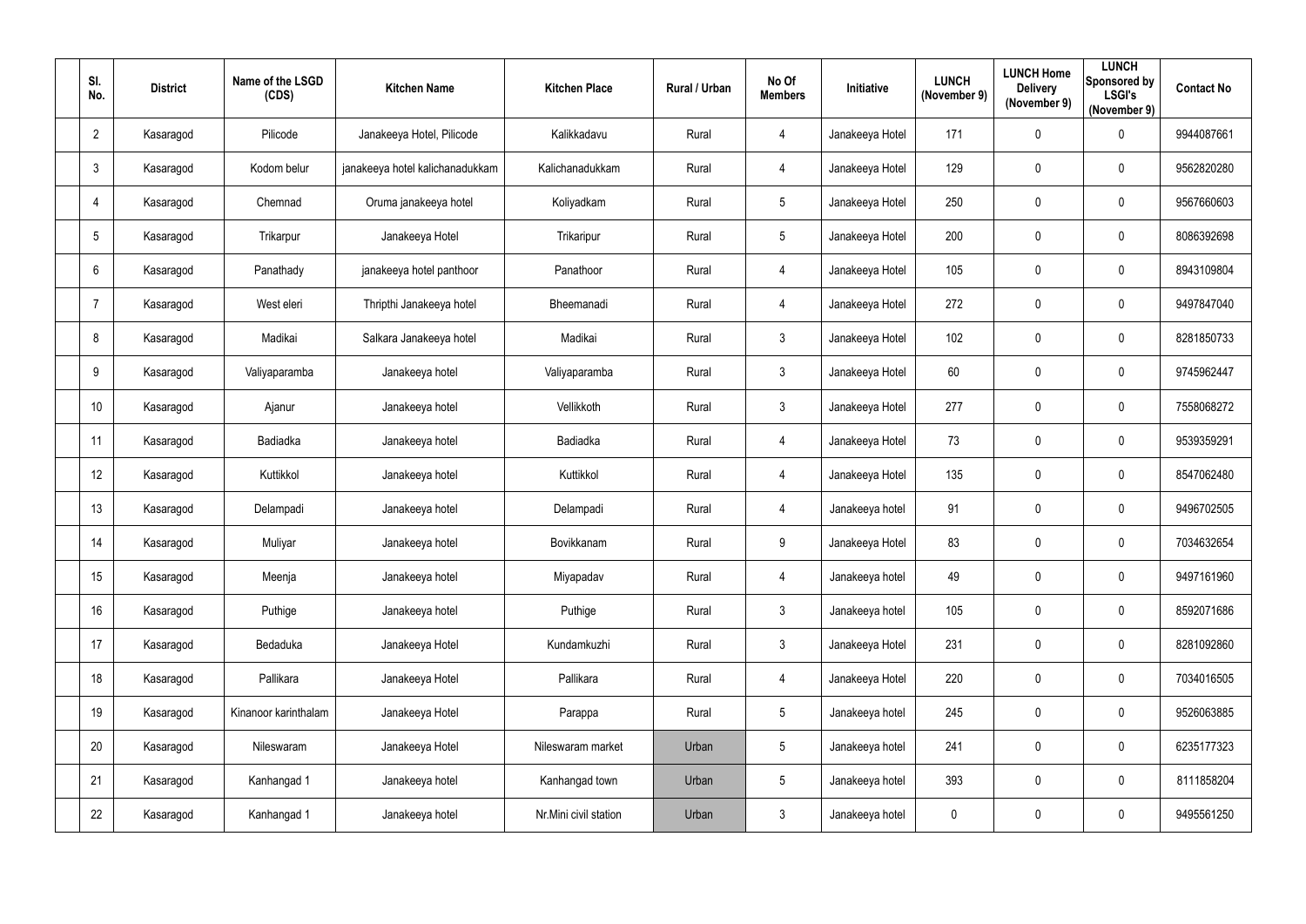| Sl. No. | District | Name of the LSGD (CDS) | Kitchen Name | Kitchen Place | Rural / Urban | No Of Members | Initiative | LUNCH (November 9) | LUNCH Home Delivery (November 9) | LUNCH Sponsored by LSGI's (November 9) | Contact No |
|---|---|---|---|---|---|---|---|---|---|---|---|
| 2 | Kasaragod | Pilicode | Janakeeya Hotel, Pilicode | Kalikkadavu | Rural | 4 | Janakeeya Hotel | 171 | 0 | 0 | 9944087661 |
| 3 | Kasaragod | Kodom belur | janakeeya hotel kalichanadukkam | Kalichanadukkam | Rural | 4 | Janakeeya Hotel | 129 | 0 | 0 | 9562820280 |
| 4 | Kasaragod | Chemnad | Oruma janakeeya hotel | Koliyadkam | Rural | 5 | Janakeeya Hotel | 250 | 0 | 0 | 9567660603 |
| 5 | Kasaragod | Trikarpur | Janakeeya Hotel | Trikaripur | Rural | 5 | Janakeeya Hotel | 200 | 0 | 0 | 8086392698 |
| 6 | Kasaragod | Panathady | janakeeya hotel panthoor | Panathoor | Rural | 4 | Janakeeya Hotel | 105 | 0 | 0 | 8943109804 |
| 7 | Kasaragod | West eleri | Thripthi Janakeeya hotel | Bheemanadi | Rural | 4 | Janakeeya Hotel | 272 | 0 | 0 | 9497847040 |
| 8 | Kasaragod | Madikai | Salkara Janakeeya hotel | Madikai | Rural | 3 | Janakeeya Hotel | 102 | 0 | 0 | 8281850733 |
| 9 | Kasaragod | Valiyaparamba | Janakeeya hotel | Valiyaparamba | Rural | 3 | Janakeeya Hotel | 60 | 0 | 0 | 9745962447 |
| 10 | Kasaragod | Ajanur | Janakeeya hotel | Vellikkoth | Rural | 3 | Janakeeya Hotel | 277 | 0 | 0 | 7558068272 |
| 11 | Kasaragod | Badiadka | Janakeeya hotel | Badiadka | Rural | 4 | Janakeeya Hotel | 73 | 0 | 0 | 9539359291 |
| 12 | Kasaragod | Kuttikkol | Janakeeya hotel | Kuttikkol | Rural | 4 | Janakeeya Hotel | 135 | 0 | 0 | 8547062480 |
| 13 | Kasaragod | Delampadi | Janakeeya hotel | Delampadi | Rural | 4 | Janakeeya hotel | 91 | 0 | 0 | 9496702505 |
| 14 | Kasaragod | Muliyar | Janakeeya hotel | Bovikkanam | Rural | 9 | Janakeeya Hotel | 83 | 0 | 0 | 7034632654 |
| 15 | Kasaragod | Meenja | Janakeeya hotel | Miyapadav | Rural | 4 | Janakeeya hotel | 49 | 0 | 0 | 9497161960 |
| 16 | Kasaragod | Puthige | Janakeeya hotel | Puthige | Rural | 3 | Janakeeya hotel | 105 | 0 | 0 | 8592071686 |
| 17 | Kasaragod | Bedaduka | Janakeeya Hotel | Kundamkuzhi | Rural | 3 | Janakeeya Hotel | 231 | 0 | 0 | 8281092860 |
| 18 | Kasaragod | Pallikara | Janakeeya Hotel | Pallikara | Rural | 4 | Janakeeya Hotel | 220 | 0 | 0 | 7034016505 |
| 19 | Kasaragod | Kinanoor karinthalam | Janakeeya Hotel | Parappa | Rural | 5 | Janakeeya hotel | 245 | 0 | 0 | 9526063885 |
| 20 | Kasaragod | Nileswaram | Janakeeya Hotel | Nileswaram market | Urban | 5 | Janakeeya hotel | 241 | 0 | 0 | 6235177323 |
| 21 | Kasaragod | Kanhangad 1 | Janakeeya hotel | Kanhangad town | Urban | 5 | Janakeeya hotel | 393 | 0 | 0 | 8111858204 |
| 22 | Kasaragod | Kanhangad 1 | Janakeeya hotel | Nr.Mini civil station | Urban | 3 | Janakeeya hotel | 0 | 0 | 0 | 9495561250 |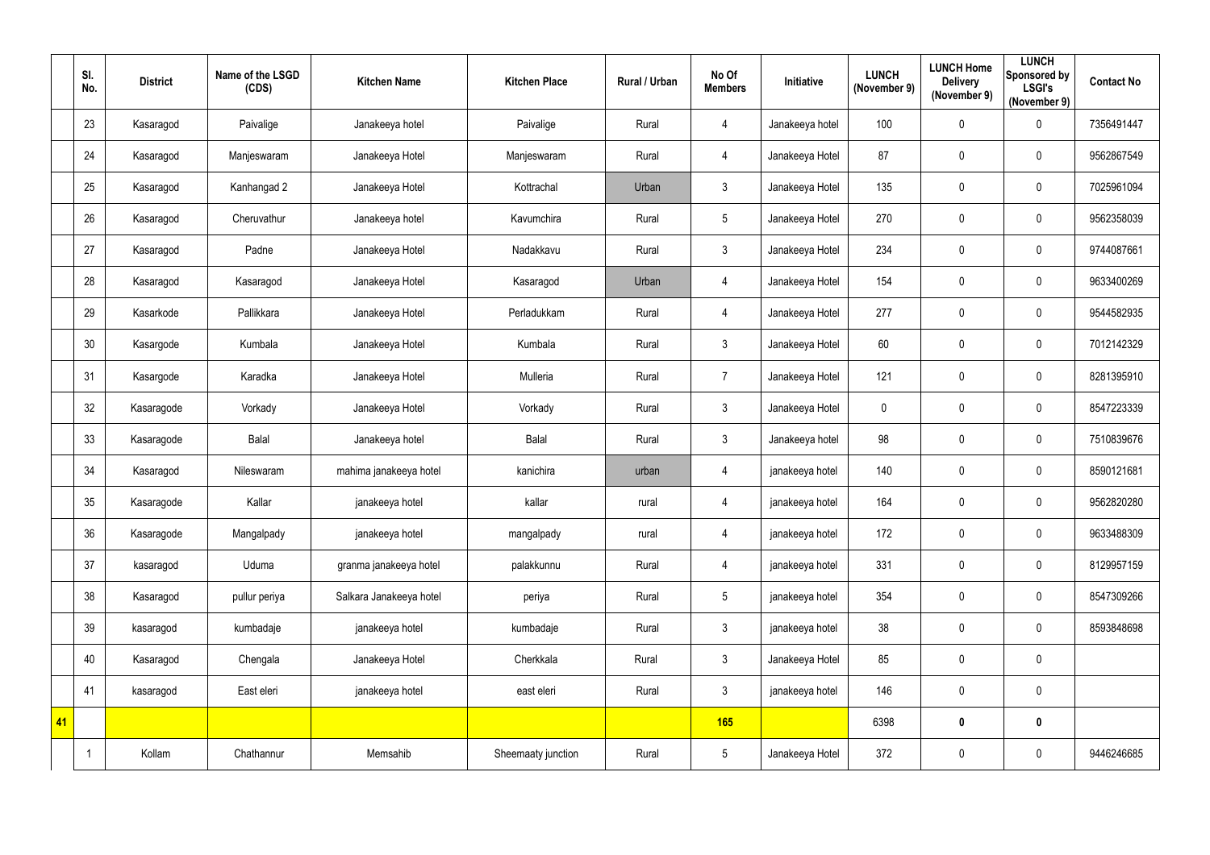|  | Sl. No. | District | Name of the LSGD (CDS) | Kitchen Name | Kitchen Place | Rural / Urban | No Of Members | Initiative | LUNCH (November 9) | LUNCH Home Delivery (November 9) | LUNCH Sponsored by LSGI's (November 9) | Contact No |
|---|---|---|---|---|---|---|---|---|---|---|---|---|
|  | 23 | Kasaragod | Paivalige | Janakeeya hotel | Paivalige | Rural | 4 | Janakeeya hotel | 100 | 0 | 0 | 7356491447 |
|  | 24 | Kasaragod | Manjeswaram | Janakeeya Hotel | Manjeswaram | Rural | 4 | Janakeeya Hotel | 87 | 0 | 0 | 9562867549 |
|  | 25 | Kasaragod | Kanhangad 2 | Janakeeya Hotel | Kottrachal | Urban | 3 | Janakeeya Hotel | 135 | 0 | 0 | 7025961094 |
|  | 26 | Kasaragod | Cheruvathur | Janakeeya hotel | Kavumchira | Rural | 5 | Janakeeya Hotel | 270 | 0 | 0 | 9562358039 |
|  | 27 | Kasaragod | Padne | Janakeeya Hotel | Nadakkavu | Rural | 3 | Janakeeya Hotel | 234 | 0 | 0 | 9744087661 |
|  | 28 | Kasaragod | Kasaragod | Janakeeya Hotel | Kasaragod | Urban | 4 | Janakeeya Hotel | 154 | 0 | 0 | 9633400269 |
|  | 29 | Kasarkode | Pallikkara | Janakeeya Hotel | Perladukkam | Rural | 4 | Janakeeya Hotel | 277 | 0 | 0 | 9544582935 |
|  | 30 | Kasargode | Kumbala | Janakeeya Hotel | Kumbala | Rural | 3 | Janakeeya Hotel | 60 | 0 | 0 | 7012142329 |
|  | 31 | Kasargode | Karadka | Janakeeya Hotel | Mulleria | Rural | 7 | Janakeeya Hotel | 121 | 0 | 0 | 8281395910 |
|  | 32 | Kasaragode | Vorkady | Janakeeya Hotel | Vorkady | Rural | 3 | Janakeeya Hotel | 0 | 0 | 0 | 8547223339 |
|  | 33 | Kasaragode | Balal | Janakeeya hotel | Balal | Rural | 3 | Janakeeya hotel | 98 | 0 | 0 | 7510839676 |
|  | 34 | Kasaragod | Nileswaram | mahima janakeeya hotel | kanichira | urban | 4 | janakeeya hotel | 140 | 0 | 0 | 8590121681 |
|  | 35 | Kasaragode | Kallar | janakeeya hotel | kallar | rural | 4 | janakeeya hotel | 164 | 0 | 0 | 9562820280 |
|  | 36 | Kasaragode | Mangalpady | janakeeya hotel | mangalpady | rural | 4 | janakeeya hotel | 172 | 0 | 0 | 9633488309 |
|  | 37 | kasaragod | Uduma | granma janakeeya hotel | palakkunnu | Rural | 4 | janakeeya hotel | 331 | 0 | 0 | 8129957159 |
|  | 38 | Kasaragod | pullur periya | Salkara Janakeeya hotel | periya | Rural | 5 | janakeeya hotel | 354 | 0 | 0 | 8547309266 |
|  | 39 | kasaragod | kumbadaje | janakeeya hotel | kumbadaje | Rural | 3 | janakeeya hotel | 38 | 0 | 0 | 8593848698 |
|  | 40 | Kasaragod | Chengala | Janakeeya Hotel | Cherkkala | Rural | 3 | Janakeeya Hotel | 85 | 0 | 0 |  |
|  | 41 | kasaragod | East eleri | janakeeya hotel | east eleri | Rural | 3 | janakeeya hotel | 146 | 0 | 0 |  |
| **41** |  |  |  |  |  |  | **165** |  | 6398 | **0** | **0** |  |
|  | 1 | Kollam | Chathannur | Memsahib | Sheemaaty junction | Rural | 5 | Janakeeya Hotel | 372 | 0 | 0 | 9446246685 |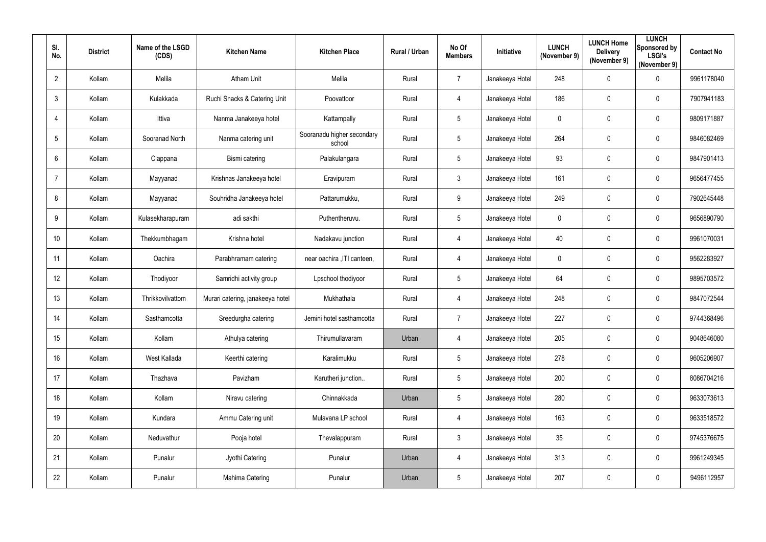| Sl. No. | District | Name of the LSGD (CDS) | Kitchen Name | Kitchen Place | Rural / Urban | No Of Members | Initiative | LUNCH (November 9) | LUNCH Home Delivery (November 9) | LUNCH Sponsored by LSGI's (November 9) | Contact No |
|---|---|---|---|---|---|---|---|---|---|---|---|
| 2 | Kollam | Melila | Atham Unit | Melila | Rural | 7 | Janakeeya Hotel | 248 | 0 | 0 | 9961178040 |
| 3 | Kollam | Kulakkada | Ruchi Snacks & Catering Unit | Poovattoor | Rural | 4 | Janakeeya Hotel | 186 | 0 | 0 | 7907941183 |
| 4 | Kollam | Ittiva | Nanma Janakeeya hotel | Kattampally | Rural | 5 | Janakeeya Hotel | 0 | 0 | 0 | 9809171887 |
| 5 | Kollam | Sooranad North | Nanma catering unit | Sooranadu higher secondary school | Rural | 5 | Janakeeya Hotel | 264 | 0 | 0 | 9846082469 |
| 6 | Kollam | Clappana | Bismi catering | Palakulangara | Rural | 5 | Janakeeya Hotel | 93 | 0 | 0 | 9847901413 |
| 7 | Kollam | Mayyanad | Krishnas Janakeeya hotel | Eravipuram | Rural | 3 | Janakeeya Hotel | 161 | 0 | 0 | 9656477455 |
| 8 | Kollam | Mayyanad | Souhridha Janakeeya hotel | Pattarumukku, | Rural | 9 | Janakeeya Hotel | 249 | 0 | 0 | 7902645448 |
| 9 | Kollam | Kulasekharapuram | adi sakthi | Puthentheruvu. | Rural | 5 | Janakeeya Hotel | 0 | 0 | 0 | 9656890790 |
| 10 | Kollam | Thekkumbhagam | Krishna hotel | Nadakavu junction | Rural | 4 | Janakeeya Hotel | 40 | 0 | 0 | 9961070031 |
| 11 | Kollam | Oachira | Parabhramam catering | near oachira ,ITI canteen, | Rural | 4 | Janakeeya Hotel | 0 | 0 | 0 | 9562283927 |
| 12 | Kollam | Thodiyoor | Samridhi activity group | Lpschool thodiyoor | Rural | 5 | Janakeeya Hotel | 64 | 0 | 0 | 9895703572 |
| 13 | Kollam | Thrikkovilvattom | Murari catering, janakeeya hotel | Mukhathala | Rural | 4 | Janakeeya Hotel | 248 | 0 | 0 | 9847072544 |
| 14 | Kollam | Sasthamcotta | Sreedurgha catering | Jemini hotel sasthamcotta | Rural | 7 | Janakeeya Hotel | 227 | 0 | 0 | 9744368496 |
| 15 | Kollam | Kollam | Athulya catering | Thirumullavaram | Urban | 4 | Janakeeya Hotel | 205 | 0 | 0 | 9048646080 |
| 16 | Kollam | West Kallada | Keerthi catering | Karalimukku | Rural | 5 | Janakeeya Hotel | 278 | 0 | 0 | 9605206907 |
| 17 | Kollam | Thazhava | Pavizham | Karutheri junction.. | Rural | 5 | Janakeeya Hotel | 200 | 0 | 0 | 8086704216 |
| 18 | Kollam | Kollam | Niravu catering | Chinnakkada | Urban | 5 | Janakeeya Hotel | 280 | 0 | 0 | 9633073613 |
| 19 | Kollam | Kundara | Ammu Catering unit | Mulavana LP school | Rural | 4 | Janakeeya Hotel | 163 | 0 | 0 | 9633518572 |
| 20 | Kollam | Neduvathur | Pooja hotel | Thevalappuram | Rural | 3 | Janakeeya Hotel | 35 | 0 | 0 | 9745376675 |
| 21 | Kollam | Punalur | Jyothi Catering | Punalur | Urban | 4 | Janakeeya Hotel | 313 | 0 | 0 | 9961249345 |
| 22 | Kollam | Punalur | Mahima Catering | Punalur | Urban | 5 | Janakeeya Hotel | 207 | 0 | 0 | 9496112957 |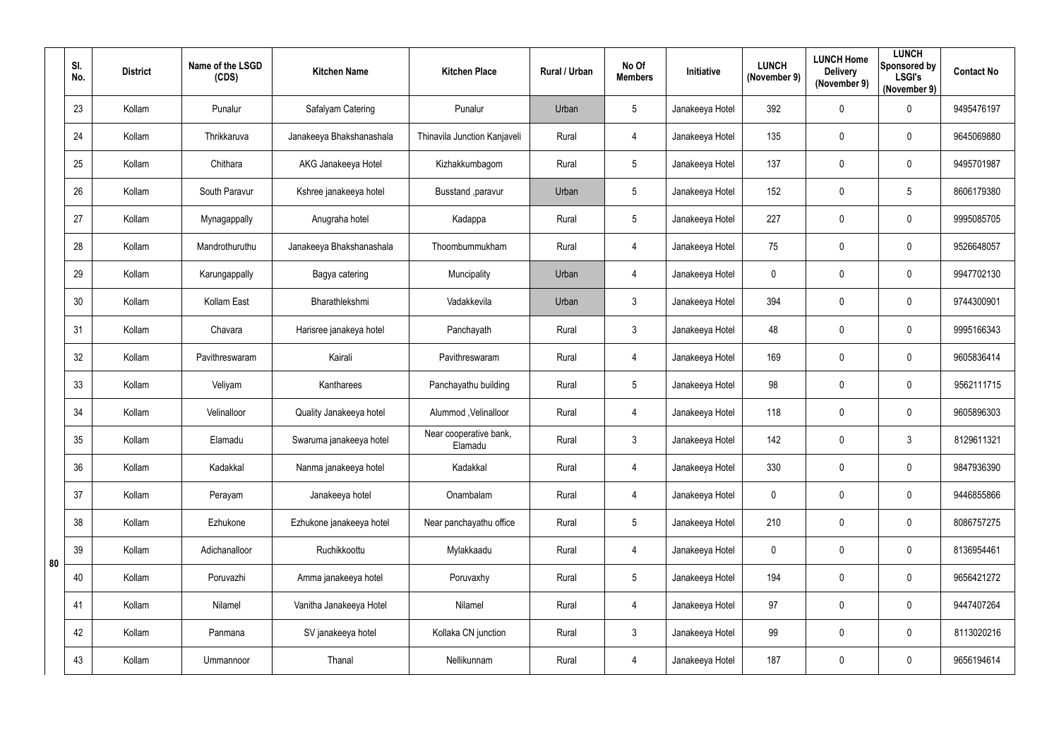|  | Sl. No. | District | Name of the LSGD (CDS) | Kitchen Name | Kitchen Place | Rural / Urban | No Of Members | Initiative | LUNCH (November 9) | LUNCH Home Delivery (November 9) | LUNCH Sponsored by LSGI's (November 9) | Contact No |
|---|---|---|---|---|---|---|---|---|---|---|---|---|
| 80 | 23 | Kollam | Punalur | Safalyam Catering | Punalur | Urban | 5 | Janakeeya Hotel | 392 | 0 | 0 | 9495476197 |
|  | 24 | Kollam | Thrikkaruva | Janakeeya Bhakshanashala | Thinavila Junction Kanjaveli | Rural | 4 | Janakeeya Hotel | 135 | 0 | 0 | 9645069880 |
|  | 25 | Kollam | Chithara | AKG Janakeeya Hotel | Kizhakkumbagom | Rural | 5 | Janakeeya Hotel | 137 | 0 | 0 | 9495701987 |
|  | 26 | Kollam | South Paravur | Kshree janakeeya hotel | Busstand ,paravur | Urban | 5 | Janakeeya Hotel | 152 | 0 | 5 | 8606179380 |
|  | 27 | Kollam | Mynagappally | Anugraha hotel | Kadappa | Rural | 5 | Janakeeya Hotel | 227 | 0 | 0 | 9995085705 |
|  | 28 | Kollam | Mandrothuruthu | Janakeeya Bhakshanashala | Thoombummukham | Rural | 4 | Janakeeya Hotel | 75 | 0 | 0 | 9526648057 |
|  | 29 | Kollam | Karungappally | Bagya catering | Muncipality | Urban | 4 | Janakeeya Hotel | 0 | 0 | 0 | 9947702130 |
|  | 30 | Kollam | Kollam East | Bharathlekshmi | Vadakkevila | Urban | 3 | Janakeeya Hotel | 394 | 0 | 0 | 9744300901 |
|  | 31 | Kollam | Chavara | Harisree janakeya hotel | Panchayath | Rural | 3 | Janakeeya Hotel | 48 | 0 | 0 | 9995166343 |
|  | 32 | Kollam | Pavithreswaram | Kairali | Pavithreswaram | Rural | 4 | Janakeeya Hotel | 169 | 0 | 0 | 9605836414 |
|  | 33 | Kollam | Veliyam | Kantharees | Panchayathu building | Rural | 5 | Janakeeya Hotel | 98 | 0 | 0 | 9562111715 |
|  | 34 | Kollam | Velinalloor | Quality Janakeeya hotel | Alummod ,Velinalloor | Rural | 4 | Janakeeya Hotel | 118 | 0 | 0 | 9605896303 |
|  | 35 | Kollam | Elamadu | Swaruma janakeeya hotel | Near cooperative bank, Elamadu | Rural | 3 | Janakeeya Hotel | 142 | 0 | 3 | 8129611321 |
|  | 36 | Kollam | Kadakkal | Nanma janakeeya hotel | Kadakkal | Rural | 4 | Janakeeya Hotel | 330 | 0 | 0 | 9847936390 |
|  | 37 | Kollam | Perayam | Janakeeya hotel | Onambalam | Rural | 4 | Janakeeya Hotel | 0 | 0 | 0 | 9446855866 |
|  | 38 | Kollam | Ezhukone | Ezhukone janakeeya hotel | Near panchayathu office | Rural | 5 | Janakeeya Hotel | 210 | 0 | 0 | 8086757275 |
|  | 39 | Kollam | Adichanalloor | Ruchikkoottu | Mylakkaadu | Rural | 4 | Janakeeya Hotel | 0 | 0 | 0 | 8136954461 |
|  | 40 | Kollam | Poruvazhi | Amma janakeeya hotel | Poruvaxhy | Rural | 5 | Janakeeya Hotel | 194 | 0 | 0 | 9656421272 |
|  | 41 | Kollam | Nilamel | Vanitha Janakeeya Hotel | Nilamel | Rural | 4 | Janakeeya Hotel | 97 | 0 | 0 | 9447407264 |
|  | 42 | Kollam | Panmana | SV janakeeya hotel | Kollaka CN junction | Rural | 3 | Janakeeya Hotel | 99 | 0 | 0 | 8113020216 |
|  | 43 | Kollam | Ummannoor | Thanal | Nellikunnam | Rural | 4 | Janakeeya Hotel | 187 | 0 | 0 | 9656194614 |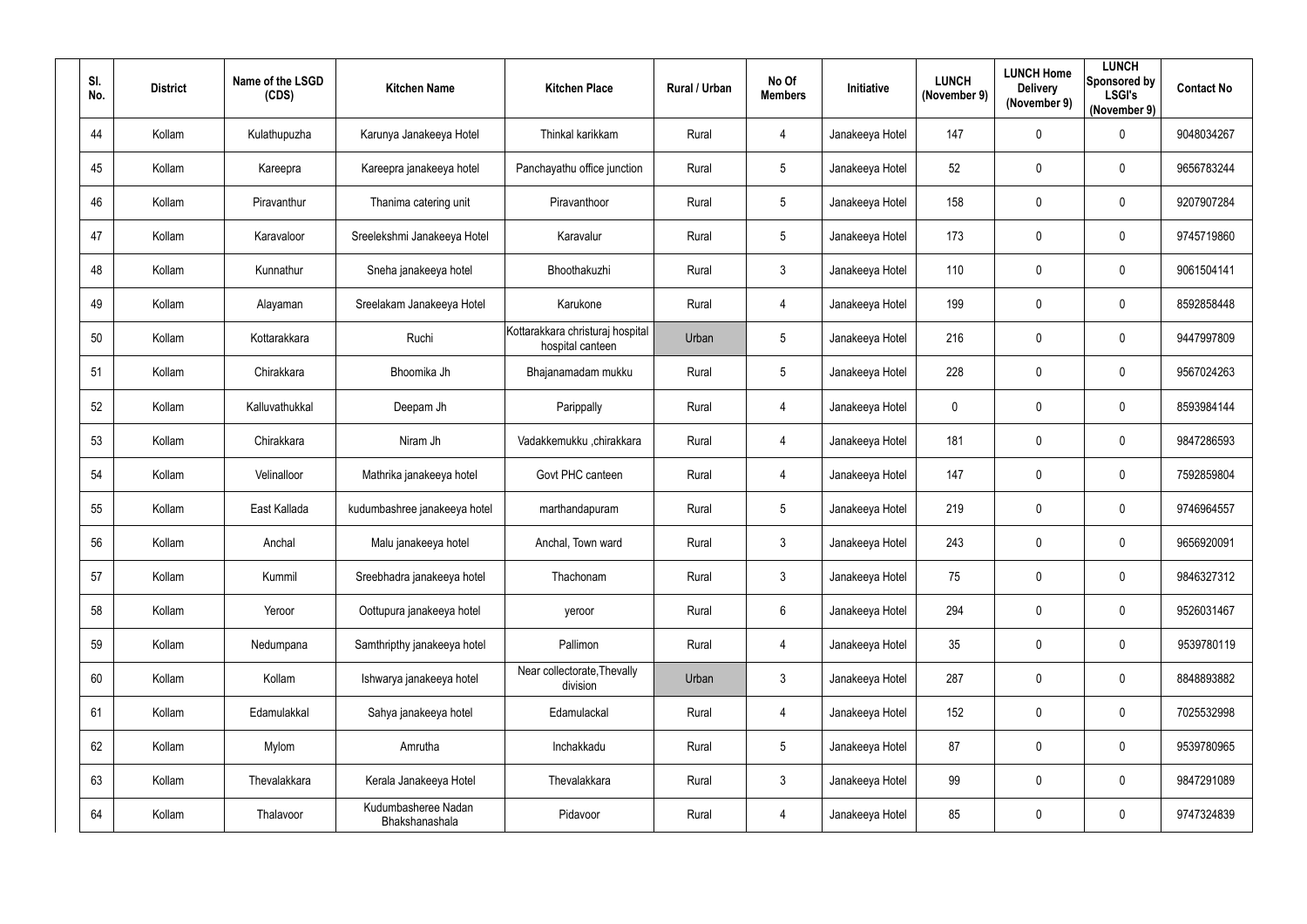| Sl. No. | District | Name of the LSGD (CDS) | Kitchen Name | Kitchen Place | Rural / Urban | No Of Members | Initiative | LUNCH (November 9) | LUNCH Home Delivery (November 9) | LUNCH Sponsored by LSGI's (November 9) | Contact No |
|---|---|---|---|---|---|---|---|---|---|---|---|
| 44 | Kollam | Kulathupuzha | Karunya Janakeeya Hotel | Thinkal karikkam | Rural | 4 | Janakeeya Hotel | 147 | 0 | 0 | 9048034267 |
| 45 | Kollam | Kareepra | Kareepra janakeeya hotel | Panchayathu office junction | Rural | 5 | Janakeeya Hotel | 52 | 0 | 0 | 9656783244 |
| 46 | Kollam | Piravanthur | Thanima catering unit | Piravanthoor | Rural | 5 | Janakeeya Hotel | 158 | 0 | 0 | 9207907284 |
| 47 | Kollam | Karavaloor | Sreelekshmi Janakeeya Hotel | Karavalur | Rural | 5 | Janakeeya Hotel | 173 | 0 | 0 | 9745719860 |
| 48 | Kollam | Kunnathur | Sneha janakeeya hotel | Bhoothakuzhi | Rural | 3 | Janakeeya Hotel | 110 | 0 | 0 | 9061504141 |
| 49 | Kollam | Alayaman | Sreelakam Janakeeya Hotel | Karukone | Rural | 4 | Janakeeya Hotel | 199 | 0 | 0 | 8592858448 |
| 50 | Kollam | Kottarakkara | Ruchi | Kottarakkara christuraj hospital hospital canteen | Urban | 5 | Janakeeya Hotel | 216 | 0 | 0 | 9447997809 |
| 51 | Kollam | Chirakkara | Bhoomika Jh | Bhajanamadam mukku | Rural | 5 | Janakeeya Hotel | 228 | 0 | 0 | 9567024263 |
| 52 | Kollam | Kalluvathukkal | Deepam Jh | Parippally | Rural | 4 | Janakeeya Hotel | 0 | 0 | 0 | 8593984144 |
| 53 | Kollam | Chirakkara | Niram Jh | Vadakkemukku ,chirakkara | Rural | 4 | Janakeeya Hotel | 181 | 0 | 0 | 9847286593 |
| 54 | Kollam | Velinalloor | Mathrika janakeeya hotel | Govt PHC canteen | Rural | 4 | Janakeeya Hotel | 147 | 0 | 0 | 7592859804 |
| 55 | Kollam | East Kallada | kudumbashree janakeeya hotel | marthandapuram | Rural | 5 | Janakeeya Hotel | 219 | 0 | 0 | 9746964557 |
| 56 | Kollam | Anchal | Malu janakeeya hotel | Anchal, Town ward | Rural | 3 | Janakeeya Hotel | 243 | 0 | 0 | 9656920091 |
| 57 | Kollam | Kummil | Sreebhadra janakeeya hotel | Thachonam | Rural | 3 | Janakeeya Hotel | 75 | 0 | 0 | 9846327312 |
| 58 | Kollam | Yeroor | Oottupura janakeeya hotel | yeroor | Rural | 6 | Janakeeya Hotel | 294 | 0 | 0 | 9526031467 |
| 59 | Kollam | Nedumpana | Samthripthy janakeeya hotel | Pallimon | Rural | 4 | Janakeeya Hotel | 35 | 0 | 0 | 9539780119 |
| 60 | Kollam | Kollam | Ishwarya janakeeya hotel | Near collectorate,Thevally division | Urban | 3 | Janakeeya Hotel | 287 | 0 | 0 | 8848893882 |
| 61 | Kollam | Edamulakkal | Sahya janakeeya hotel | Edamulackal | Rural | 4 | Janakeeya Hotel | 152 | 0 | 0 | 7025532998 |
| 62 | Kollam | Mylom | Amrutha | Inchakkadu | Rural | 5 | Janakeeya Hotel | 87 | 0 | 0 | 9539780965 |
| 63 | Kollam | Thevalakkara | Kerala Janakeeya Hotel | Thevalakkara | Rural | 3 | Janakeeya Hotel | 99 | 0 | 0 | 9847291089 |
| 64 | Kollam | Thalavoor | Kudumbasheree Nadan Bhakshanashala | Pidavoor | Rural | 4 | Janakeeya Hotel | 85 | 0 | 0 | 9747324839 |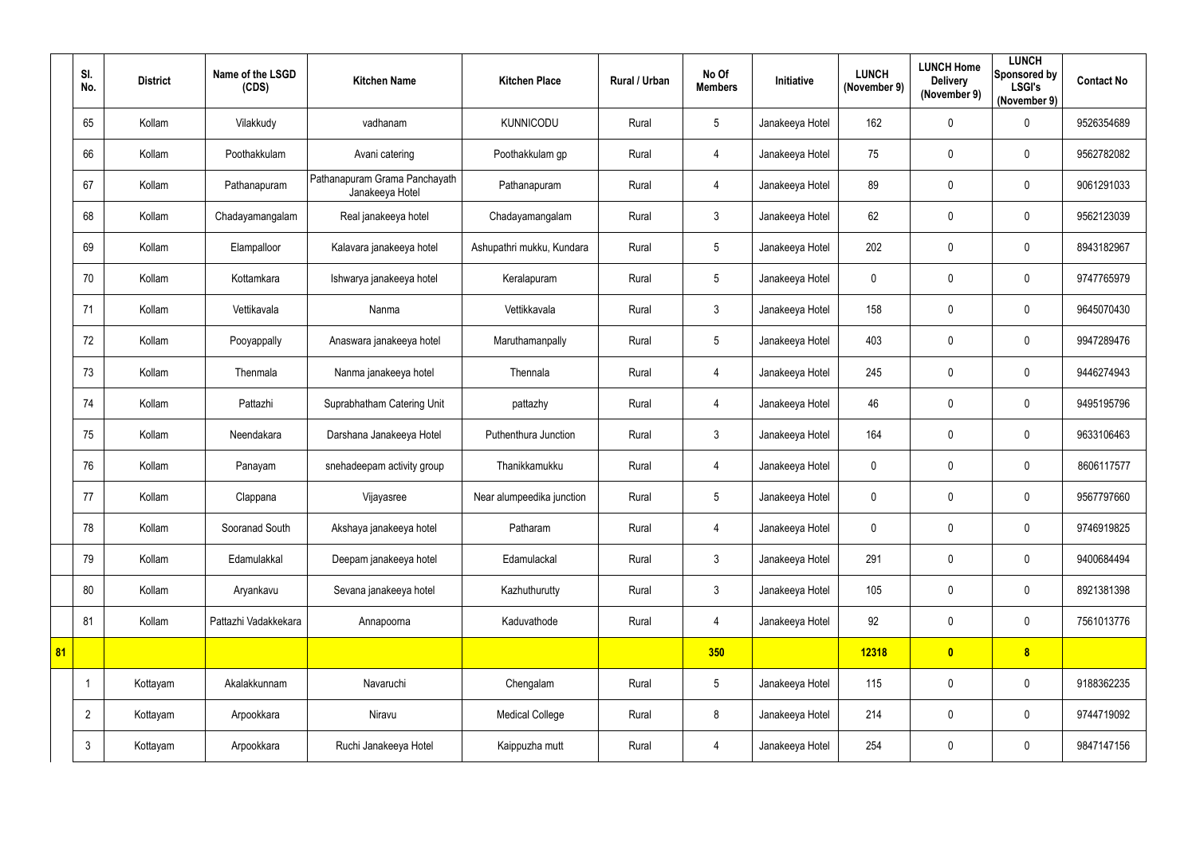| | Sl. No. | District | Name of the LSGD (CDS) | Kitchen Name | Kitchen Place | Rural / Urban | No Of Members | Initiative | LUNCH (November 9) | LUNCH Home Delivery (November 9) | LUNCH Sponsored by LSGI's (November 9) | Contact No |
|---|---|---|---|---|---|---|---|---|---|---|---|---|
| | 65 | Kollam | Vilakkudy | vadhanam | KUNNICODU | Rural | 5 | Janakeeya Hotel | 162 | 0 | 0 | 9526354689 |
| | 66 | Kollam | Poothakkulam | Avani catering | Poothakkulam gp | Rural | 4 | Janakeeya Hotel | 75 | 0 | 0 | 9562782082 |
| | 67 | Kollam | Pathanapuram | Pathanapuram Grama Panchayath Janakeeya Hotel | Pathanapuram | Rural | 4 | Janakeeya Hotel | 89 | 0 | 0 | 9061291033 |
| | 68 | Kollam | Chadayamangalam | Real janakeeya hotel | Chadayamangalam | Rural | 3 | Janakeeya Hotel | 62 | 0 | 0 | 9562123039 |
| | 69 | Kollam | Elampalloor | Kalavara janakeeya hotel | Ashupathri mukku, Kundara | Rural | 5 | Janakeeya Hotel | 202 | 0 | 0 | 8943182967 |
| | 70 | Kollam | Kottamkara | Ishwarya janakeeya hotel | Keralapuram | Rural | 5 | Janakeeya Hotel | 0 | 0 | 0 | 9747765979 |
| | 71 | Kollam | Vettikavala | Nanma | Vettikkavala | Rural | 3 | Janakeeya Hotel | 158 | 0 | 0 | 9645070430 |
| | 72 | Kollam | Pooyappally | Anaswara janakeeya hotel | Maruthamanpally | Rural | 5 | Janakeeya Hotel | 403 | 0 | 0 | 9947289476 |
| | 73 | Kollam | Thenmala | Nanma janakeeya hotel | Thennala | Rural | 4 | Janakeeya Hotel | 245 | 0 | 0 | 9446274943 |
| | 74 | Kollam | Pattazhi | Suprabhatham Catering Unit | pattazhy | Rural | 4 | Janakeeya Hotel | 46 | 0 | 0 | 9495195796 |
| | 75 | Kollam | Neendakara | Darshana Janakeeya Hotel | Puthenthura Junction | Rural | 3 | Janakeeya Hotel | 164 | 0 | 0 | 9633106463 |
| | 76 | Kollam | Panayam | snehadeepam activity group | Thanikkamukku | Rural | 4 | Janakeeya Hotel | 0 | 0 | 0 | 8606117577 |
| | 77 | Kollam | Clappana | Vijayasree | Near alumpeedika junction | Rural | 5 | Janakeeya Hotel | 0 | 0 | 0 | 9567797660 |
| | 78 | Kollam | Sooranad South | Akshaya janakeeya hotel | Patharam | Rural | 4 | Janakeeya Hotel | 0 | 0 | 0 | 9746919825 |
| | 79 | Kollam | Edamulakkal | Deepam janakeeya hotel | Edamulackal | Rural | 3 | Janakeeya Hotel | 291 | 0 | 0 | 9400684494 |
| | 80 | Kollam | Aryankavu | Sevana janakeeya hotel | Kazhuthurutty | Rural | 3 | Janakeeya Hotel | 105 | 0 | 0 | 8921381398 |
| | 81 | Kollam | Pattazhi Vadakkekara | Annapoorna | Kaduvathode | Rural | 4 | Janakeeya Hotel | 92 | 0 | 0 | 7561013776 |
| **81** | | | | | | | **350** | | **12318** | **0** | **8** | |
| | 1 | Kottayam | Akalakkunnam | Navaruchi | Chengalam | Rural | 5 | Janakeeya Hotel | 115 | 0 | 0 | 9188362235 |
| | 2 | Kottayam | Arpookkara | Niravu | Medical College | Rural | 8 | Janakeeya Hotel | 214 | 0 | 0 | 9744719092 |
| | 3 | Kottayam | Arpookkara | Ruchi Janakeeya Hotel | Kaippuzha mutt | Rural | 4 | Janakeeya Hotel | 254 | 0 | 0 | 9847147156 |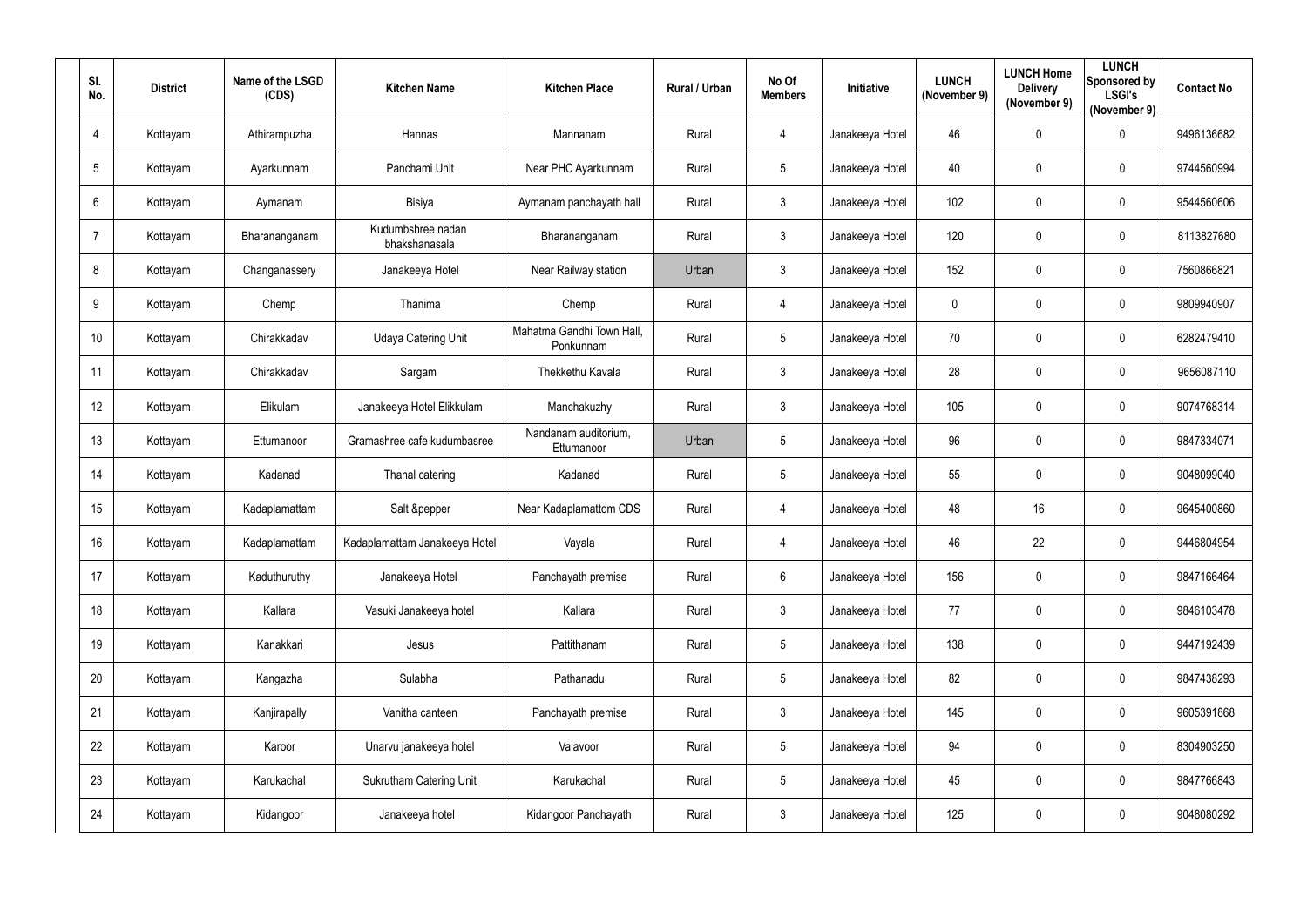| Sl. No. | District | Name of the LSGD (CDS) | Kitchen Name | Kitchen Place | Rural / Urban | No Of Members | Initiative | LUNCH (November 9) | LUNCH Home Delivery (November 9) | LUNCH Sponsored by LSGI's (November 9) | Contact No |
|---|---|---|---|---|---|---|---|---|---|---|---|
| 4 | Kottayam | Athirampuzha | Hannas | Mannanam | Rural | 4 | Janakeeya Hotel | 46 | 0 | 0 | 9496136682 |
| 5 | Kottayam | Ayarkunnam | Panchami Unit | Near PHC Ayarkunnam | Rural | 5 | Janakeeya Hotel | 40 | 0 | 0 | 9744560994 |
| 6 | Kottayam | Aymanam | Bisiya | Aymanam panchayath hall | Rural | 3 | Janakeeya Hotel | 102 | 0 | 0 | 9544560606 |
| 7 | Kottayam | Bharananganam | Kudumbshree nadan bhakshanasala | Bharananganam | Rural | 3 | Janakeeya Hotel | 120 | 0 | 0 | 8113827680 |
| 8 | Kottayam | Changanassery | Janakeeya Hotel | Near Railway station | Urban | 3 | Janakeeya Hotel | 152 | 0 | 0 | 7560866821 |
| 9 | Kottayam | Chemp | Thanima | Chemp | Rural | 4 | Janakeeya Hotel | 0 | 0 | 0 | 9809940907 |
| 10 | Kottayam | Chirakkadav | Udaya Catering Unit | Mahatma Gandhi Town Hall, Ponkunnam | Rural | 5 | Janakeeya Hotel | 70 | 0 | 0 | 6282479410 |
| 11 | Kottayam | Chirakkadav | Sargam | Thekkethu Kavala | Rural | 3 | Janakeeya Hotel | 28 | 0 | 0 | 9656087110 |
| 12 | Kottayam | Elikulam | Janakeeya Hotel Elikkulam | Manchakuzhy | Rural | 3 | Janakeeya Hotel | 105 | 0 | 0 | 9074768314 |
| 13 | Kottayam | Ettumanoor | Gramashree cafe kudumbasree | Nandanam auditorium, Ettumanoor | Urban | 5 | Janakeeya Hotel | 96 | 0 | 0 | 9847334071 |
| 14 | Kottayam | Kadanad | Thanal catering | Kadanad | Rural | 5 | Janakeeya Hotel | 55 | 0 | 0 | 9048099040 |
| 15 | Kottayam | Kadaplamattam | Salt &pepper | Near Kadaplamattom CDS | Rural | 4 | Janakeeya Hotel | 48 | 16 | 0 | 9645400860 |
| 16 | Kottayam | Kadaplamattam | Kadaplamattam Janakeeya Hotel | Vayala | Rural | 4 | Janakeeya Hotel | 46 | 22 | 0 | 9446804954 |
| 17 | Kottayam | Kaduthuruthy | Janakeeya Hotel | Panchayath premise | Rural | 6 | Janakeeya Hotel | 156 | 0 | 0 | 9847166464 |
| 18 | Kottayam | Kallara | Vasuki Janakeeya hotel | Kallara | Rural | 3 | Janakeeya Hotel | 77 | 0 | 0 | 9846103478 |
| 19 | Kottayam | Kanakkari | Jesus | Pattithanam | Rural | 5 | Janakeeya Hotel | 138 | 0 | 0 | 9447192439 |
| 20 | Kottayam | Kangazha | Sulabha | Pathanadu | Rural | 5 | Janakeeya Hotel | 82 | 0 | 0 | 9847438293 |
| 21 | Kottayam | Kanjirapally | Vanitha canteen | Panchayath premise | Rural | 3 | Janakeeya Hotel | 145 | 0 | 0 | 9605391868 |
| 22 | Kottayam | Karoor | Unarvu janakeeya hotel | Valavoor | Rural | 5 | Janakeeya Hotel | 94 | 0 | 0 | 8304903250 |
| 23 | Kottayam | Karukachal | Sukrutham Catering Unit | Karukachal | Rural | 5 | Janakeeya Hotel | 45 | 0 | 0 | 9847766843 |
| 24 | Kottayam | Kidangoor | Janakeeya hotel | Kidangoor Panchayath | Rural | 3 | Janakeeya Hotel | 125 | 0 | 0 | 9048080292 |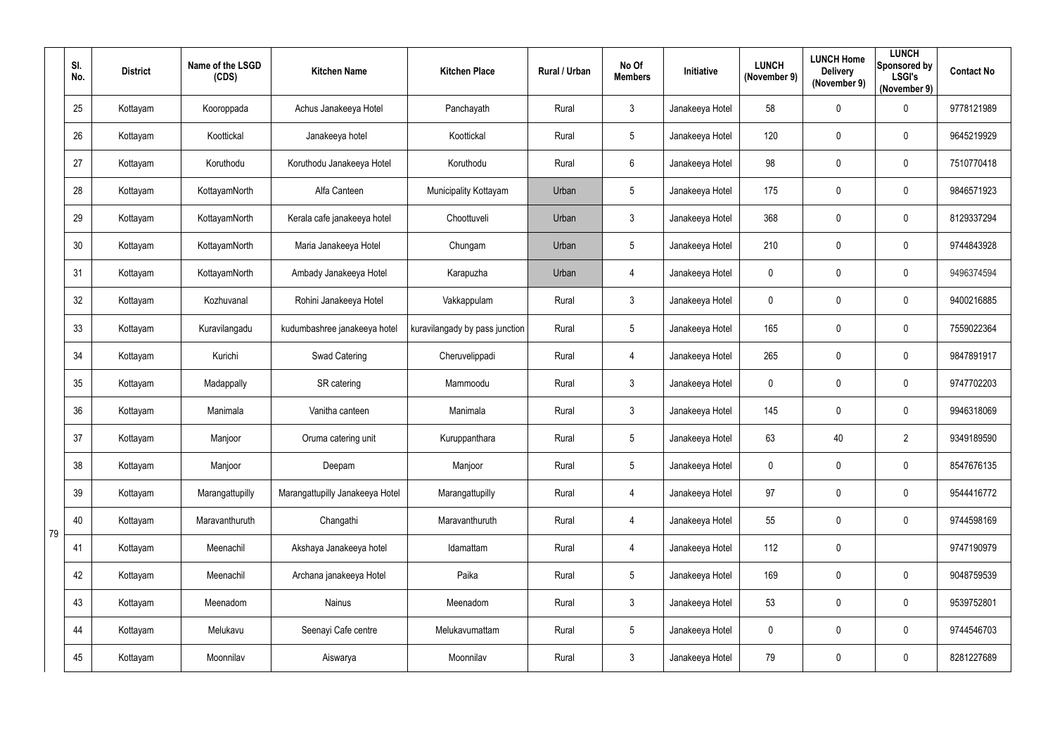| | Sl. No. | District | Name of the LSGD (CDS) | Kitchen Name | Kitchen Place | Rural / Urban | No Of Members | Initiative | LUNCH (November 9) | LUNCH Home Delivery (November 9) | LUNCH Sponsored by LSGI's (November 9) | Contact No |
|---|---|---|---|---|---|---|---|---|---|---|---|---|
| | 25 | Kottayam | Kooroppada | Achus Janakeeya Hotel | Panchayath | Rural | 3 | Janakeeya Hotel | 58 | 0 | 0 | 9778121989 |
| | 26 | Kottayam | Koottickal | Janakeeya hotel | Koottickal | Rural | 5 | Janakeeya Hotel | 120 | 0 | 0 | 9645219929 |
| | 27 | Kottayam | Koruthodu | Koruthodu Janakeeya Hotel | Koruthodu | Rural | 6 | Janakeeya Hotel | 98 | 0 | 0 | 7510770418 |
| | 28 | Kottayam | KottayamNorth | Alfa Canteen | Municipality Kottayam | Urban | 5 | Janakeeya Hotel | 175 | 0 | 0 | 9846571923 |
| | 29 | Kottayam | KottayamNorth | Kerala cafe janakeeya hotel | Choottuveli | Urban | 3 | Janakeeya Hotel | 368 | 0 | 0 | 8129337294 |
| | 30 | Kottayam | KottayamNorth | Maria Janakeeya Hotel | Chungam | Urban | 5 | Janakeeya Hotel | 210 | 0 | 0 | 9744843928 |
| | 31 | Kottayam | KottayamNorth | Ambady Janakeeya Hotel | Karapuzha | Urban | 4 | Janakeeya Hotel | 0 | 0 | 0 | 9496374594 |
| | 32 | Kottayam | Kozhuvanal | Rohini Janakeeya Hotel | Vakkappulam | Rural | 3 | Janakeeya Hotel | 0 | 0 | 0 | 9400216885 |
| | 33 | Kottayam | Kuravilangadu | kudumbashree janakeeya hotel | kuravilangady by pass junction | Rural | 5 | Janakeeya Hotel | 165 | 0 | 0 | 7559022364 |
| | 34 | Kottayam | Kurichi | Swad Catering | Cheruvelippadi | Rural | 4 | Janakeeya Hotel | 265 | 0 | 0 | 9847891917 |
| | 35 | Kottayam | Madappally | SR catering | Mammoodu | Rural | 3 | Janakeeya Hotel | 0 | 0 | 0 | 9747702203 |
| | 36 | Kottayam | Manimala | Vanitha canteen | Manimala | Rural | 3 | Janakeeya Hotel | 145 | 0 | 0 | 9946318069 |
| | 37 | Kottayam | Manjoor | Oruma catering unit | Kuruppanthara | Rural | 5 | Janakeeya Hotel | 63 | 40 | 2 | 9349189590 |
| | 38 | Kottayam | Manjoor | Deepam | Manjoor | Rural | 5 | Janakeeya Hotel | 0 | 0 | 0 | 8547676135 |
| | 39 | Kottayam | Marangattupilly | Marangattupilly Janakeeya Hotel | Marangattupilly | Rural | 4 | Janakeeya Hotel | 97 | 0 | 0 | 9544416772 |
| 79 | 40 | Kottayam | Maravanthuruth | Changathi | Maravanthuruth | Rural | 4 | Janakeeya Hotel | 55 | 0 | 0 | 9744598169 |
| | 41 | Kottayam | Meenachil | Akshaya Janakeeya hotel | Idamattam | Rural | 4 | Janakeeya Hotel | 112 | 0 | | 9747190979 |
| | 42 | Kottayam | Meenachil | Archana janakeeya Hotel | Paika | Rural | 5 | Janakeeya Hotel | 169 | 0 | 0 | 9048759539 |
| | 43 | Kottayam | Meenadom | Nainus | Meenadom | Rural | 3 | Janakeeya Hotel | 53 | 0 | 0 | 9539752801 |
| | 44 | Kottayam | Melukavu | Seenayi Cafe centre | Melukavumattam | Rural | 5 | Janakeeya Hotel | 0 | 0 | 0 | 9744546703 |
| | 45 | Kottayam | Moonnilav | Aiswarya | Moonnilav | Rural | 3 | Janakeeya Hotel | 79 | 0 | 0 | 8281227689 |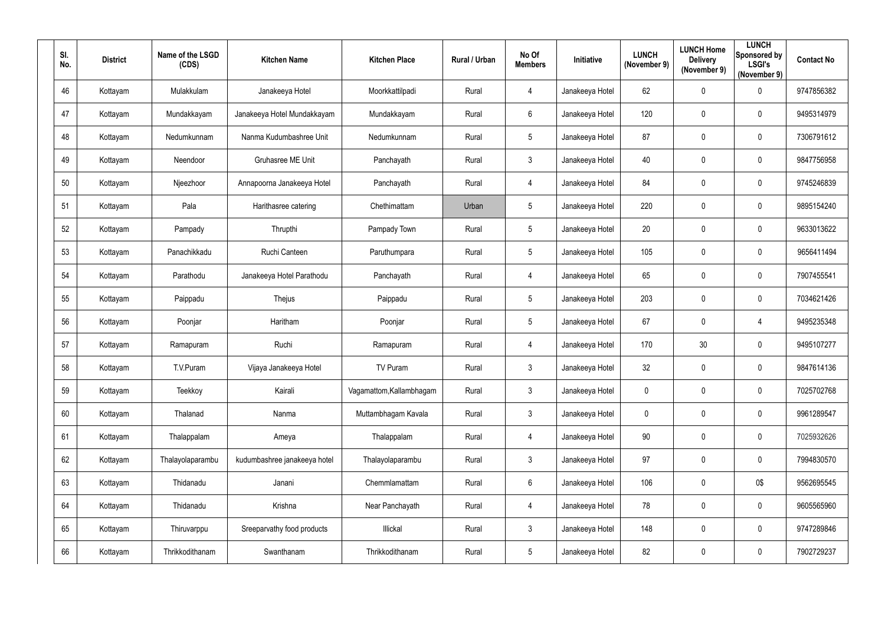| Sl. No. | District | Name of the LSGD (CDS) | Kitchen Name | Kitchen Place | Rural / Urban | No Of Members | Initiative | LUNCH (November 9) | LUNCH Home Delivery (November 9) | LUNCH Sponsored by LSGI's (November 9) | Contact No |
|---|---|---|---|---|---|---|---|---|---|---|---|
| 46 | Kottayam | Mulakkulam | Janakeeya Hotel | Moorkkattilpadi | Rural | 4 | Janakeeya Hotel | 62 | 0 | 0 | 9747856382 |
| 47 | Kottayam | Mundakkayam | Janakeeya Hotel Mundakkayam | Mundakkayam | Rural | 6 | Janakeeya Hotel | 120 | 0 | 0 | 9495314979 |
| 48 | Kottayam | Nedumkunnam | Nanma Kudumbashree Unit | Nedumkunnam | Rural | 5 | Janakeeya Hotel | 87 | 0 | 0 | 7306791612 |
| 49 | Kottayam | Neendoor | Gruhasree ME Unit | Panchayath | Rural | 3 | Janakeeya Hotel | 40 | 0 | 0 | 9847756958 |
| 50 | Kottayam | Njeezhoor | Annapoorna Janakeeya Hotel | Panchayath | Rural | 4 | Janakeeya Hotel | 84 | 0 | 0 | 9745246839 |
| 51 | Kottayam | Pala | Harithasree catering | Chethimattam | Urban | 5 | Janakeeya Hotel | 220 | 0 | 0 | 9895154240 |
| 52 | Kottayam | Pampady | Thrupthi | Pampady Town | Rural | 5 | Janakeeya Hotel | 20 | 0 | 0 | 9633013622 |
| 53 | Kottayam | Panachikkadu | Ruchi Canteen | Paruthumpara | Rural | 5 | Janakeeya Hotel | 105 | 0 | 0 | 9656411494 |
| 54 | Kottayam | Parathodu | Janakeeya Hotel Parathodu | Panchayath | Rural | 4 | Janakeeya Hotel | 65 | 0 | 0 | 7907455541 |
| 55 | Kottayam | Paippadu | Thejus | Paippadu | Rural | 5 | Janakeeya Hotel | 203 | 0 | 0 | 7034621426 |
| 56 | Kottayam | Poonjar | Haritham | Poonjar | Rural | 5 | Janakeeya Hotel | 67 | 0 | 4 | 9495235348 |
| 57 | Kottayam | Ramapuram | Ruchi | Ramapuram | Rural | 4 | Janakeeya Hotel | 170 | 30 | 0 | 9495107277 |
| 58 | Kottayam | T.V.Puram | Vijaya Janakeeya Hotel | TV Puram | Rural | 3 | Janakeeya Hotel | 32 | 0 | 0 | 9847614136 |
| 59 | Kottayam | Teekkoy | Kairali | Vagamattom,Kallambhagam | Rural | 3 | Janakeeya Hotel | 0 | 0 | 0 | 7025702768 |
| 60 | Kottayam | Thalanad | Nanma | Muttambhagam Kavala | Rural | 3 | Janakeeya Hotel | 0 | 0 | 0 | 9961289547 |
| 61 | Kottayam | Thalappalam | Ameya | Thalappalam | Rural | 4 | Janakeeya Hotel | 90 | 0 | 0 | 7025932626 |
| 62 | Kottayam | Thalayolaparambu | kudumbashree janakeeya hotel | Thalayolaparambu | Rural | 3 | Janakeeya Hotel | 97 | 0 | 0 | 7994830570 |
| 63 | Kottayam | Thidanadu | Janani | Chemmlamattam | Rural | 6 | Janakeeya Hotel | 106 | 0 | 0$ | 9562695545 |
| 64 | Kottayam | Thidanadu | Krishna | Near Panchayath | Rural | 4 | Janakeeya Hotel | 78 | 0 | 0 | 9605565960 |
| 65 | Kottayam | Thiruvarppu | Sreeparvathy food products | Illickal | Rural | 3 | Janakeeya Hotel | 148 | 0 | 0 | 9747289846 |
| 66 | Kottayam | Thrikkodithanam | Swanthanam | Thrikkodithanam | Rural | 5 | Janakeeya Hotel | 82 | 0 | 0 | 7902729237 |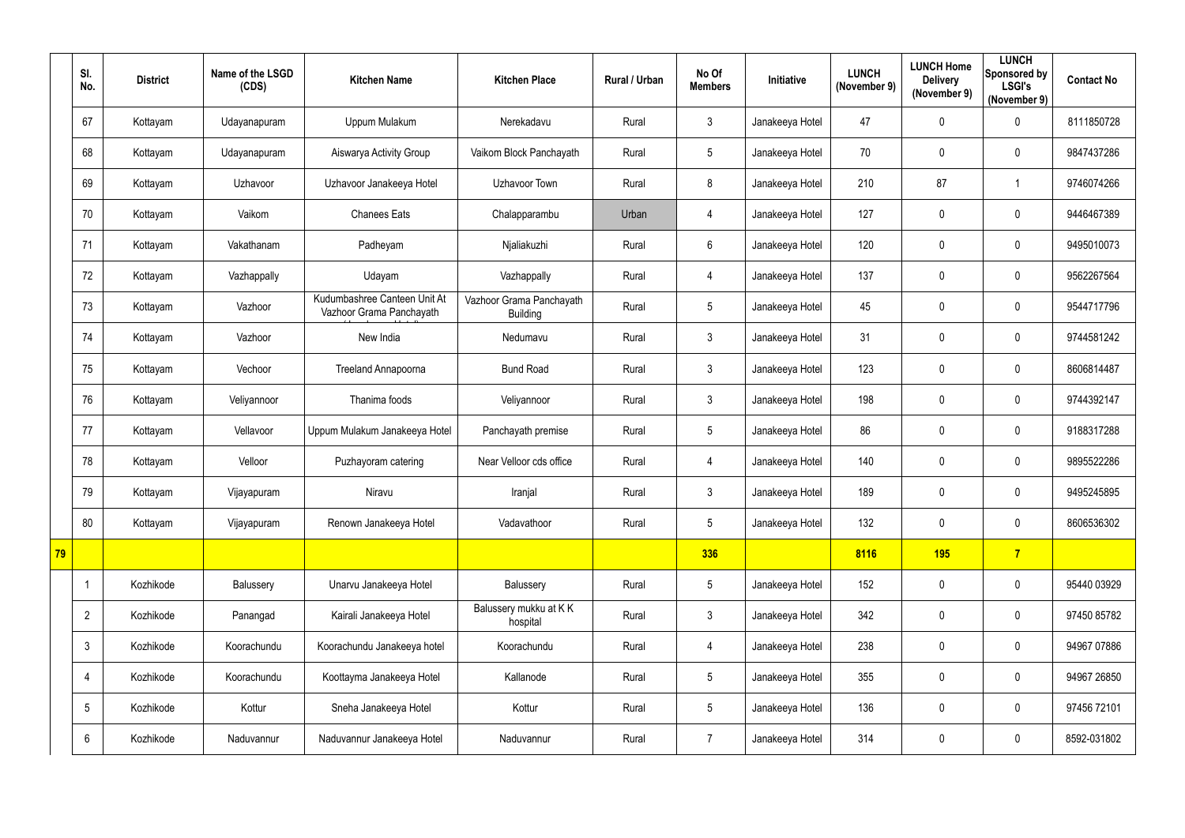|  | Sl. No. | District | Name of the LSGD (CDS) | Kitchen Name | Kitchen Place | Rural / Urban | No Of Members | Initiative | LUNCH (November 9) | LUNCH Home Delivery (November 9) | LUNCH Sponsored by LSGI's (November 9) | Contact No |
|---|---|---|---|---|---|---|---|---|---|---|---|---|
|  | 67 | Kottayam | Udayanapuram | Uppum Mulakum | Nerekadavu | Rural | 3 | Janakeeya Hotel | 47 | 0 | 0 | 8111850728 |
|  | 68 | Kottayam | Udayanapuram | Aiswarya Activity Group | Vaikom Block Panchayath | Rural | 5 | Janakeeya Hotel | 70 | 0 | 0 | 9847437286 |
|  | 69 | Kottayam | Uzhavoor | Uzhavoor Janakeeya Hotel | Uzhavoor Town | Rural | 8 | Janakeeya Hotel | 210 | 87 | 1 | 9746074266 |
|  | 70 | Kottayam | Vaikom | Chanees Eats | Chalapparambu | Urban | 4 | Janakeeya Hotel | 127 | 0 | 0 | 9446467389 |
|  | 71 | Kottayam | Vakathanam | Padheyam | Njaliakuzhi | Rural | 6 | Janakeeya Hotel | 120 | 0 | 0 | 9495010073 |
|  | 72 | Kottayam | Vazhappally | Udayam | Vazhappally | Rural | 4 | Janakeeya Hotel | 137 | 0 | 0 | 9562267564 |
|  | 73 | Kottayam | Vazhoor | Kudumbashree Canteen Unit At Vazhoor Grama Panchayath | Vazhoor Grama Panchayath Building | Rural | 5 | Janakeeya Hotel | 45 | 0 | 0 | 9544717796 |
|  | 74 | Kottayam | Vazhoor | New India | Nedumavu | Rural | 3 | Janakeeya Hotel | 31 | 0 | 0 | 9744581242 |
|  | 75 | Kottayam | Vechoor | Treeland Annapoorna | Bund Road | Rural | 3 | Janakeeya Hotel | 123 | 0 | 0 | 8606814487 |
|  | 76 | Kottayam | Veliyannoor | Thanima foods | Veliyannoor | Rural | 3 | Janakeeya Hotel | 198 | 0 | 0 | 9744392147 |
|  | 77 | Kottayam | Vellavoor | Uppum Mulakum Janakeeya Hotel | Panchayath premise | Rural | 5 | Janakeeya Hotel | 86 | 0 | 0 | 9188317288 |
|  | 78 | Kottayam | Velloor | Puzhayoram catering | Near Velloor cds office | Rural | 4 | Janakeeya Hotel | 140 | 0 | 0 | 9895522286 |
|  | 79 | Kottayam | Vijayapuram | Niravu | Iranjal | Rural | 3 | Janakeeya Hotel | 189 | 0 | 0 | 9495245895 |
|  | 80 | Kottayam | Vijayapuram | Renown Janakeeya Hotel | Vadavathoor | Rural | 5 | Janakeeya Hotel | 132 | 0 | 0 | 8606536302 |
| **79** |  |  |  |  |  |  | **336** |  | **8116** | **195** | **7** |  |
|  | 1 | Kozhikode | Balussery | Unarvu Janakeeya Hotel | Balussery | Rural | 5 | Janakeeya Hotel | 152 | 0 | 0 | 95440 03929 |
|  | 2 | Kozhikode | Panangad | Kairali Janakeeya Hotel | Balussery mukku at K K hospital | Rural | 3 | Janakeeya Hotel | 342 | 0 | 0 | 97450 85782 |
|  | 3 | Kozhikode | Koorachundu | Koorachundu Janakeeya hotel | Koorachundu | Rural | 4 | Janakeeya Hotel | 238 | 0 | 0 | 94967 07886 |
|  | 4 | Kozhikode | Koorachundu | Koottayma Janakeeya Hotel | Kallanode | Rural | 5 | Janakeeya Hotel | 355 | 0 | 0 | 94967 26850 |
|  | 5 | Kozhikode | Kottur | Sneha Janakeeya Hotel | Kottur | Rural | 5 | Janakeeya Hotel | 136 | 0 | 0 | 97456 72101 |
|  | 6 | Kozhikode | Naduvannur | Naduvannur Janakeeya Hotel | Naduvannur | Rural | 7 | Janakeeya Hotel | 314 | 0 | 0 | 8592-031802 |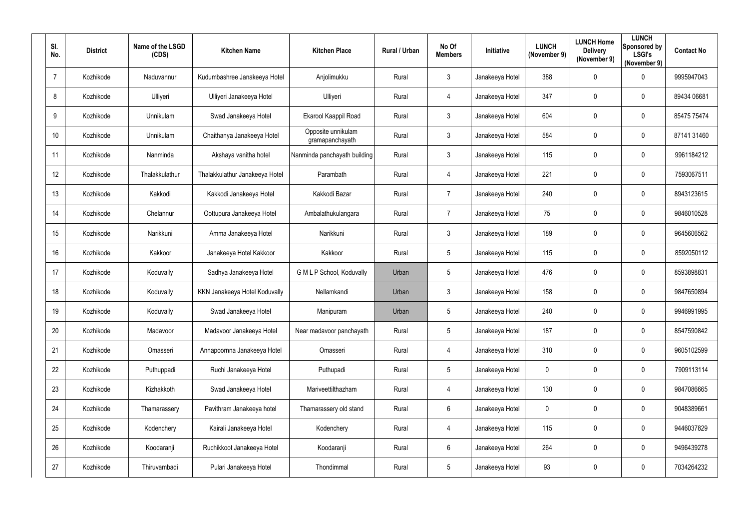| Sl. No. | District | Name of the LSGD (CDS) | Kitchen Name | Kitchen Place | Rural / Urban | No Of Members | Initiative | LUNCH (November 9) | LUNCH Home Delivery (November 9) | LUNCH Sponsored by LSGI's (November 9) | Contact No |
|---|---|---|---|---|---|---|---|---|---|---|---|
| 7 | Kozhikode | Naduvannur | Kudumbashree Janakeeya Hotel | Anjolimukku | Rural | 3 | Janakeeya Hotel | 388 | 0 | 0 | 9995947043 |
| 8 | Kozhikode | Ulliyeri | Ulliyeri Janakeeya Hotel | Ulliyeri | Rural | 4 | Janakeeya Hotel | 347 | 0 | 0 | 89434 06681 |
| 9 | Kozhikode | Unnikulam | Swad Janakeeya Hotel | Ekarool Kaappil Road | Rural | 3 | Janakeeya Hotel | 604 | 0 | 0 | 85475 75474 |
| 10 | Kozhikode | Unnikulam | Chaithanya Janakeeya Hotel | Opposite unnikulam gramapanchayath | Rural | 3 | Janakeeya Hotel | 584 | 0 | 0 | 87141 31460 |
| 11 | Kozhikode | Nanminda | Akshaya vanitha hotel | Nanminda panchayath building | Rural | 3 | Janakeeya Hotel | 115 | 0 | 0 | 9961184212 |
| 12 | Kozhikode | Thalakkulathur | Thalakkulathur Janakeeya Hotel | Parambath | Rural | 4 | Janakeeya Hotel | 221 | 0 | 0 | 7593067511 |
| 13 | Kozhikode | Kakkodi | Kakkodi Janakeeya Hotel | Kakkodi Bazar | Rural | 7 | Janakeeya Hotel | 240 | 0 | 0 | 8943123615 |
| 14 | Kozhikode | Chelannur | Oottupura Janakeeya Hotel | Ambalathukulangara | Rural | 7 | Janakeeya Hotel | 75 | 0 | 0 | 9846010528 |
| 15 | Kozhikode | Narikkuni | Amma Janakeeya Hotel | Narikkuni | Rural | 3 | Janakeeya Hotel | 189 | 0 | 0 | 9645606562 |
| 16 | Kozhikode | Kakkoor | Janakeeya Hotel Kakkoor | Kakkoor | Rural | 5 | Janakeeya Hotel | 115 | 0 | 0 | 8592050112 |
| 17 | Kozhikode | Koduvally | Sadhya Janakeeya Hotel | G M L P School, Koduvally | Urban | 5 | Janakeeya Hotel | 476 | 0 | 0 | 8593898831 |
| 18 | Kozhikode | Koduvally | KKN Janakeeya Hotel Koduvally | Nellamkandi | Urban | 3 | Janakeeya Hotel | 158 | 0 | 0 | 9847650894 |
| 19 | Kozhikode | Koduvally | Swad Janakeeya Hotel | Manipuram | Urban | 5 | Janakeeya Hotel | 240 | 0 | 0 | 9946991995 |
| 20 | Kozhikode | Madavoor | Madavoor Janakeeya Hotel | Near madavoor panchayath | Rural | 5 | Janakeeya Hotel | 187 | 0 | 0 | 8547590842 |
| 21 | Kozhikode | Omasseri | Annapoornna Janakeeya Hotel | Omasseri | Rural | 4 | Janakeeya Hotel | 310 | 0 | 0 | 9605102599 |
| 22 | Kozhikode | Puthuppadi | Ruchi Janakeeya Hotel | Puthupadi | Rural | 5 | Janakeeya Hotel | 0 | 0 | 0 | 7909113114 |
| 23 | Kozhikode | Kizhakkoth | Swad Janakeeya Hotel | Mariveettilthazham | Rural | 4 | Janakeeya Hotel | 130 | 0 | 0 | 9847086665 |
| 24 | Kozhikode | Thamarassery | Pavithram Janakeeya hotel | Thamarassery old stand | Rural | 6 | Janakeeya Hotel | 0 | 0 | 0 | 9048389661 |
| 25 | Kozhikode | Kodenchery | Kairali Janakeeya Hotel | Kodenchery | Rural | 4 | Janakeeya Hotel | 115 | 0 | 0 | 9446037829 |
| 26 | Kozhikode | Koodaranji | Ruchikkoot Janakeeya Hotel | Koodaranji | Rural | 6 | Janakeeya Hotel | 264 | 0 | 0 | 9496439278 |
| 27 | Kozhikode | Thiruvambadi | Pulari Janakeeya Hotel | Thondimmal | Rural | 5 | Janakeeya Hotel | 93 | 0 | 0 | 7034264232 |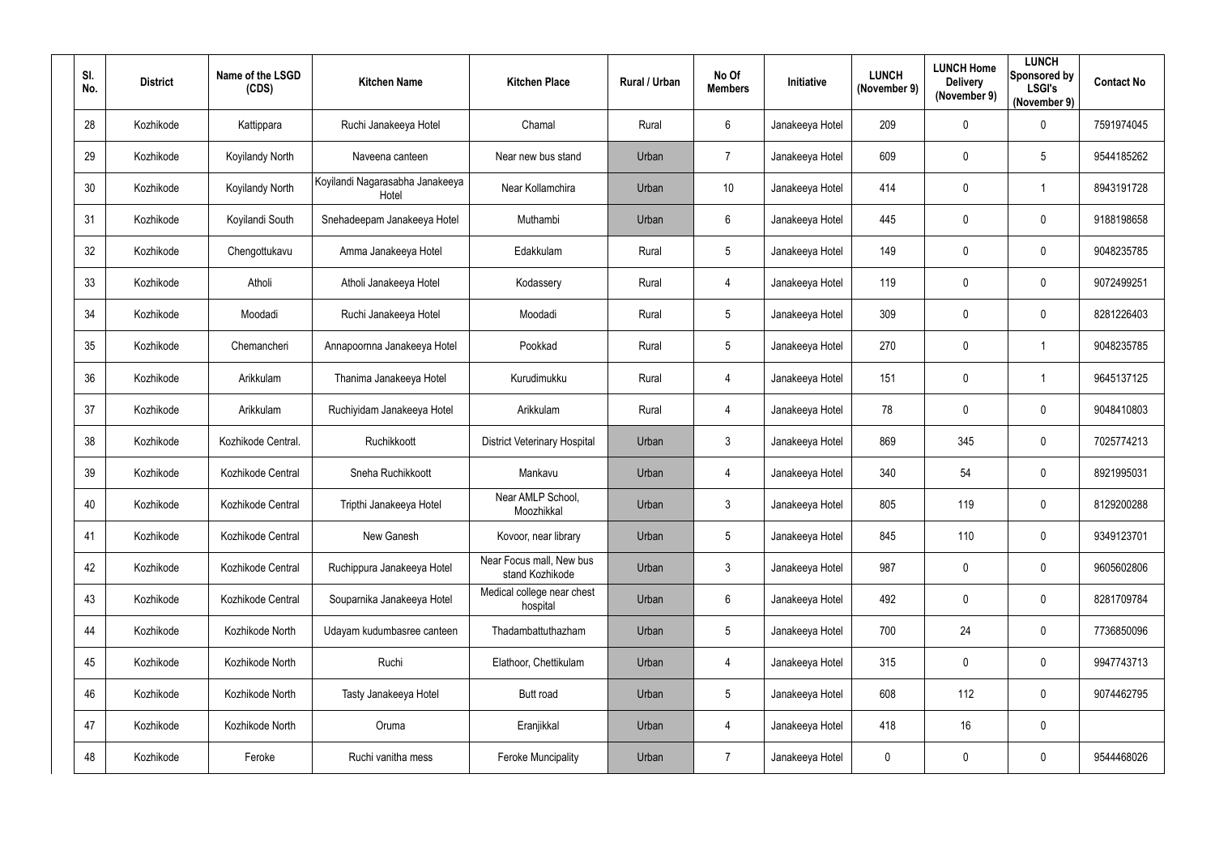| Sl. No. | District | Name of the LSGD (CDS) | Kitchen Name | Kitchen Place | Rural / Urban | No Of Members | Initiative | LUNCH (November 9) | LUNCH Home Delivery (November 9) | LUNCH Sponsored by LSGI's (November 9) | Contact No |
|---|---|---|---|---|---|---|---|---|---|---|---|
| 28 | Kozhikode | Kattippara | Ruchi Janakeeya Hotel | Chamal | Rural | 6 | Janakeeya Hotel | 209 | 0 | 0 | 7591974045 |
| 29 | Kozhikode | Koyilandy North | Naveena canteen | Near new bus stand | Urban | 7 | Janakeeya Hotel | 609 | 0 | 5 | 9544185262 |
| 30 | Kozhikode | Koyilandy North | Koyilandi Nagarasabha Janakeeya Hotel | Near Kollamchira | Urban | 10 | Janakeeya Hotel | 414 | 0 | 1 | 8943191728 |
| 31 | Kozhikode | Koyilandi South | Snehadeepam Janakeeya Hotel | Muthambi | Urban | 6 | Janakeeya Hotel | 445 | 0 | 0 | 9188198658 |
| 32 | Kozhikode | Chengottukavu | Amma Janakeeya Hotel | Edakkulam | Rural | 5 | Janakeeya Hotel | 149 | 0 | 0 | 9048235785 |
| 33 | Kozhikode | Atholi | Atholi Janakeeya Hotel | Kodassery | Rural | 4 | Janakeeya Hotel | 119 | 0 | 0 | 9072499251 |
| 34 | Kozhikode | Moodadi | Ruchi Janakeeya Hotel | Moodadi | Rural | 5 | Janakeeya Hotel | 309 | 0 | 0 | 8281226403 |
| 35 | Kozhikode | Chemancheri | Annapoornna Janakeeya Hotel | Pookkad | Rural | 5 | Janakeeya Hotel | 270 | 0 | 1 | 9048235785 |
| 36 | Kozhikode | Arikkulam | Thanima Janakeeya Hotel | Kurudimukku | Rural | 4 | Janakeeya Hotel | 151 | 0 | 1 | 9645137125 |
| 37 | Kozhikode | Arikkulam | Ruchiyidam Janakeeya Hotel | Arikkulam | Rural | 4 | Janakeeya Hotel | 78 | 0 | 0 | 9048410803 |
| 38 | Kozhikode | Kozhikode Central. | Ruchikkoott | District Veterinary Hospital | Urban | 3 | Janakeeya Hotel | 869 | 345 | 0 | 7025774213 |
| 39 | Kozhikode | Kozhikode Central | Sneha Ruchikkoott | Mankavu | Urban | 4 | Janakeeya Hotel | 340 | 54 | 0 | 8921995031 |
| 40 | Kozhikode | Kozhikode Central | Tripthi Janakeeya Hotel | Near AMLP School, Moozhikkal | Urban | 3 | Janakeeya Hotel | 805 | 119 | 0 | 8129200288 |
| 41 | Kozhikode | Kozhikode Central | New Ganesh | Kovoor, near library | Urban | 5 | Janakeeya Hotel | 845 | 110 | 0 | 9349123701 |
| 42 | Kozhikode | Kozhikode Central | Ruchippura Janakeeya Hotel | Near Focus mall, New bus stand Kozhikode | Urban | 3 | Janakeeya Hotel | 987 | 0 | 0 | 9605602806 |
| 43 | Kozhikode | Kozhikode Central | Souparnika Janakeeya Hotel | Medical college near chest hospital | Urban | 6 | Janakeeya Hotel | 492 | 0 | 0 | 8281709784 |
| 44 | Kozhikode | Kozhikode North | Udayam kudumbasree canteen | Thadambattuthazham | Urban | 5 | Janakeeya Hotel | 700 | 24 | 0 | 7736850096 |
| 45 | Kozhikode | Kozhikode North | Ruchi | Elathoor, Chettikulam | Urban | 4 | Janakeeya Hotel | 315 | 0 | 0 | 9947743713 |
| 46 | Kozhikode | Kozhikode North | Tasty Janakeeya Hotel | Butt road | Urban | 5 | Janakeeya Hotel | 608 | 112 | 0 | 9074462795 |
| 47 | Kozhikode | Kozhikode North | Oruma | Eranjikkal | Urban | 4 | Janakeeya Hotel | 418 | 16 | 0 | |
| 48 | Kozhikode | Feroke | Ruchi vanitha mess | Feroke Muncipality | Urban | 7 | Janakeeya Hotel | 0 | 0 | 0 | 9544468026 |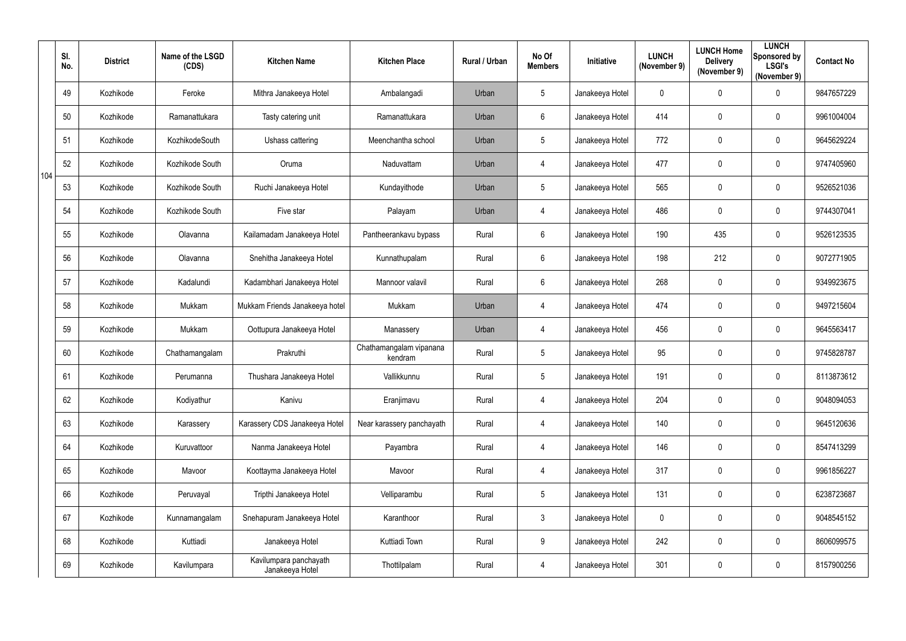| | Sl. No. | District | Name of the LSGD (CDS) | Kitchen Name | Kitchen Place | Rural / Urban | No Of Members | Initiative | LUNCH (November 9) | LUNCH Home Delivery (November 9) | LUNCH Sponsored by LSGI's (November 9) | Contact No |
|---|---|---|---|---|---|---|---|---|---|---|---|---|
| 104 | 49 | Kozhikode | Feroke | Mithra Janakeeya Hotel | Ambalangadi | Urban | 5 | Janakeeya Hotel | 0 | 0 | 0 | 9847657229 |
| | 50 | Kozhikode | Ramanattukara | Tasty catering unit | Ramanattukara | Urban | 6 | Janakeeya Hotel | 414 | 0 | 0 | 9961004004 |
| | 51 | Kozhikode | KozhikodeSouth | Ushass cattering | Meenchantha school | Urban | 5 | Janakeeya Hotel | 772 | 0 | 0 | 9645629224 |
| | 52 | Kozhikode | Kozhikode South | Oruma | Naduvattam | Urban | 4 | Janakeeya Hotel | 477 | 0 | 0 | 9747405960 |
| | 53 | Kozhikode | Kozhikode South | Ruchi Janakeeya Hotel | Kundayithode | Urban | 5 | Janakeeya Hotel | 565 | 0 | 0 | 9526521036 |
| | 54 | Kozhikode | Kozhikode South | Five star | Palayam | Urban | 4 | Janakeeya Hotel | 486 | 0 | 0 | 9744307041 |
| | 55 | Kozhikode | Olavanna | Kailamadam Janakeeya Hotel | Pantheerankavu bypass | Rural | 6 | Janakeeya Hotel | 190 | 435 | 0 | 9526123535 |
| | 56 | Kozhikode | Olavanna | Snehitha Janakeeya Hotel | Kunnathupalam | Rural | 6 | Janakeeya Hotel | 198 | 212 | 0 | 9072771905 |
| | 57 | Kozhikode | Kadalundi | Kadambhari Janakeeya Hotel | Mannoor valavil | Rural | 6 | Janakeeya Hotel | 268 | 0 | 0 | 9349923675 |
| | 58 | Kozhikode | Mukkam | Mukkam Friends Janakeeya hotel | Mukkam | Urban | 4 | Janakeeya Hotel | 474 | 0 | 0 | 9497215604 |
| | 59 | Kozhikode | Mukkam | Oottupura Janakeeya Hotel | Manassery | Urban | 4 | Janakeeya Hotel | 456 | 0 | 0 | 9645563417 |
| | 60 | Kozhikode | Chathamangalam | Prakruthi | Chathamangalam vipanana kendram | Rural | 5 | Janakeeya Hotel | 95 | 0 | 0 | 9745828787 |
| | 61 | Kozhikode | Perumanna | Thushara Janakeeya Hotel | Vallikkunnu | Rural | 5 | Janakeeya Hotel | 191 | 0 | 0 | 8113873612 |
| | 62 | Kozhikode | Kodiyathur | Kanivu | Eranjimavu | Rural | 4 | Janakeeya Hotel | 204 | 0 | 0 | 9048094053 |
| | 63 | Kozhikode | Karassery | Karassery CDS Janakeeya Hotel | Near karassery panchayath | Rural | 4 | Janakeeya Hotel | 140 | 0 | 0 | 9645120636 |
| | 64 | Kozhikode | Kuruvattoor | Nanma Janakeeya Hotel | Payambra | Rural | 4 | Janakeeya Hotel | 146 | 0 | 0 | 8547413299 |
| | 65 | Kozhikode | Mavoor | Koottayma Janakeeya Hotel | Mavoor | Rural | 4 | Janakeeya Hotel | 317 | 0 | 0 | 9961856227 |
| | 66 | Kozhikode | Peruvayal | Tripthi Janakeeya Hotel | Velliparambu | Rural | 5 | Janakeeya Hotel | 131 | 0 | 0 | 6238723687 |
| | 67 | Kozhikode | Kunnamangalam | Snehapuram Janakeeya Hotel | Karanthoor | Rural | 3 | Janakeeya Hotel | 0 | 0 | 0 | 9048545152 |
| | 68 | Kozhikode | Kuttiadi | Janakeeya Hotel | Kuttiadi Town | Rural | 9 | Janakeeya Hotel | 242 | 0 | 0 | 8606099575 |
| | 69 | Kozhikode | Kavilumpara | Kavilumpara panchayath Janakeeya Hotel | Thottilpalam | Rural | 4 | Janakeeya Hotel | 301 | 0 | 0 | 8157900256 |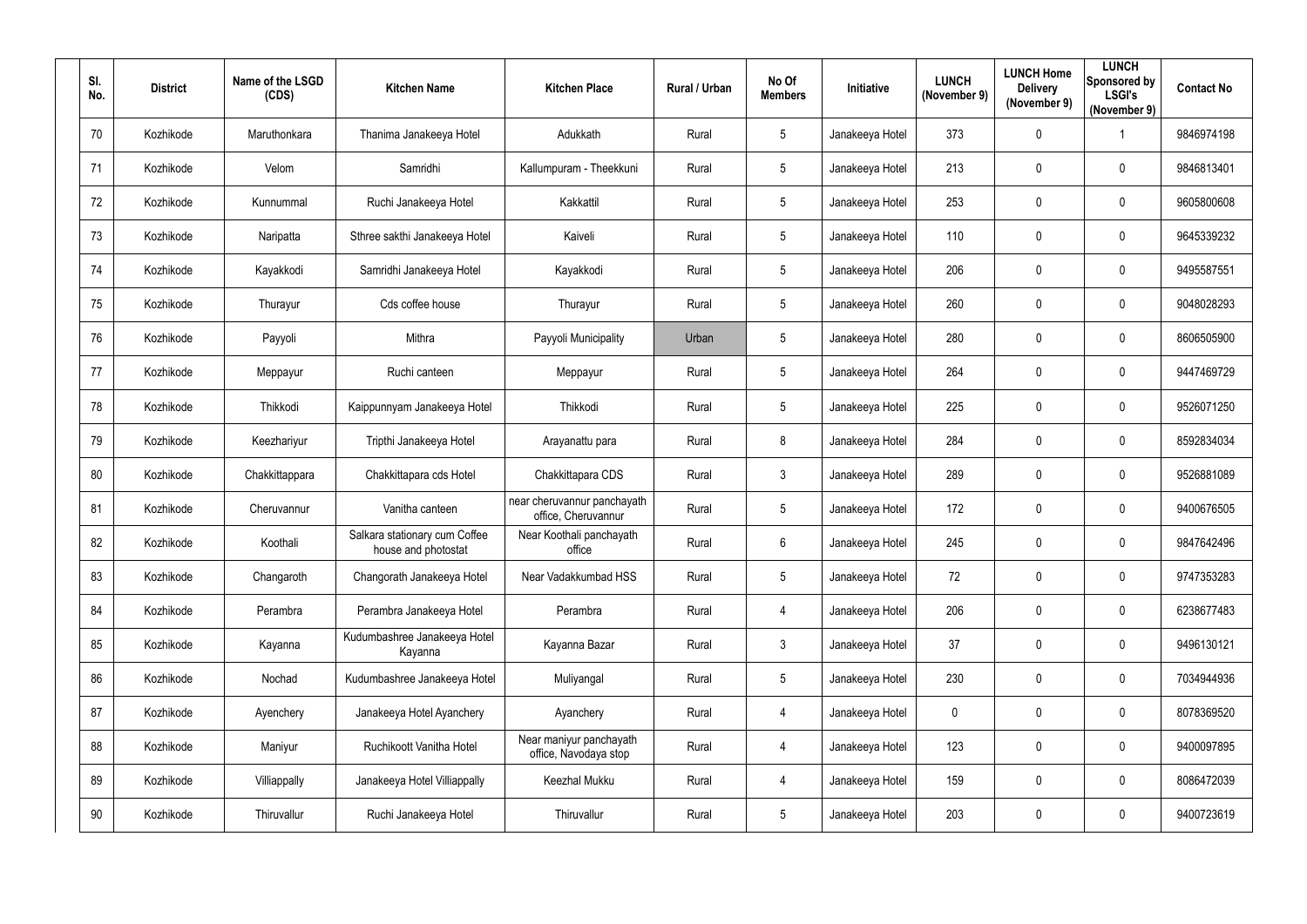| Sl. No. | District | Name of the LSGD (CDS) | Kitchen Name | Kitchen Place | Rural / Urban | No Of Members | Initiative | LUNCH (November 9) | LUNCH Home Delivery (November 9) | LUNCH Sponsored by LSGI's (November 9) | Contact No |
|---|---|---|---|---|---|---|---|---|---|---|---|
| 70 | Kozhikode | Maruthonkara | Thanima Janakeeya Hotel | Adukkath | Rural | 5 | Janakeeya Hotel | 373 | 0 | 1 | 9846974198 |
| 71 | Kozhikode | Velom | Samridhi | Kallumpuram - Theekkuni | Rural | 5 | Janakeeya Hotel | 213 | 0 | 0 | 9846813401 |
| 72 | Kozhikode | Kunnummal | Ruchi Janakeeya Hotel | Kakkattil | Rural | 5 | Janakeeya Hotel | 253 | 0 | 0 | 9605800608 |
| 73 | Kozhikode | Naripatta | Sthree sakthi Janakeeya Hotel | Kaiveli | Rural | 5 | Janakeeya Hotel | 110 | 0 | 0 | 9645339232 |
| 74 | Kozhikode | Kayakkodi | Samridhi Janakeeya Hotel | Kayakkodi | Rural | 5 | Janakeeya Hotel | 206 | 0 | 0 | 9495587551 |
| 75 | Kozhikode | Thurayur | Cds coffee house | Thurayur | Rural | 5 | Janakeeya Hotel | 260 | 0 | 0 | 9048028293 |
| 76 | Kozhikode | Payyoli | Mithra | Payyoli Municipality | Urban | 5 | Janakeeya Hotel | 280 | 0 | 0 | 8606505900 |
| 77 | Kozhikode | Meppayur | Ruchi canteen | Meppayur | Rural | 5 | Janakeeya Hotel | 264 | 0 | 0 | 9447469729 |
| 78 | Kozhikode | Thikkodi | Kaippunnyam Janakeeya Hotel | Thikkodi | Rural | 5 | Janakeeya Hotel | 225 | 0 | 0 | 9526071250 |
| 79 | Kozhikode | Keezhariyur | Tripthi Janakeeya Hotel | Arayanattu para | Rural | 8 | Janakeeya Hotel | 284 | 0 | 0 | 8592834034 |
| 80 | Kozhikode | Chakkittappara | Chakkittapara cds Hotel | Chakkittapara CDS | Rural | 3 | Janakeeya Hotel | 289 | 0 | 0 | 9526881089 |
| 81 | Kozhikode | Cheruvannur | Vanitha canteen | near cheruvannur panchayath office, Cheruvannur | Rural | 5 | Janakeeya Hotel | 172 | 0 | 0 | 9400676505 |
| 82 | Kozhikode | Koothali | Salkara stationary cum Coffee house and photostat | Near Koothali panchayath office | Rural | 6 | Janakeeya Hotel | 245 | 0 | 0 | 9847642496 |
| 83 | Kozhikode | Changaroth | Changorath Janakeeya Hotel | Near Vadakkumbad HSS | Rural | 5 | Janakeeya Hotel | 72 | 0 | 0 | 9747353283 |
| 84 | Kozhikode | Perambra | Perambra Janakeeya Hotel | Perambra | Rural | 4 | Janakeeya Hotel | 206 | 0 | 0 | 6238677483 |
| 85 | Kozhikode | Kayanna | Kudumbashree Janakeeya Hotel Kayanna | Kayanna Bazar | Rural | 3 | Janakeeya Hotel | 37 | 0 | 0 | 9496130121 |
| 86 | Kozhikode | Nochad | Kudumbashree Janakeeya Hotel | Muliyangal | Rural | 5 | Janakeeya Hotel | 230 | 0 | 0 | 7034944936 |
| 87 | Kozhikode | Ayenchery | Janakeeya Hotel Ayanchery | Ayanchery | Rural | 4 | Janakeeya Hotel | 0 | 0 | 0 | 8078369520 |
| 88 | Kozhikode | Maniyur | Ruchikoott Vanitha Hotel | Near maniyur panchayath office, Navodaya stop | Rural | 4 | Janakeeya Hotel | 123 | 0 | 0 | 9400097895 |
| 89 | Kozhikode | Villiappally | Janakeeya Hotel Villiappally | Keezhal Mukku | Rural | 4 | Janakeeya Hotel | 159 | 0 | 0 | 8086472039 |
| 90 | Kozhikode | Thiruvallur | Ruchi Janakeeya Hotel | Thiruvallur | Rural | 5 | Janakeeya Hotel | 203 | 0 | 0 | 9400723619 |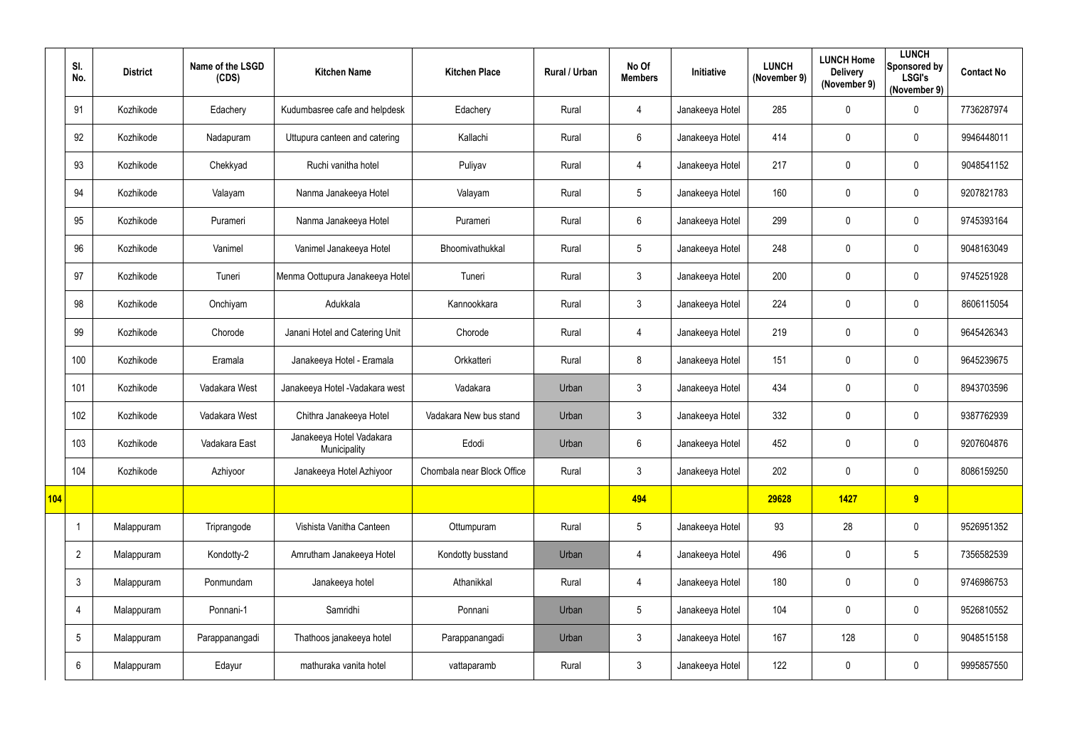| | Sl. No. | District | Name of the LSGD (CDS) | Kitchen Name | Kitchen Place | Rural / Urban | No Of Members | Initiative | LUNCH (November 9) | LUNCH Home Delivery (November 9) | LUNCH Sponsored by LSGI's (November 9) | Contact No |
|---|---|---|---|---|---|---|---|---|---|---|---|---|
| | 91 | Kozhikode | Edachery | Kudumbasree cafe and helpdesk | Edachery | Rural | 4 | Janakeeya Hotel | 285 | 0 | 0 | 7736287974 |
| | 92 | Kozhikode | Nadapuram | Uttupura canteen and catering | Kallachi | Rural | 6 | Janakeeya Hotel | 414 | 0 | 0 | 9946448011 |
| | 93 | Kozhikode | Chekkyad | Ruchi vanitha hotel | Puliyav | Rural | 4 | Janakeeya Hotel | 217 | 0 | 0 | 9048541152 |
| | 94 | Kozhikode | Valayam | Nanma Janakeeya Hotel | Valayam | Rural | 5 | Janakeeya Hotel | 160 | 0 | 0 | 9207821783 |
| | 95 | Kozhikode | Purameri | Nanma Janakeeya Hotel | Purameri | Rural | 6 | Janakeeya Hotel | 299 | 0 | 0 | 9745393164 |
| | 96 | Kozhikode | Vanimel | Vanimel Janakeeya Hotel | Bhoomivathukkal | Rural | 5 | Janakeeya Hotel | 248 | 0 | 0 | 9048163049 |
| | 97 | Kozhikode | Tuneri | Menma Oottupura Janakeeya Hotel | Tuneri | Rural | 3 | Janakeeya Hotel | 200 | 0 | 0 | 9745251928 |
| | 98 | Kozhikode | Onchiyam | Adukkala | Kannookkara | Rural | 3 | Janakeeya Hotel | 224 | 0 | 0 | 8606115054 |
| | 99 | Kozhikode | Chorode | Janani Hotel and Catering Unit | Chorode | Rural | 4 | Janakeeya Hotel | 219 | 0 | 0 | 9645426343 |
| | 100 | Kozhikode | Eramala | Janakeeya Hotel - Eramala | Orkkatteri | Rural | 8 | Janakeeya Hotel | 151 | 0 | 0 | 9645239675 |
| | 101 | Kozhikode | Vadakara West | Janakeeya Hotel -Vadakara west | Vadakara | Urban | 3 | Janakeeya Hotel | 434 | 0 | 0 | 8943703596 |
| | 102 | Kozhikode | Vadakara West | Chithra Janakeeya Hotel | Vadakara New bus stand | Urban | 3 | Janakeeya Hotel | 332 | 0 | 0 | 9387762939 |
| | 103 | Kozhikode | Vadakara East | Janakeeya Hotel Vadakara Municipality | Edodi | Urban | 6 | Janakeeya Hotel | 452 | 0 | 0 | 9207604876 |
| | 104 | Kozhikode | Azhiyoor | Janakeeya Hotel Azhiyoor | Chombala near Block Office | Rural | 3 | Janakeeya Hotel | 202 | 0 | 0 | 8086159250 |
| **104** | | | | | | | **494** | | **29628** | **1427** | **9** | |
| | 1 | Malappuram | Triprangode | Vishista Vanitha Canteen | Ottumpuram | Rural | 5 | Janakeeya Hotel | 93 | 28 | 0 | 9526951352 |
| | 2 | Malappuram | Kondotty-2 | Amrutham Janakeeya Hotel | Kondotty busstand | Urban | 4 | Janakeeya Hotel | 496 | 0 | 5 | 7356582539 |
| | 3 | Malappuram | Ponmundam | Janakeeya hotel | Athanikkal | Rural | 4 | Janakeeya Hotel | 180 | 0 | 0 | 9746986753 |
| | 4 | Malappuram | Ponnani-1 | Samridhi | Ponnani | Urban | 5 | Janakeeya Hotel | 104 | 0 | 0 | 9526810552 |
| | 5 | Malappuram | Parappanangadi | Thathoos janakeeya hotel | Parappanangadi | Urban | 3 | Janakeeya Hotel | 167 | 128 | 0 | 9048515158 |
| | 6 | Malappuram | Edayur | mathuraka vanita hotel | vattaparamb | Rural | 3 | Janakeeya Hotel | 122 | 0 | 0 | 9995857550 |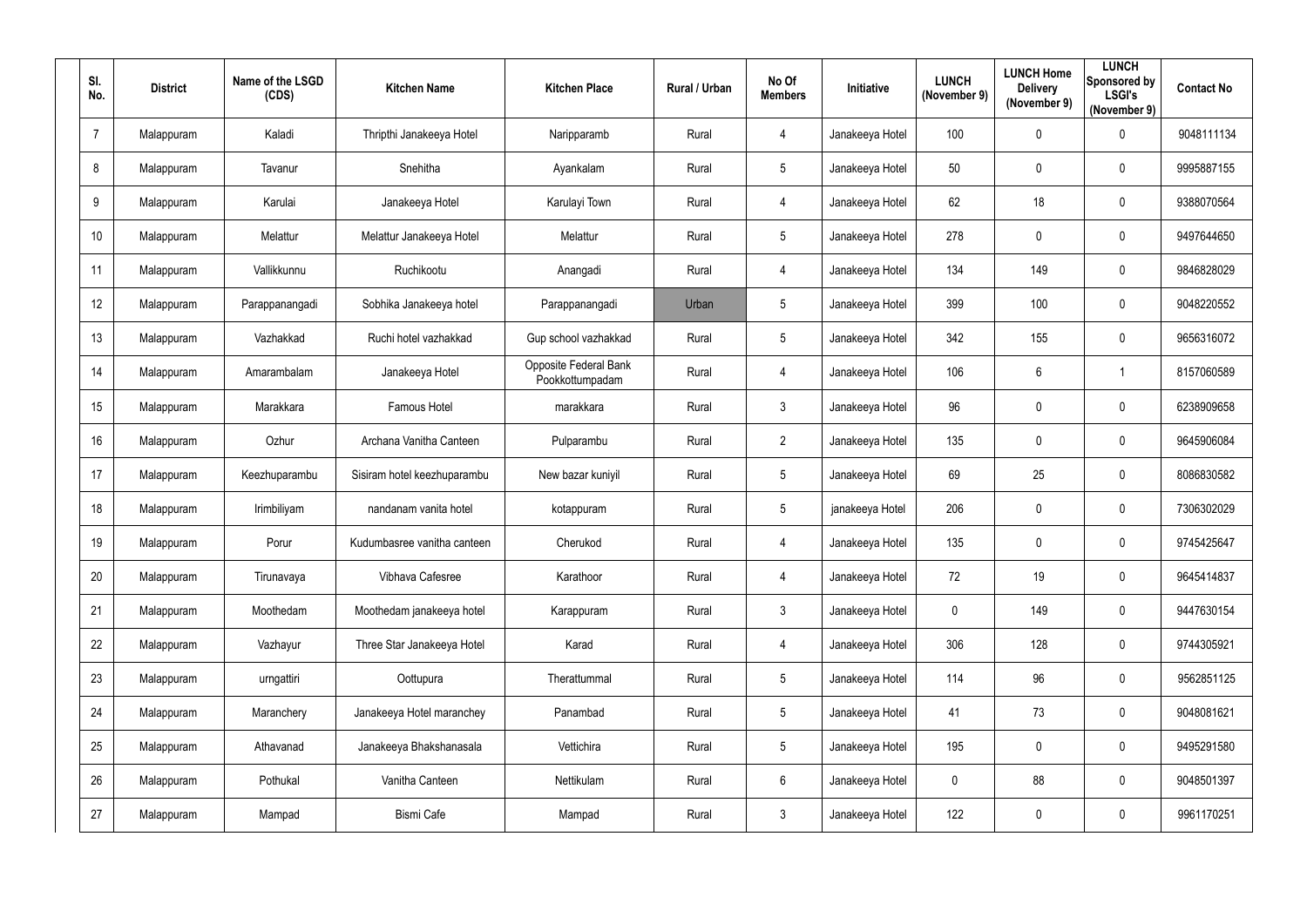| Sl. No. | District | Name of the LSGD (CDS) | Kitchen Name | Kitchen Place | Rural / Urban | No Of Members | Initiative | LUNCH (November 9) | LUNCH Home Delivery (November 9) | LUNCH Sponsored by LSGI's (November 9) | Contact No |
|---|---|---|---|---|---|---|---|---|---|---|---|
| 7 | Malappuram | Kaladi | Thripthi Janakeeya Hotel | Narippparamb | Rural | 4 | Janakeeya Hotel | 100 | 0 | 0 | 9048111134 |
| 8 | Malappuram | Tavanur | Snehitha | Ayankalam | Rural | 5 | Janakeeya Hotel | 50 | 0 | 0 | 9995887155 |
| 9 | Malappuram | Karulai | Janakeeya Hotel | Karulayi Town | Rural | 4 | Janakeeya Hotel | 62 | 18 | 0 | 9388070564 |
| 10 | Malappuram | Melattur | Melattur Janakeeya Hotel | Melattur | Rural | 5 | Janakeeya Hotel | 278 | 0 | 0 | 9497644650 |
| 11 | Malappuram | Vallikkunnu | Ruchikootu | Anangadi | Rural | 4 | Janakeeya Hotel | 134 | 149 | 0 | 9846828029 |
| 12 | Malappuram | Parappanangadi | Sobhika Janakeeya hotel | Parappanangadi | Urban | 5 | Janakeeya Hotel | 399 | 100 | 0 | 9048220552 |
| 13 | Malappuram | Vazhakkad | Ruchi hotel vazhakkad | Gup school vazhakkad | Rural | 5 | Janakeeya Hotel | 342 | 155 | 0 | 9656316072 |
| 14 | Malappuram | Amarambalam | Janakeeya Hotel | Opposite Federal Bank Pookkottumpadam | Rural | 4 | Janakeeya Hotel | 106 | 6 | 1 | 8157060589 |
| 15 | Malappuram | Marakkara | Famous Hotel | marakkara | Rural | 3 | Janakeeya Hotel | 96 | 0 | 0 | 6238909658 |
| 16 | Malappuram | Ozhur | Archana Vanitha Canteen | Pulparambu | Rural | 2 | Janakeeya Hotel | 135 | 0 | 0 | 9645906084 |
| 17 | Malappuram | Keezhuparambu | Sisiram hotel keezhuparambu | New bazar kuniyil | Rural | 5 | Janakeeya Hotel | 69 | 25 | 0 | 8086830582 |
| 18 | Malappuram | Irimbiliyam | nandanam vanita hotel | kotappuram | Rural | 5 | janakeeya Hotel | 206 | 0 | 0 | 7306302029 |
| 19 | Malappuram | Porur | Kudumbasree vanitha canteen | Cherukod | Rural | 4 | Janakeeya Hotel | 135 | 0 | 0 | 9745425647 |
| 20 | Malappuram | Tirunavaya | Vibhava Cafesree | Karathoor | Rural | 4 | Janakeeya Hotel | 72 | 19 | 0 | 9645414837 |
| 21 | Malappuram | Moothedam | Moothedam janakeeya hotel | Karappuram | Rural | 3 | Janakeeya Hotel | 0 | 149 | 0 | 9447630154 |
| 22 | Malappuram | Vazhayur | Three Star Janakeeya Hotel | Karad | Rural | 4 | Janakeeya Hotel | 306 | 128 | 0 | 9744305921 |
| 23 | Malappuram | urngattiri | Oottupura | Therattummal | Rural | 5 | Janakeeya Hotel | 114 | 96 | 0 | 9562851125 |
| 24 | Malappuram | Maranchery | Janakeeya Hotel maranchey | Panambad | Rural | 5 | Janakeeya Hotel | 41 | 73 | 0 | 9048081621 |
| 25 | Malappuram | Athavanad | Janakeeya Bhakshanasala | Vettichira | Rural | 5 | Janakeeya Hotel | 195 | 0 | 0 | 9495291580 |
| 26 | Malappuram | Pothukal | Vanitha Canteen | Nettikulam | Rural | 6 | Janakeeya Hotel | 0 | 88 | 0 | 9048501397 |
| 27 | Malappuram | Mampad | Bismi Cafe | Mampad | Rural | 3 | Janakeeya Hotel | 122 | 0 | 0 | 9961170251 |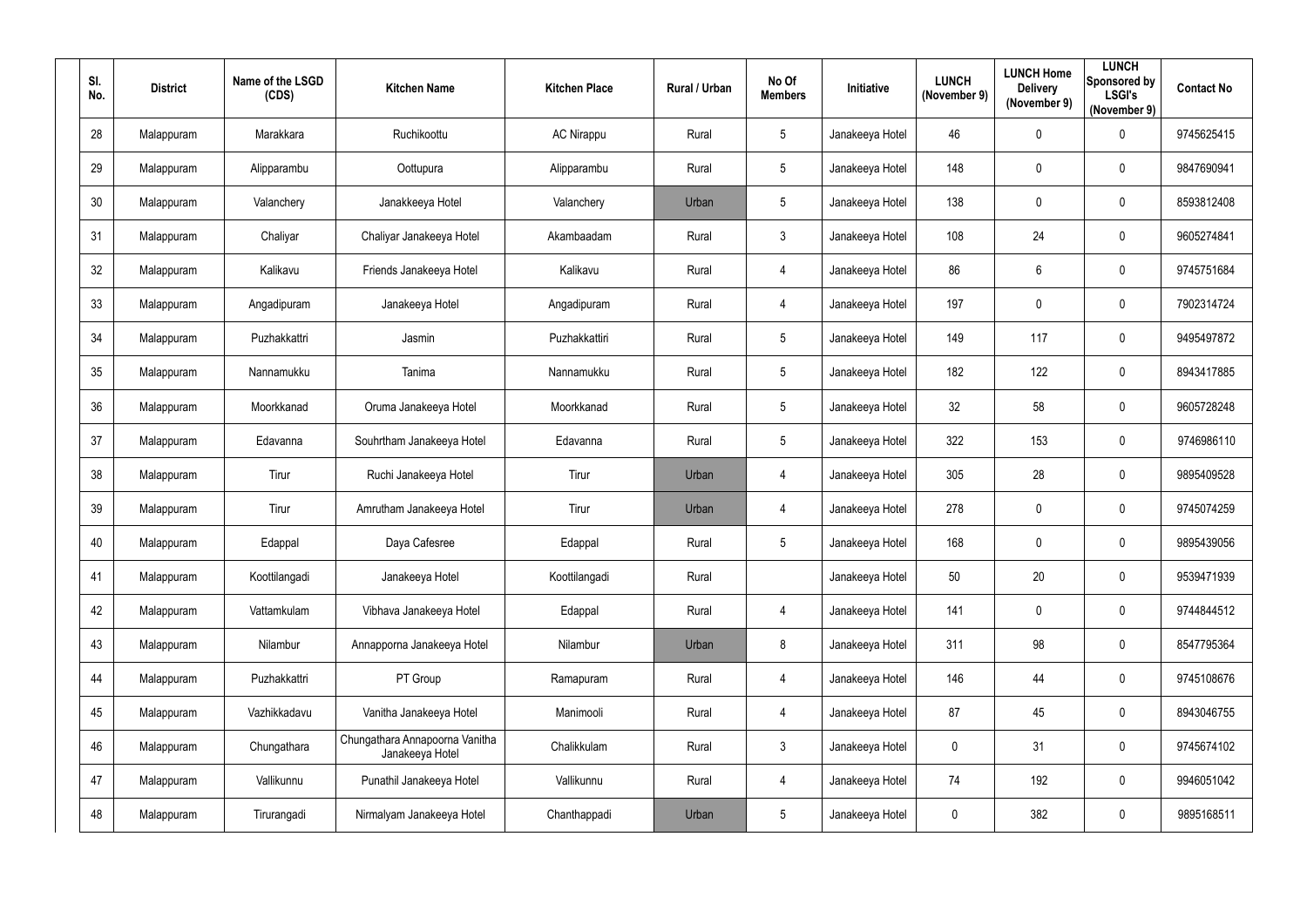| Sl. No. | District | Name of the LSGD (CDS) | Kitchen Name | Kitchen Place | Rural / Urban | No Of Members | Initiative | LUNCH (November 9) | LUNCH Home Delivery (November 9) | LUNCH Sponsored by LSGI's (November 9) | Contact No |
|---|---|---|---|---|---|---|---|---|---|---|---|
| 28 | Malappuram | Marakkara | Ruchikoottu | AC Nirappu | Rural | 5 | Janakeeya Hotel | 46 | 0 | 0 | 9745625415 |
| 29 | Malappuram | Alipparambu | Oottupura | Alipparambu | Rural | 5 | Janakeeya Hotel | 148 | 0 | 0 | 9847690941 |
| 30 | Malappuram | Valanchery | Janakkeeya Hotel | Valanchery | Urban | 5 | Janakeeya Hotel | 138 | 0 | 0 | 8593812408 |
| 31 | Malappuram | Chaliyar | Chaliyar Janakeeya Hotel | Akambaadam | Rural | 3 | Janakeeya Hotel | 108 | 24 | 0 | 9605274841 |
| 32 | Malappuram | Kalikavu | Friends Janakeeya Hotel | Kalikavu | Rural | 4 | Janakeeya Hotel | 86 | 6 | 0 | 9745751684 |
| 33 | Malappuram | Angadipuram | Janakeeya Hotel | Angadipuram | Rural | 4 | Janakeeya Hotel | 197 | 0 | 0 | 7902314724 |
| 34 | Malappuram | Puzhakkattri | Jasmin | Puzhakkattiri | Rural | 5 | Janakeeya Hotel | 149 | 117 | 0 | 9495497872 |
| 35 | Malappuram | Nannamukku | Tanima | Nannamukku | Rural | 5 | Janakeeya Hotel | 182 | 122 | 0 | 8943417885 |
| 36 | Malappuram | Moorkkanad | Oruma Janakeeya Hotel | Moorkkanad | Rural | 5 | Janakeeya Hotel | 32 | 58 | 0 | 9605728248 |
| 37 | Malappuram | Edavanna | Souhrtham Janakeeya Hotel | Edavanna | Rural | 5 | Janakeeya Hotel | 322 | 153 | 0 | 9746986110 |
| 38 | Malappuram | Tirur | Ruchi Janakeeya Hotel | Tirur | Urban | 4 | Janakeeya Hotel | 305 | 28 | 0 | 9895409528 |
| 39 | Malappuram | Tirur | Amrutham Janakeeya Hotel | Tirur | Urban | 4 | Janakeeya Hotel | 278 | 0 | 0 | 9745074259 |
| 40 | Malappuram | Edappal | Daya Cafesree | Edappal | Rural | 5 | Janakeeya Hotel | 168 | 0 | 0 | 9895439056 |
| 41 | Malappuram | Koottilangadi | Janakeeya Hotel | Koottilangadi | Rural | | Janakeeya Hotel | 50 | 20 | 0 | 9539471939 |
| 42 | Malappuram | Vattamkulam | Vibhava Janakeeya Hotel | Edappal | Rural | 4 | Janakeeya Hotel | 141 | 0 | 0 | 9744844512 |
| 43 | Malappuram | Nilambur | Annapporna Janakeeya Hotel | Nilambur | Urban | 8 | Janakeeya Hotel | 311 | 98 | 0 | 8547795364 |
| 44 | Malappuram | Puzhakkattri | PT Group | Ramapuram | Rural | 4 | Janakeeya Hotel | 146 | 44 | 0 | 9745108676 |
| 45 | Malappuram | Vazhikkadavu | Vanitha Janakeeya Hotel | Manimooli | Rural | 4 | Janakeeya Hotel | 87 | 45 | 0 | 8943046755 |
| 46 | Malappuram | Chungathara | Chungathara Annapoorna Vanitha Janakeeya Hotel | Chalikkulam | Rural | 3 | Janakeeya Hotel | 0 | 31 | 0 | 9745674102 |
| 47 | Malappuram | Vallikunnu | Punathil Janakeeya Hotel | Vallikunnu | Rural | 4 | Janakeeya Hotel | 74 | 192 | 0 | 9946051042 |
| 48 | Malappuram | Tirurangadi | Nirmalyam Janakeeya Hotel | Chanthappadi | Urban | 5 | Janakeeya Hotel | 0 | 382 | 0 | 9895168511 |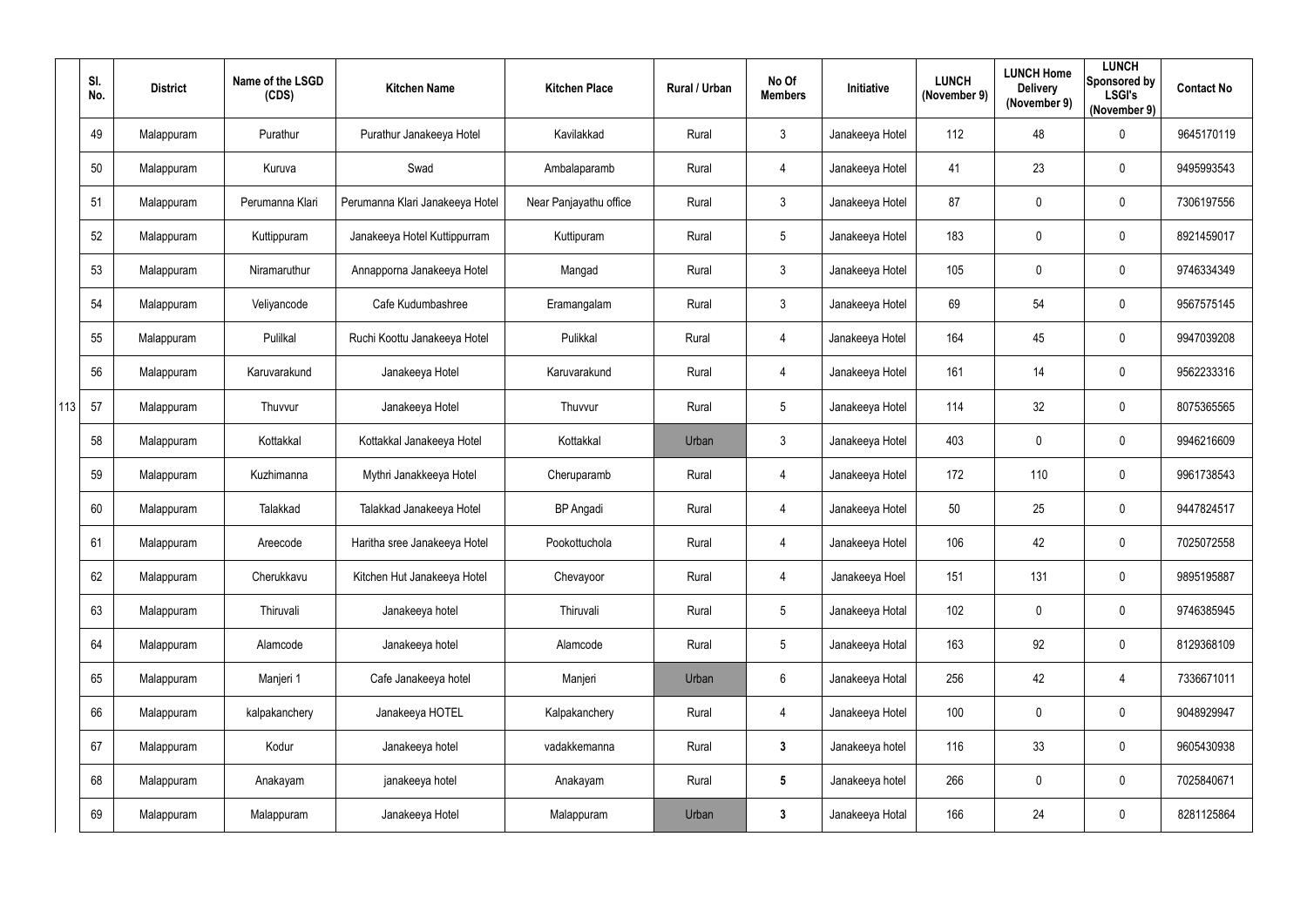| | Sl. No. | District | Name of the LSGD (CDS) | Kitchen Name | Kitchen Place | Rural / Urban | No Of Members | Initiative | LUNCH (November 9) | LUNCH Home Delivery (November 9) | LUNCH Sponsored by LSGI's (November 9) | Contact No |
|---|---|---|---|---|---|---|---|---|---|---|---|---|
| 113 | 49 | Malappuram | Purathur | Purathur Janakeeya Hotel | Kavilakkad | Rural | 3 | Janakeeya Hotel | 112 | 48 | 0 | 9645170119 |
| | 50 | Malappuram | Kuruva | Swad | Ambalaparamb | Rural | 4 | Janakeeya Hotel | 41 | 23 | 0 | 9495993543 |
| | 51 | Malappuram | Perumanna Klari | Perumanna Klari Janakeeya Hotel | Near Panjayathu office | Rural | 3 | Janakeeya Hotel | 87 | 0 | 0 | 7306197556 |
| | 52 | Malappuram | Kuttippuram | Janakeeya Hotel Kuttippurram | Kuttipuram | Rural | 5 | Janakeeya Hotel | 183 | 0 | 0 | 8921459017 |
| | 53 | Malappuram | Niramaruthur | Annapporna Janakeeya Hotel | Mangad | Rural | 3 | Janakeeya Hotel | 105 | 0 | 0 | 9746334349 |
| | 54 | Malappuram | Veliyancode | Cafe Kudumbashree | Eramangalam | Rural | 3 | Janakeeya Hotel | 69 | 54 | 0 | 9567575145 |
| | 55 | Malappuram | Pulilkal | Ruchi Koottu Janakeeya Hotel | Pulikkal | Rural | 4 | Janakeeya Hotel | 164 | 45 | 0 | 9947039208 |
| | 56 | Malappuram | Karuvarakund | Janakeeya Hotel | Karuvarakund | Rural | 4 | Janakeeya Hotel | 161 | 14 | 0 | 9562233316 |
| | 57 | Malappuram | Thuvvur | Janakeeya Hotel | Thuvvur | Rural | 5 | Janakeeya Hotel | 114 | 32 | 0 | 8075365565 |
| | 58 | Malappuram | Kottakkal | Kottakkal Janakeeya Hotel | Kottakkal | Urban | 3 | Janakeeya Hotel | 403 | 0 | 0 | 9946216609 |
| | 59 | Malappuram | Kuzhimanna | Mythri Janakkeeya Hotel | Cheruparamb | Rural | 4 | Janakeeya Hotel | 172 | 110 | 0 | 9961738543 |
| | 60 | Malappuram | Talakkad | Talakkad Janakeeya Hotel | BP Angadi | Rural | 4 | Janakeeya Hotel | 50 | 25 | 0 | 9447824517 |
| | 61 | Malappuram | Areecode | Haritha sree Janakeeya Hotel | Pookottuchola | Rural | 4 | Janakeeya Hotel | 106 | 42 | 0 | 7025072558 |
| | 62 | Malappuram | Cherukkavu | Kitchen Hut Janakeeya Hotel | Chevayoor | Rural | 4 | Janakeeya Hoel | 151 | 131 | 0 | 9895195887 |
| | 63 | Malappuram | Thiruvali | Janakeeya hotel | Thiruvali | Rural | 5 | Janakeeya Hotal | 102 | 0 | 0 | 9746385945 |
| | 64 | Malappuram | Alamcode | Janakeeya hotel | Alamcode | Rural | 5 | Janakeeya Hotal | 163 | 92 | 0 | 8129368109 |
| | 65 | Malappuram | Manjeri 1 | Cafe Janakeeya hotel | Manjeri | Urban | 6 | Janakeeya Hotal | 256 | 42 | 4 | 7336671011 |
| | 66 | Malappuram | kalpakanchery | Janakeeya HOTEL | Kalpakanchery | Rural | 4 | Janakeeya Hotel | 100 | 0 | 0 | 9048929947 |
| | 67 | Malappuram | Kodur | Janakeeya hotel | vadakkemanna | Rural | **3** | Janakeeya hotel | 116 | 33 | 0 | 9605430938 |
| | 68 | Malappuram | Anakayam | janakeeya hotel | Anakayam | Rural | **5** | Janakeeya hotel | 266 | 0 | 0 | 7025840671 |
| | 69 | Malappuram | Malappuram | Janakeeya Hotel | Malappuram | Urban | **3** | Janakeeya Hotal | 166 | 24 | 0 | 8281125864 |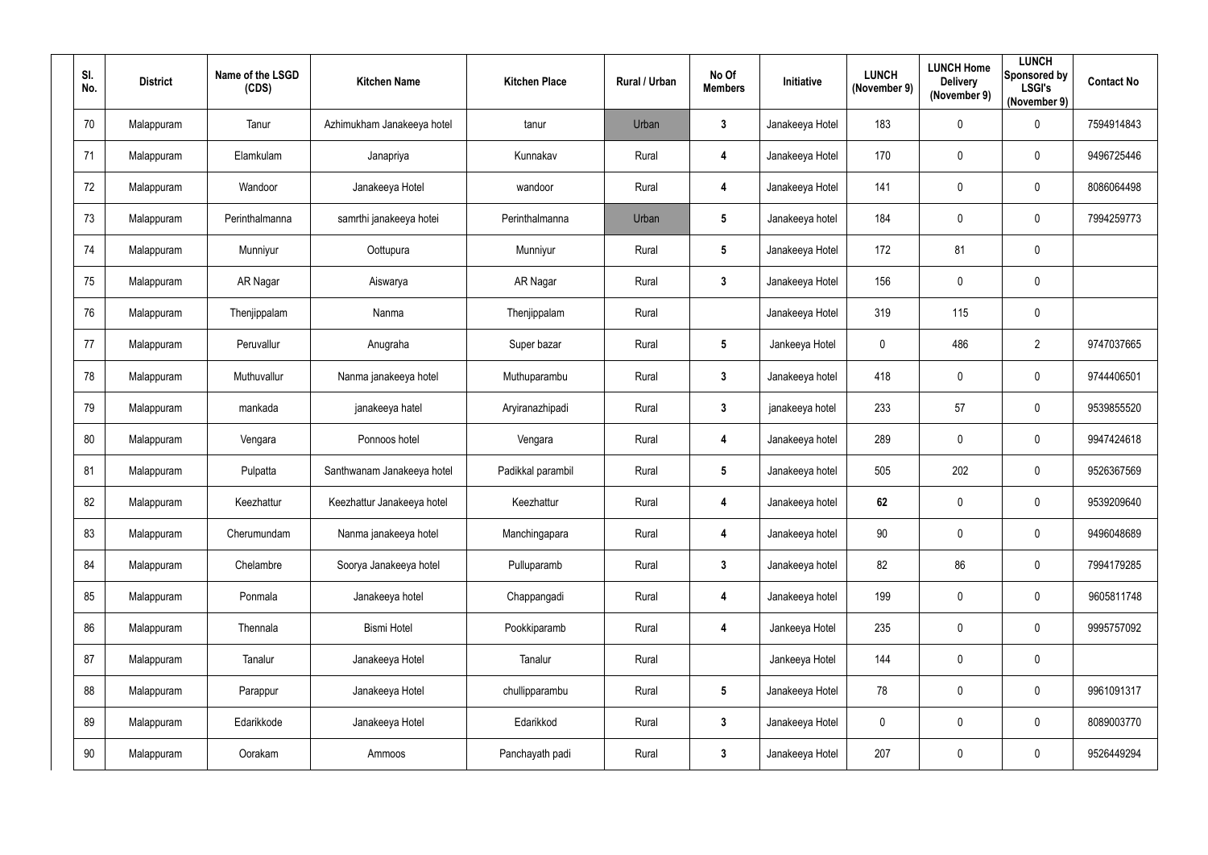| Sl. No. | District | Name of the LSGD (CDS) | Kitchen Name | Kitchen Place | Rural / Urban | No Of Members | Initiative | LUNCH (November 9) | LUNCH Home Delivery (November 9) | LUNCH Sponsored by LSGI's (November 9) | Contact No |
|---|---|---|---|---|---|---|---|---|---|---|---|
| 70 | Malappuram | Tanur | Azhimukham Janakeeya hotel | tanur | Urban | 3 | Janakeeya Hotel | 183 | 0 | 0 | 7594914843 |
| 71 | Malappuram | Elamkulam | Janapriya | Kunnakav | Rural | 4 | Janakeeya Hotel | 170 | 0 | 0 | 9496725446 |
| 72 | Malappuram | Wandoor | Janakeeya Hotel | wandoor | Rural | 4 | Janakeeya Hotel | 141 | 0 | 0 | 8086064498 |
| 73 | Malappuram | Perinthalmanna | samrthi janakeeya hotei | Perinthalmanna | Urban | 5 | Janakeeya hotel | 184 | 0 | 0 | 7994259773 |
| 74 | Malappuram | Munniyur | Oottupura | Munniyur | Rural | 5 | Janakeeya Hotel | 172 | 81 | 0 | |
| 75 | Malappuram | AR Nagar | Aiswarya | AR Nagar | Rural | 3 | Janakeeya Hotel | 156 | 0 | 0 | |
| 76 | Malappuram | Thenjippalam | Nanma | Thenjippalam | Rural | | Janakeeya Hotel | 319 | 115 | 0 | |
| 77 | Malappuram | Peruvallur | Anugraha | Super bazar | Rural | 5 | Jankeeya Hotel | 0 | 486 | 2 | 9747037665 |
| 78 | Malappuram | Muthuvallur | Nanma janakeeya hotel | Muthuparambu | Rural | 3 | Janakeeya hotel | 418 | 0 | 0 | 9744406501 |
| 79 | Malappuram | mankada | janakeeya hatel | Aryiranazhipadi | Rural | 3 | janakeeya hotel | 233 | 57 | 0 | 9539855520 |
| 80 | Malappuram | Vengara | Ponnoos hotel | Vengara | Rural | 4 | Janakeeya hotel | 289 | 0 | 0 | 9947424618 |
| 81 | Malappuram | Pulpatta | Santhwanam Janakeeya hotel | Padikkal parambil | Rural | 5 | Janakeeya hotel | 505 | 202 | 0 | 9526367569 |
| 82 | Malappuram | Keezhattur | Keezhattur Janakeeya hotel | Keezhattur | Rural | 4 | Janakeeya hotel | 62 | 0 | 0 | 9539209640 |
| 83 | Malappuram | Cherumundam | Nanma janakeeya hotel | Manchingapara | Rural | 4 | Janakeeya hotel | 90 | 0 | 0 | 9496048689 |
| 84 | Malappuram | Chelambre | Soorya Janakeeya hotel | Pulluparamb | Rural | 3 | Janakeeya hotel | 82 | 86 | 0 | 7994179285 |
| 85 | Malappuram | Ponmala | Janakeeya hotel | Chappangadi | Rural | 4 | Janakeeya hotel | 199 | 0 | 0 | 9605811748 |
| 86 | Malappuram | Thennala | Bismi Hotel | Pookkiparamb | Rural | 4 | Jankeeya Hotel | 235 | 0 | 0 | 9995757092 |
| 87 | Malappuram | Tanalur | Janakeeya Hotel | Tanalur | Rural | | Jankeeya Hotel | 144 | 0 | 0 | |
| 88 | Malappuram | Parappur | Janakeeya Hotel | chullipparambu | Rural | 5 | Janakeeya Hotel | 78 | 0 | 0 | 9961091317 |
| 89 | Malappuram | Edarikkode | Janakeeya Hotel | Edarikkod | Rural | 3 | Janakeeya Hotel | 0 | 0 | 0 | 8089003770 |
| 90 | Malappuram | Oorakam | Ammoos | Panchayath padi | Rural | 3 | Janakeeya Hotel | 207 | 0 | 0 | 9526449294 |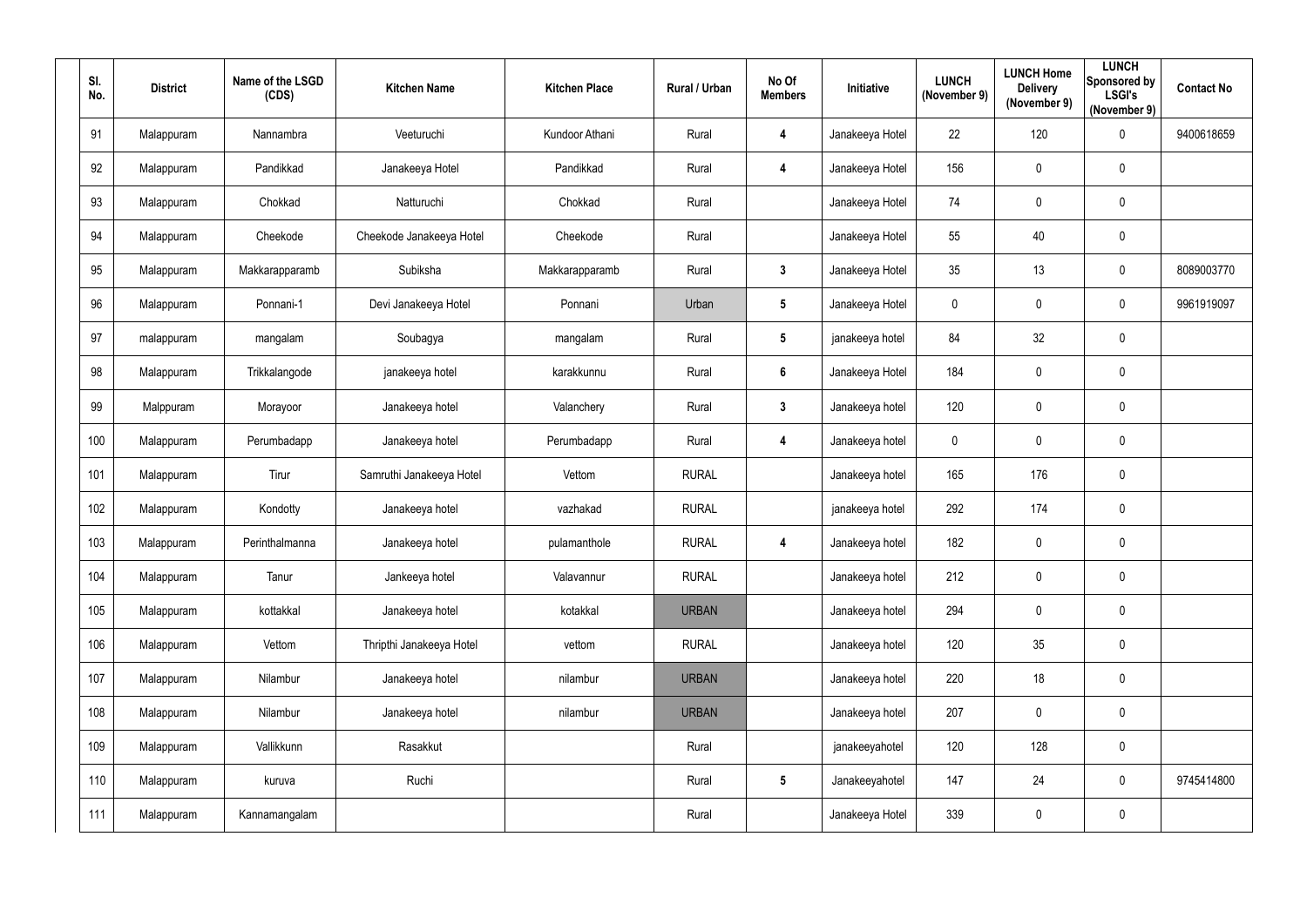| Sl. No. | District | Name of the LSGD (CDS) | Kitchen Name | Kitchen Place | Rural / Urban | No Of Members | Initiative | LUNCH (November 9) | LUNCH Home Delivery (November 9) | LUNCH Sponsored by LSGI's (November 9) | Contact No |
|---|---|---|---|---|---|---|---|---|---|---|---|
| 91 | Malappuram | Nannambra | Veeturuchi | Kundoor Athani | Rural | 4 | Janakeeya Hotel | 22 | 120 | 0 | 9400618659 |
| 92 | Malappuram | Pandikkad | Janakeeya Hotel | Pandikkad | Rural | 4 | Janakeeya Hotel | 156 | 0 | 0 | |
| 93 | Malappuram | Chokkad | Natturuchi | Chokkad | Rural | | Janakeeya Hotel | 74 | 0 | 0 | |
| 94 | Malappuram | Cheekode | Cheekode Janakeeya Hotel | Cheekode | Rural | | Janakeeya Hotel | 55 | 40 | 0 | |
| 95 | Malappuram | Makkarapparamb | Subiksha | Makkarapparamb | Rural | 3 | Janakeeya Hotel | 35 | 13 | 0 | 8089003770 |
| 96 | Malappuram | Ponnani-1 | Devi Janakeeya Hotel | Ponnani | Urban | 5 | Janakeeya Hotel | 0 | 0 | 0 | 9961919097 |
| 97 | malappuram | mangalam | Soubagya | mangalam | Rural | 5 | janakeeya hotel | 84 | 32 | 0 | |
| 98 | Malappuram | Trikkalangode | janakeeya hotel | karakkunnu | Rural | 6 | Janakeeya Hotel | 184 | 0 | 0 | |
| 99 | Malppuram | Morayoor | Janakeeya hotel | Valanchery | Rural | 3 | Janakeeya hotel | 120 | 0 | 0 | |
| 100 | Malappuram | Perumbadapp | Janakeeya hotel | Perumbadapp | Rural | 4 | Janakeeya hotel | 0 | 0 | 0 | |
| 101 | Malappuram | Tirur | Samruthi Janakeeya Hotel | Vettom | RURAL | | Janakeeya hotel | 165 | 176 | 0 | |
| 102 | Malappuram | Kondotty | Janakeeya hotel | vazhakad | RURAL | | janakeeya hotel | 292 | 174 | 0 | |
| 103 | Malappuram | Perinthalmanna | Janakeeya hotel | pulamanthole | RURAL | 4 | Janakeeya hotel | 182 | 0 | 0 | |
| 104 | Malappuram | Tanur | Jankeeya hotel | Valavannur | RURAL | | Janakeeya hotel | 212 | 0 | 0 | |
| 105 | Malappuram | kottakkal | Janakeeya hotel | kotakkal | URBAN | | Janakeeya hotel | 294 | 0 | 0 | |
| 106 | Malappuram | Vettom | Thripthi Janakeeya Hotel | vettom | RURAL | | Janakeeya hotel | 120 | 35 | 0 | |
| 107 | Malappuram | Nilambur | Janakeeya hotel | nilambur | URBAN | | Janakeeya hotel | 220 | 18 | 0 | |
| 108 | Malappuram | Nilambur | Janakeeya hotel | nilambur | URBAN | | Janakeeya hotel | 207 | 0 | 0 | |
| 109 | Malappuram | Vallikkunn | Rasakkut | | Rural | | janakeeyahotel | 120 | 128 | 0 | |
| 110 | Malappuram | kuruva | Ruchi | | Rural | 5 | Janakeeyahotel | 147 | 24 | 0 | 9745414800 |
| 111 | Malappuram | Kannamangalam | | | Rural | | Janakeeya Hotel | 339 | 0 | 0 | |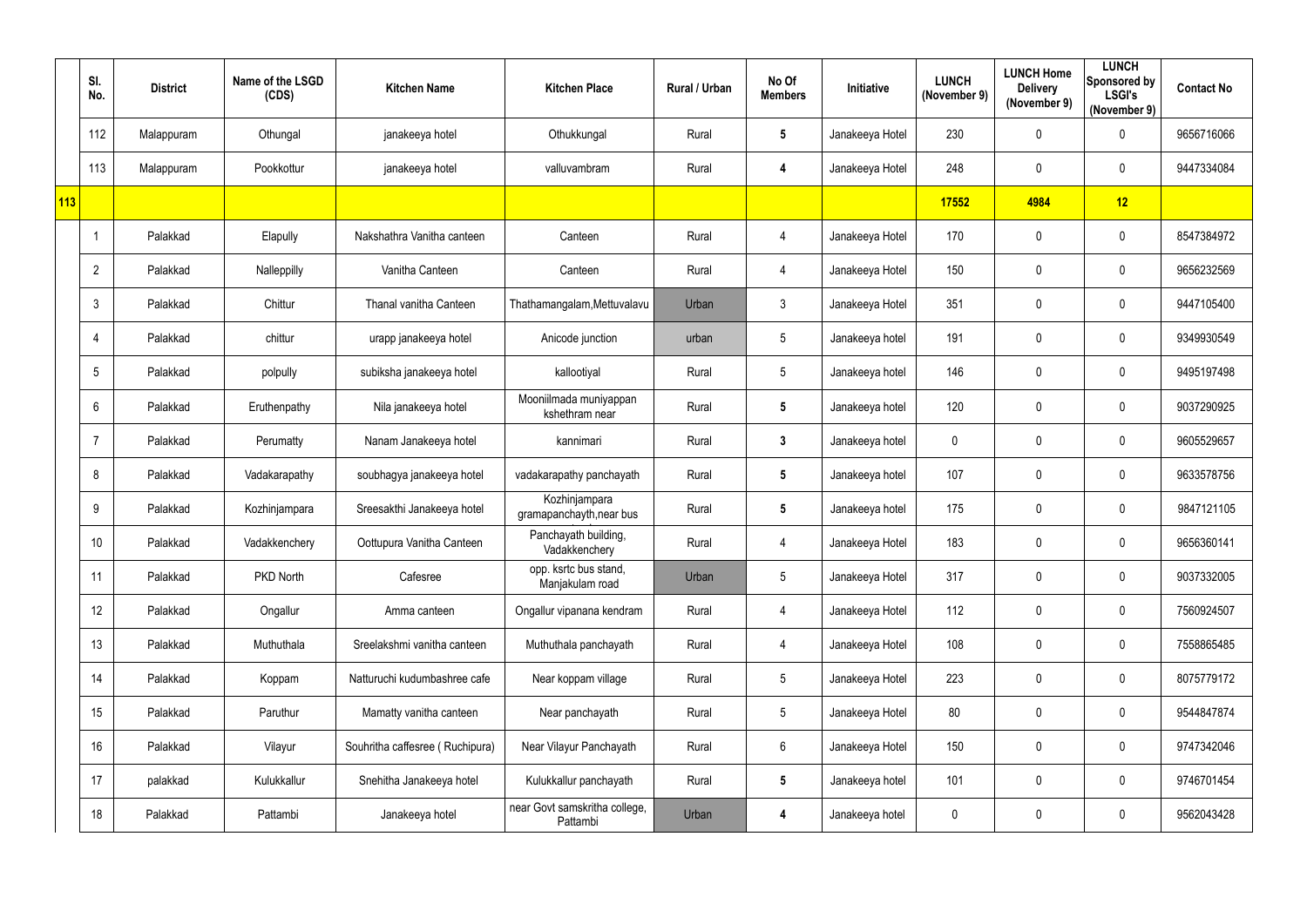| | Sl. No. | District | Name of the LSGD (CDS) | Kitchen Name | Kitchen Place | Rural / Urban | No Of Members | Initiative | LUNCH (November 9) | LUNCH Home Delivery (November 9) | LUNCH Sponsored by LSGI's (November 9) | Contact No |
|---|---|---|---|---|---|---|---|---|---|---|---|---|
| | 112 | Malappuram | Othungal | janakeeya hotel | Othukkungal | Rural | 5 | Janakeeya Hotel | 230 | 0 | 0 | 9656716066 |
| | 113 | Malappuram | Pookkottur | janakeeya hotel | valluvambram | Rural | 4 | Janakeeya Hotel | 248 | 0 | 0 | 9447334084 |
| 113 | | | | | | | | | 17552 | 4984 | 12 | |
| | 1 | Palakkad | Elapully | Nakshathra Vanitha canteen | Canteen | Rural | 4 | Janakeeya Hotel | 170 | 0 | 0 | 8547384972 |
| | 2 | Palakkad | Nalleppilly | Vanitha Canteen | Canteen | Rural | 4 | Janakeeya Hotel | 150 | 0 | 0 | 9656232569 |
| | 3 | Palakkad | Chittur | Thanal vanitha Canteen | Thathamangalam,Mettuvalavu | Urban | 3 | Janakeeya Hotel | 351 | 0 | 0 | 9447105400 |
| | 4 | Palakkad | chittur | urapp janakeeya hotel | Anicode junction | urban | 5 | Janakeeya hotel | 191 | 0 | 0 | 9349930549 |
| | 5 | Palakkad | polpully | subiksha janakeeya hotel | kallootiyal | Rural | 5 | Janakeeya hotel | 146 | 0 | 0 | 9495197498 |
| | 6 | Palakkad | Eruthenpathy | Nila janakeeya hotel | Mooniilmada muniyappan kshethram near | Rural | 5 | Janakeeya hotel | 120 | 0 | 0 | 9037290925 |
| | 7 | Palakkad | Perumatty | Nanam Janakeeya hotel | kannimari | Rural | 3 | Janakeeya hotel | 0 | 0 | 0 | 9605529657 |
| | 8 | Palakkad | Vadakarapathy | soubhagya janakeeya hotel | vadakarapathy panchayath | Rural | 5 | Janakeeya hotel | 107 | 0 | 0 | 9633578756 |
| | 9 | Palakkad | Kozhinjampara | Sreesakthi Janakeeya hotel | Kozhinjampara gramapanchayth,near bus | Rural | 5 | Janakeeya hotel | 175 | 0 | 0 | 9847121105 |
| | 10 | Palakkad | Vadakkenchery | Oottupura Vanitha Canteen | Panchayath building, Vadakkenchery | Rural | 4 | Janakeeya Hotel | 183 | 0 | 0 | 9656360141 |
| | 11 | Palakkad | PKD North | Cafesree | opp. ksrtc bus stand, Manjakulam road | Urban | 5 | Janakeeya Hotel | 317 | 0 | 0 | 9037332005 |
| | 12 | Palakkad | Ongallur | Amma canteen | Ongallur vipanana kendram | Rural | 4 | Janakeeya Hotel | 112 | 0 | 0 | 7560924507 |
| | 13 | Palakkad | Muthuthala | Sreelakshmi vanitha canteen | Muthuthala panchayath | Rural | 4 | Janakeeya Hotel | 108 | 0 | 0 | 7558865485 |
| | 14 | Palakkad | Koppam | Natturuchi kudumbashree cafe | Near koppam village | Rural | 5 | Janakeeya Hotel | 223 | 0 | 0 | 8075779172 |
| | 15 | Palakkad | Paruthur | Mamatty vanitha canteen | Near panchayath | Rural | 5 | Janakeeya Hotel | 80 | 0 | 0 | 9544847874 |
| | 16 | Palakkad | Vilayur | Souhritha caffesree ( Ruchipura) | Near Vilayur Panchayath | Rural | 6 | Janakeeya Hotel | 150 | 0 | 0 | 9747342046 |
| | 17 | palakkad | Kulukkallur | Snehitha Janakeeya hotel | Kulukkallur panchayath | Rural | 5 | Janakeeya hotel | 101 | 0 | 0 | 9746701454 |
| | 18 | Palakkad | Pattambi | Janakeeya hotel | near Govt samskritha college, Pattambi | Urban | 4 | Janakeeya hotel | 0 | 0 | 0 | 9562043428 |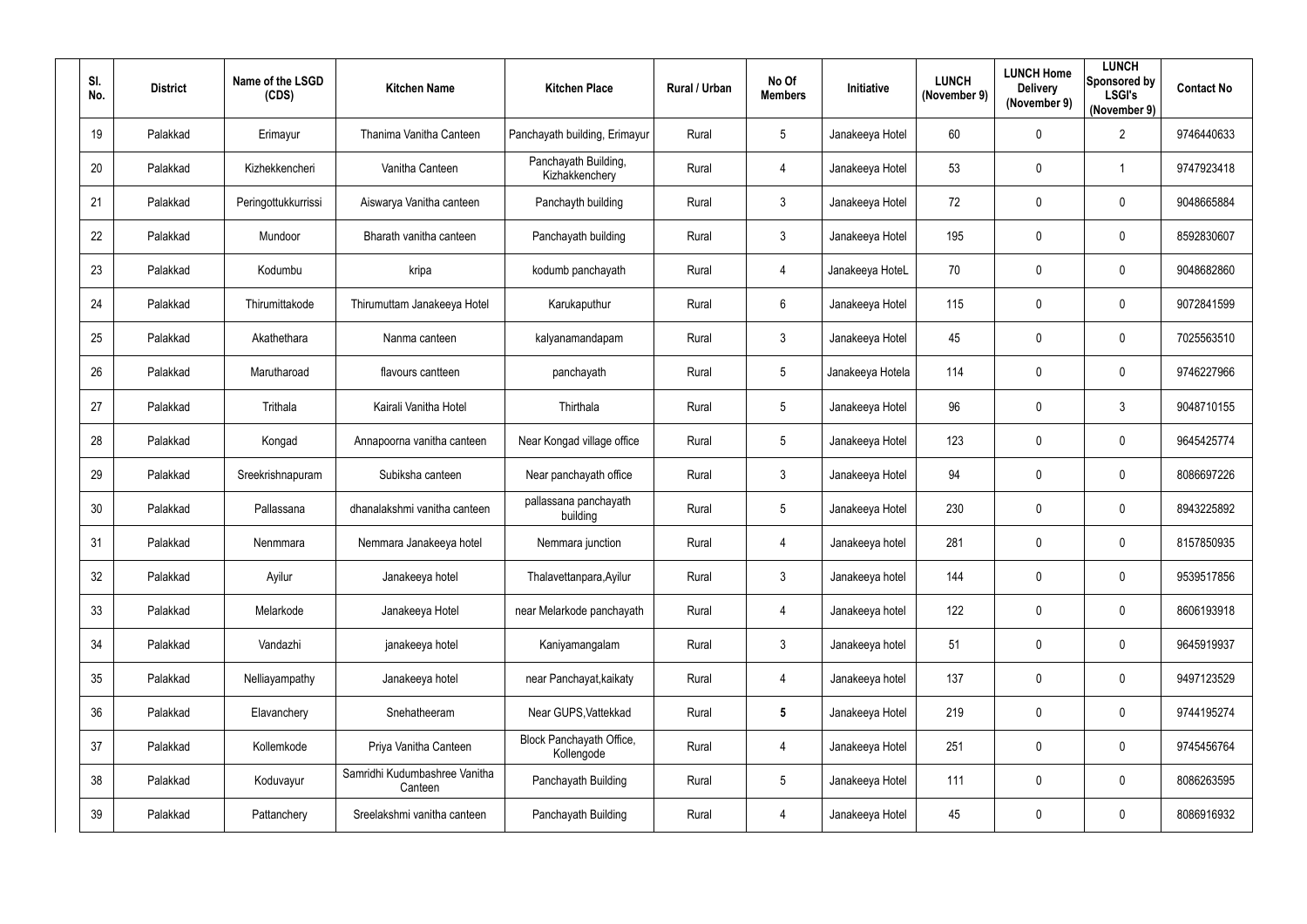| Sl. No. | District | Name of the LSGD (CDS) | Kitchen Name | Kitchen Place | Rural / Urban | No Of Members | Initiative | LUNCH (November 9) | LUNCH Home Delivery (November 9) | LUNCH Sponsored by LSGI's (November 9) | Contact No |
|---|---|---|---|---|---|---|---|---|---|---|---|
| 19 | Palakkad | Erimayur | Thanima Vanitha Canteen | Panchayath building, Erimayur | Rural | 5 | Janakeeya Hotel | 60 | 0 | 2 | 9746440633 |
| 20 | Palakkad | Kizhekkencheri | Vanitha Canteen | Panchayath Building, Kizhakkenchery | Rural | 4 | Janakeeya Hotel | 53 | 0 | 1 | 9747923418 |
| 21 | Palakkad | Peringottukkurrissi | Aiswarya Vanitha canteen | Panchayth building | Rural | 3 | Janakeeya Hotel | 72 | 0 | 0 | 9048665884 |
| 22 | Palakkad | Mundoor | Bharath vanitha canteen | Panchayath building | Rural | 3 | Janakeeya Hotel | 195 | 0 | 0 | 8592830607 |
| 23 | Palakkad | Kodumbu | kripa | kodumb panchayath | Rural | 4 | Janakeeya HoteL | 70 | 0 | 0 | 9048682860 |
| 24 | Palakkad | Thirumittakode | Thirumuttam Janakeeya Hotel | Karukaputhur | Rural | 6 | Janakeeya Hotel | 115 | 0 | 0 | 9072841599 |
| 25 | Palakkad | Akathethara | Nanma canteen | kalyanamandapam | Rural | 3 | Janakeeya Hotel | 45 | 0 | 0 | 7025563510 |
| 26 | Palakkad | Marutharoad | flavours cantteen | panchayath | Rural | 5 | Janakeeya Hotela | 114 | 0 | 0 | 9746227966 |
| 27 | Palakkad | Trithala | Kairali Vanitha Hotel | Thirthala | Rural | 5 | Janakeeya Hotel | 96 | 0 | 3 | 9048710155 |
| 28 | Palakkad | Kongad | Annapoorna vanitha canteen | Near Kongad village office | Rural | 5 | Janakeeya Hotel | 123 | 0 | 0 | 9645425774 |
| 29 | Palakkad | Sreekrishnapuram | Subiksha canteen | Near panchayath office | Rural | 3 | Janakeeya Hotel | 94 | 0 | 0 | 8086697226 |
| 30 | Palakkad | Pallassana | dhanalakshmi vanitha canteen | pallassana panchayath building | Rural | 5 | Janakeeya Hotel | 230 | 0 | 0 | 8943225892 |
| 31 | Palakkad | Nenmmara | Nemmara Janakeeya hotel | Nemmara junction | Rural | 4 | Janakeeya hotel | 281 | 0 | 0 | 8157850935 |
| 32 | Palakkad | Ayilur | Janakeeya hotel | Thalavettanpara,Ayilur | Rural | 3 | Janakeeya hotel | 144 | 0 | 0 | 9539517856 |
| 33 | Palakkad | Melarkode | Janakeeya Hotel | near Melarkode panchayath | Rural | 4 | Janakeeya hotel | 122 | 0 | 0 | 8606193918 |
| 34 | Palakkad | Vandazhi | janakeeya hotel | Kaniyamangalam | Rural | 3 | Janakeeya hotel | 51 | 0 | 0 | 9645919937 |
| 35 | Palakkad | Nelliayampathy | Janakeeya hotel | near Panchayat,kaikaty | Rural | 4 | Janakeeya hotel | 137 | 0 | 0 | 9497123529 |
| 36 | Palakkad | Elavanchery | Snehatheeram | Near GUPS,Vattekkad | Rural | **5** | Janakeeya Hotel | 219 | 0 | 0 | 9744195274 |
| 37 | Palakkad | Kollemkode | Priya Vanitha Canteen | Block Panchayath Office, Kollengode | Rural | 4 | Janakeeya Hotel | 251 | 0 | 0 | 9745456764 |
| 38 | Palakkad | Koduvayur | Samridhi Kudumbashree Vanitha Canteen | Panchayath Building | Rural | 5 | Janakeeya Hotel | 111 | 0 | 0 | 8086263595 |
| 39 | Palakkad | Pattanchery | Sreelakshmi vanitha canteen | Panchayath Building | Rural | 4 | Janakeeya Hotel | 45 | 0 | 0 | 8086916932 |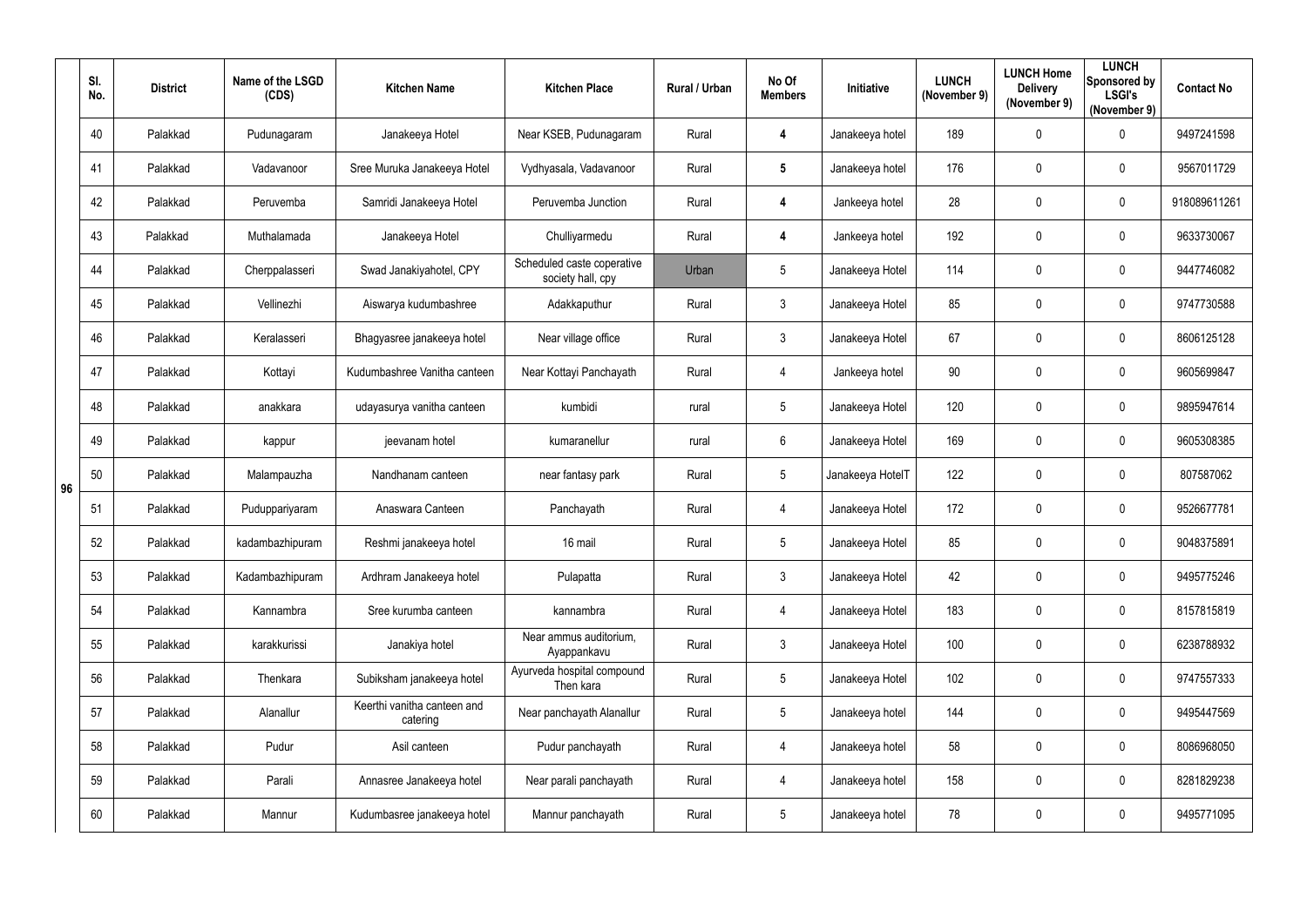|  | Sl. No. | District | Name of the LSGD (CDS) | Kitchen Name | Kitchen Place | Rural / Urban | No Of Members | Initiative | LUNCH (November 9) | LUNCH Home Delivery (November 9) | LUNCH Sponsored by LSGI's (November 9) | Contact No |
|---|---|---|---|---|---|---|---|---|---|---|---|---|
| 96 | 40 | Palakkad | Pudunagaram | Janakeeya Hotel | Near KSEB, Pudunagaram | Rural | 4 | Janakeeya hotel | 189 | 0 | 0 | 9497241598 |
|  | 41 | Palakkad | Vadavanoor | Sree Muruka Janakeeya Hotel | Vydhyasala, Vadavanoor | Rural | 5 | Janakeeya hotel | 176 | 0 | 0 | 9567011729 |
|  | 42 | Palakkad | Peruvemba | Samridi Janakeeya Hotel | Peruvemba Junction | Rural | 4 | Jankeeya hotel | 28 | 0 | 0 | 918089611261 |
|  | 43 | Palakkad | Muthalamada | Janakeeya Hotel | Chulliyarmedu | Rural | 4 | Jankeeya hotel | 192 | 0 | 0 | 9633730067 |
|  | 44 | Palakkad | Cherppalasseri | Swad Janakiyahotel, CPY | Scheduled caste coperative society hall, cpy | Urban | 5 | Janakeeya Hotel | 114 | 0 | 0 | 9447746082 |
|  | 45 | Palakkad | Vellinezhi | Aiswarya kudumbashree | Adakkaputhur | Rural | 3 | Janakeeya Hotel | 85 | 0 | 0 | 9747730588 |
|  | 46 | Palakkad | Keralasseri | Bhagyasree janakeeya hotel | Near village office | Rural | 3 | Janakeeya Hotel | 67 | 0 | 0 | 8606125128 |
|  | 47 | Palakkad | Kottayi | Kudumbashree Vanitha canteen | Near Kottayi Panchayath | Rural | 4 | Jankeeya hotel | 90 | 0 | 0 | 9605699847 |
|  | 48 | Palakkad | anakkara | udayasurya vanitha canteen | kumbidi | rural | 5 | Janakeeya Hotel | 120 | 0 | 0 | 9895947614 |
|  | 49 | Palakkad | kappur | jeevanam hotel | kumaranellur | rural | 6 | Janakeeya Hotel | 169 | 0 | 0 | 9605308385 |
|  | 50 | Palakkad | Malampauzha | Nandhanam canteen | near fantasy park | Rural | 5 | Janakeeya HotelT | 122 | 0 | 0 | 807587062 |
|  | 51 | Palakkad | Puduppariyaram | Anaswara Canteen | Panchayath | Rural | 4 | Janakeeya Hotel | 172 | 0 | 0 | 9526677781 |
|  | 52 | Palakkad | kadambazhipuram | Reshmi janakeeya hotel | 16 mail | Rural | 5 | Janakeeya Hotel | 85 | 0 | 0 | 9048375891 |
|  | 53 | Palakkad | Kadambazhipuram | Ardhram Janakeeya hotel | Pulapatta | Rural | 3 | Janakeeya Hotel | 42 | 0 | 0 | 9495775246 |
|  | 54 | Palakkad | Kannambra | Sree kurumba canteen | kannambra | Rural | 4 | Janakeeya Hotel | 183 | 0 | 0 | 8157815819 |
|  | 55 | Palakkad | karakkurissi | Janakiya hotel | Near ammus auditorium, Ayappankavu | Rural | 3 | Janakeeya Hotel | 100 | 0 | 0 | 6238788932 |
|  | 56 | Palakkad | Thenkara | Subiksham janakeeya hotel | Ayurveda hospital compound Then kara | Rural | 5 | Janakeeya Hotel | 102 | 0 | 0 | 9747557333 |
|  | 57 | Palakkad | Alanallur | Keerthi vanitha canteen and catering | Near panchayath Alanallur | Rural | 5 | Janakeeya hotel | 144 | 0 | 0 | 9495447569 |
|  | 58 | Palakkad | Pudur | Asil canteen | Pudur panchayath | Rural | 4 | Janakeeya hotel | 58 | 0 | 0 | 8086968050 |
|  | 59 | Palakkad | Parali | Annasree Janakeeya hotel | Near parali panchayath | Rural | 4 | Janakeeya hotel | 158 | 0 | 0 | 8281829238 |
|  | 60 | Palakkad | Mannur | Kudumbasree janakeeya hotel | Mannur panchayath | Rural | 5 | Janakeeya hotel | 78 | 0 | 0 | 9495771095 |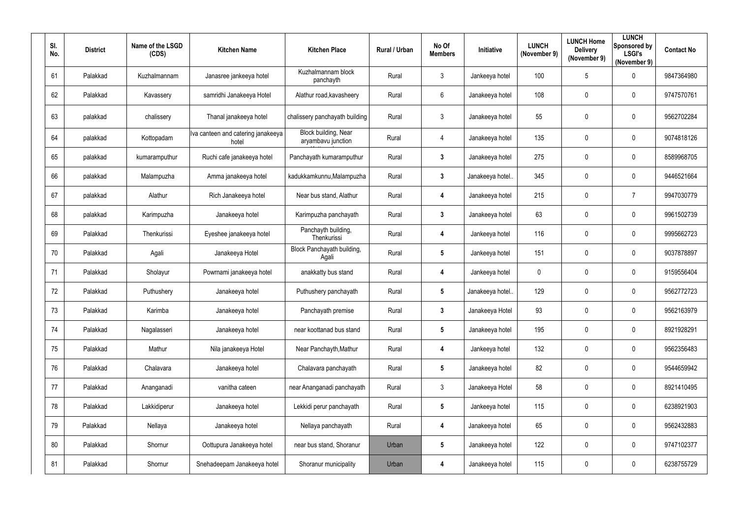| Sl. No. | District | Name of the LSGD (CDS) | Kitchen Name | Kitchen Place | Rural / Urban | No Of Members | Initiative | LUNCH (November 9) | LUNCH Home Delivery (November 9) | LUNCH Sponsored by LSGI's (November 9) | Contact No |
|---|---|---|---|---|---|---|---|---|---|---|---|
| 61 | Palakkad | Kuzhalmannam | Janasree jankeeya hotel | Kuzhalmannam block panchayth | Rural | 3 | Jankeeya hotel | 100 | 5 | 0 | 9847364980 |
| 62 | Palakkad | Kavassery | samridhi Janakeeya Hotel | Alathur road,kavasheery | Rural | 6 | Janakeeya hotel | 108 | 0 | 0 | 9747570761 |
| 63 | palakkad | chalissery | Thanal janakeeya hotel | chalissery panchayath building | Rural | 3 | Janakeeya hotel | 55 | 0 | 0 | 9562702284 |
| 64 | palakkad | Kottopadam | Iva canteen and catering janakeeya hotel | Block building, Near aryambavu junction | Rural | 4 | Janakeeya hotel | 135 | 0 | 0 | 9074818126 |
| 65 | palakkad | kumaramputhur | Ruchi cafe janakeeya hotel | Panchayath kumaramputhur | Rural | 3 | Janakeeya hotel | 275 | 0 | 0 | 8589968705 |
| 66 | palakkad | Malampuzha | Amma janakeeya hotel | kadukkamkunnu,Malampuzha | Rural | 3 | Janakeeya hotel.. | 345 | 0 | 0 | 9446521664 |
| 67 | palakkad | Alathur | Rich Janakeeya hotel | Near bus stand, Alathur | Rural | 4 | Janakeeya hotel | 215 | 0 | 7 | 9947030779 |
| 68 | palakkad | Karimpuzha | Janakeeya hotel | Karimpuzha panchayath | Rural | 3 | Janakeeya hotel | 63 | 0 | 0 | 9961502739 |
| 69 | Palakkad | Thenkurissi | Eyeshee janakeeya hotel | Panchayth building, Thenkurissi | Rural | 4 | Jankeeya hotel | 116 | 0 | 0 | 9995662723 |
| 70 | Palakkad | Agali | Janakeeya Hotel | Block Panchayath building, Agali | Rural | 5 | Jankeeya hotel | 151 | 0 | 0 | 9037878897 |
| 71 | Palakkad | Sholayur | Powrnami janakeeya hotel | anakkatty bus stand | Rural | 4 | Jankeeya hotel | 0 | 0 | 0 | 9159556404 |
| 72 | Palakkad | Puthushery | Janakeeya hotel | Puthushery panchayath | Rural | 5 | Janakeeya hotel.. | 129 | 0 | 0 | 9562772723 |
| 73 | Palakkad | Karimba | Janakeeya hotel | Panchayath premise | Rural | 3 | Janakeeya Hotel | 93 | 0 | 0 | 9562163979 |
| 74 | Palakkad | Nagalasseri | Janakeeya hotel | near koottanad bus stand | Rural | 5 | Janakeeya hotel | 195 | 0 | 0 | 8921928291 |
| 75 | Palakkad | Mathur | Nila janakeeya Hotel | Near Panchayth,Mathur | Rural | 4 | Jankeeya hotel | 132 | 0 | 0 | 9562356483 |
| 76 | Palakkad | Chalavara | Janakeeya hotel | Chalavara panchayath | Rural | 5 | Janakeeya hotel | 82 | 0 | 0 | 9544659942 |
| 77 | Palakkad | Ananganadi | vanitha cateen | near Ananganadi panchayath | Rural | 3 | Janakeeya Hotel | 58 | 0 | 0 | 8921410495 |
| 78 | Palakkad | Lakkidiperur | Janakeeya hotel | Lekkidi perur panchayath | Rural | 5 | Jankeeya hotel | 115 | 0 | 0 | 6238921903 |
| 79 | Palakkad | Nellaya | Janakeeya hotel | Nellaya panchayath | Rural | 4 | Janakeeya hotel | 65 | 0 | 0 | 9562432883 |
| 80 | Palakkad | Shornur | Oottupura Janakeeya hotel | near bus stand, Shoranur | Urban | 5 | Janakeeya hotel | 122 | 0 | 0 | 9747102377 |
| 81 | Palakkad | Shornur | Snehadeepam Janakeeya hotel | Shoranur municipality | Urban | 4 | Janakeeya hotel | 115 | 0 | 0 | 6238755729 |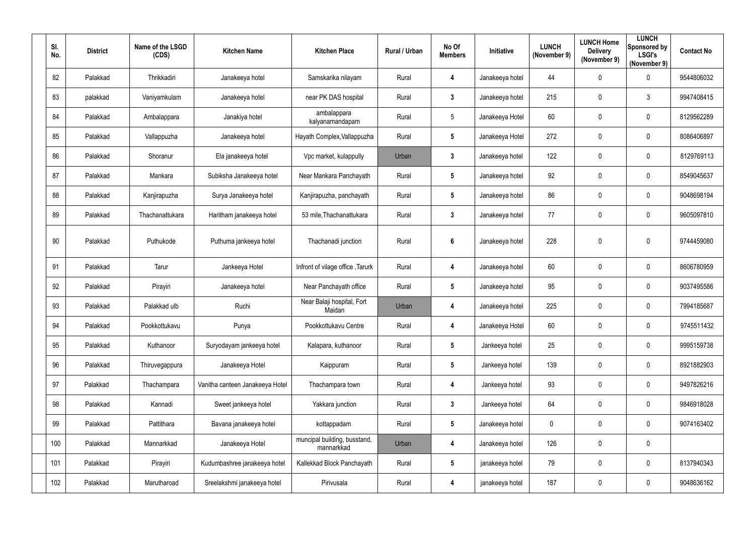| Sl. No. | District | Name of the LSGD (CDS) | Kitchen Name | Kitchen Place | Rural / Urban | No Of Members | Initiative | LUNCH (November 9) | LUNCH Home Delivery (November 9) | LUNCH Sponsored by LSGI's (November 9) | Contact No |
|---|---|---|---|---|---|---|---|---|---|---|---|
| 82 | Palakkad | Thrikkadiri | Janakeeya hotel | Samskarika nilayam | Rural | 4 | Janakeeya hotel | 44 | 0 | 0 | 9544806032 |
| 83 | palakkad | Vaniyamkulam | Janakeeya hotel | near PK DAS hospital | Rural | 3 | Janakeeya hotel | 215 | 0 | 3 | 9947408415 |
| 84 | Palakkad | Ambalappara | Janakiya hotel | ambalappara kalyanamandapam | Rural | 5 | Janakeeya Hotel | 60 | 0 | 0 | 8129562289 |
| 85 | Palakkad | Vallappuzha | Janakeeya hotel | Hayath Complex,Vallappuzha | Rural | 5 | Janakeeya Hotel | 272 | 0 | 0 | 8086406897 |
| 86 | Palakkad | Shoranur | Ela janakeeya hotel | Vpc market, kulappully | Urban | 3 | Janakeeya hotel | 122 | 0 | 0 | 8129769113 |
| 87 | Palakkad | Mankara | Subiksha Janakeeya hotel | Near Mankara Panchayath | Rural | 5 | Janakeeya hotel | 92 | 0 | 0 | 8549045637 |
| 88 | Palakkad | Kanjirapuzha | Surya Janakeeya hotel | Kanjirapuzha, panchayath | Rural | 5 | Janakeeya hotel | 86 | 0 | 0 | 9048698194 |
| 89 | Palakkad | Thachanattukara | Haritham janakeeya hotel | 53 mile,Thachanattukara | Rural | 3 | Janakeeya hotel | 77 | 0 | 0 | 9605097810 |
| 90 | Palakkad | Puthukode | Puthuma jankeeya hotel | Thachanadi junction | Rural | 6 | Janakeeya hotel | 228 | 0 | 0 | 9744459080 |
| 91 | Palakkad | Tarur | Jankeeya Hotel | Infront of vilage office ,Tarurk | Rural | 4 | Janakeeya hotel | 60 | 0 | 0 | 8606780959 |
| 92 | Palakkad | Pirayiri | Janakeeya hotel | Near Panchayath office | Rural | 5 | Janakeeya hotel | 95 | 0 | 0 | 9037495586 |
| 93 | Palakkad | Palakkad ulb | Ruchi | Near Balaji hospital, Fort Maidan | Urban | 4 | Janakeeya hotel | 225 | 0 | 0 | 7994185687 |
| 94 | Palakkad | Pookkottukavu | Punya | Pookkottukavu Centre | Rural | 4 | Janakeeya Hotel | 60 | 0 | 0 | 9745511432 |
| 95 | Palakkad | Kuthanoor | Suryodayam jankeeya hotel | Kalapara, kuthanoor | Rural | 5 | Jankeeya hotel | 25 | 0 | 0 | 9995159738 |
| 96 | Palakkad | Thiruvegappura | Janakeeya Hotel | Kaippuram | Rural | 5 | Jankeeya hotel | 139 | 0 | 0 | 8921882903 |
| 97 | Palakkad | Thachampara | Vanitha canteen Janakeeya Hotel | Thachampara town | Rural | 4 | Jankeeya hotel | 93 | 0 | 0 | 9497826216 |
| 98 | Palakkad | Kannadi | Sweet jankeeya hotel | Yakkara junction | Rural | 3 | Jankeeya hotel | 64 | 0 | 0 | 9846918028 |
| 99 | Palakkad | Pattithara | Bavana janakeeya hotel | kottappadam | Rural | 5 | Janakeeya hotel | 0 | 0 | 0 | 9074163402 |
| 100 | Palakkad | Mannarkkad | Janakeeya Hotel | muncipal building, busstand, mannarkkad | Urban | 4 | Janakeeya hotel | 126 | 0 | 0 | |
| 101 | Palakkad | Pirayiri | Kudumbashree janakeeya hotel | Kallekkad Block Panchayath | Rural | 5 | janakeeya hotel | 79 | 0 | 0 | 8137940343 |
| 102 | Palakkad | Marutharoad | Sreelakshmi janakeeya hotel | Pirivusala | Rural | 4 | janakeeya hotel | 187 | 0 | 0 | 9048636162 |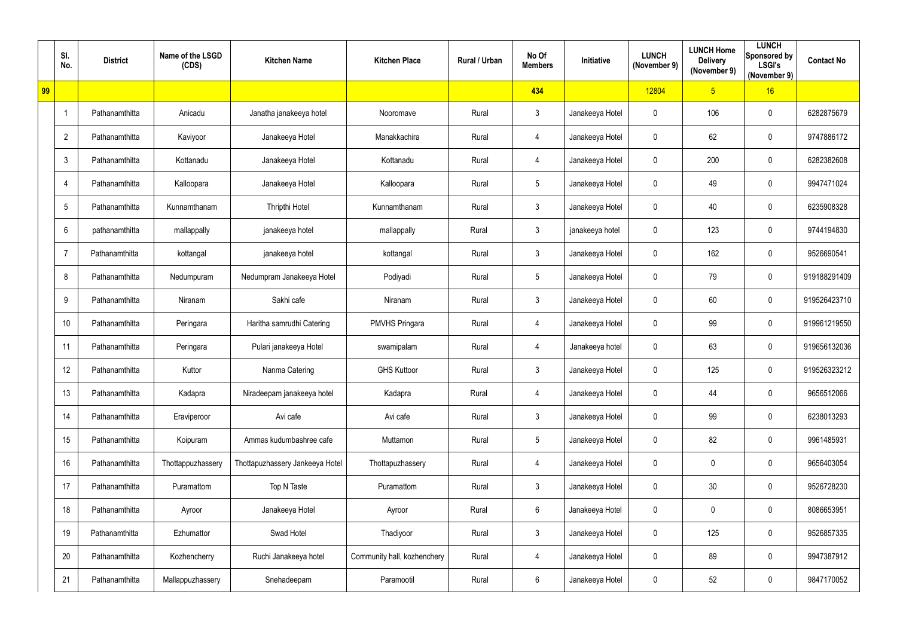| | Sl. No. | District | Name of the LSGD (CDS) | Kitchen Name | Kitchen Place | Rural / Urban | No Of Members | Initiative | LUNCH (November 9) | LUNCH Home Delivery (November 9) | LUNCH Sponsored by LSGI's (November 9) | Contact No |
|---|---|---|---|---|---|---|---|---|---|---|---|---|
| 99 | | | | | | | 434 | | 12804 | 5 | 16 | |
| | 1 | Pathanamthitta | Anicadu | Janatha janakeeya hotel | Nooromave | Rural | 3 | Janakeeya Hotel | 0 | 106 | 0 | 6282875679 |
| | 2 | Pathanamthitta | Kaviyoor | Janakeeya Hotel | Manakkachira | Rural | 4 | Janakeeya Hotel | 0 | 62 | 0 | 9747886172 |
| | 3 | Pathanamthitta | Kottanadu | Janakeeya Hotel | Kottanadu | Rural | 4 | Janakeeya Hotel | 0 | 200 | 0 | 6282382608 |
| | 4 | Pathanamthitta | Kalloopara | Janakeeya Hotel | Kalloopara | Rural | 5 | Janakeeya Hotel | 0 | 49 | 0 | 9947471024 |
| | 5 | Pathanamthitta | Kunnamthanam | Thripthi Hotel | Kunnamthanam | Rural | 3 | Janakeeya Hotel | 0 | 40 | 0 | 6235908328 |
| | 6 | pathanamthitta | mallappally | janakeeya hotel | mallappally | Rural | 3 | janakeeya hotel | 0 | 123 | 0 | 9744194830 |
| | 7 | Pathanamthitta | kottangal | janakeeya hotel | kottangal | Rural | 3 | Janakeeya Hotel | 0 | 162 | 0 | 9526690541 |
| | 8 | Pathanamthitta | Nedumpuram | Nedumpram Janakeeya Hotel | Podiyadi | Rural | 5 | Janakeeya Hotel | 0 | 79 | 0 | 919188291409 |
| | 9 | Pathanamthitta | Niranam | Sakhi cafe | Niranam | Rural | 3 | Janakeeya Hotel | 0 | 60 | 0 | 919526423710 |
| | 10 | Pathanamthitta | Peringara | Haritha samrudhi Catering | PMVHS Pringara | Rural | 4 | Janakeeya Hotel | 0 | 99 | 0 | 919961219550 |
| | 11 | Pathanamthitta | Peringara | Pulari janakeeya Hotel | swamipalam | Rural | 4 | Janakeeya hotel | 0 | 63 | 0 | 919656132036 |
| | 12 | Pathanamthitta | Kuttor | Nanma Catering | GHS Kuttoor | Rural | 3 | Janakeeya Hotel | 0 | 125 | 0 | 919526323212 |
| | 13 | Pathanamthitta | Kadapra | Niradeepam janakeeya hotel | Kadapra | Rural | 4 | Janakeeya Hotel | 0 | 44 | 0 | 9656512066 |
| | 14 | Pathanamthitta | Eraviperoor | Avi cafe | Avi cafe | Rural | 3 | Janakeeya Hotel | 0 | 99 | 0 | 6238013293 |
| | 15 | Pathanamthitta | Koipuram | Ammas kudumbashree cafe | Muttamon | Rural | 5 | Janakeeya Hotel | 0 | 82 | 0 | 9961485931 |
| | 16 | Pathanamthitta | Thottappuzhassery | Thottapuzhassery Jankeeya Hotel | Thottapuzhassery | Rural | 4 | Janakeeya Hotel | 0 | 0 | 0 | 9656403054 |
| | 17 | Pathanamthitta | Puramattom | Top N Taste | Puramattom | Rural | 3 | Janakeeya Hotel | 0 | 30 | 0 | 9526728230 |
| | 18 | Pathanamthitta | Ayroor | Janakeeya Hotel | Ayroor | Rural | 6 | Janakeeya Hotel | 0 | 0 | 0 | 8086653951 |
| | 19 | Pathanamthitta | Ezhumattor | Swad Hotel | Thadiyoor | Rural | 3 | Janakeeya Hotel | 0 | 125 | 0 | 9526857335 |
| | 20 | Pathanamthitta | Kozhencherry | Ruchi Janakeeya hotel | Community hall, kozhenchery | Rural | 4 | Janakeeya Hotel | 0 | 89 | 0 | 9947387912 |
| | 21 | Pathanamthitta | Mallappuzhassery | Snehadeepam | Paramootil | Rural | 6 | Janakeeya Hotel | 0 | 52 | 0 | 9847170052 |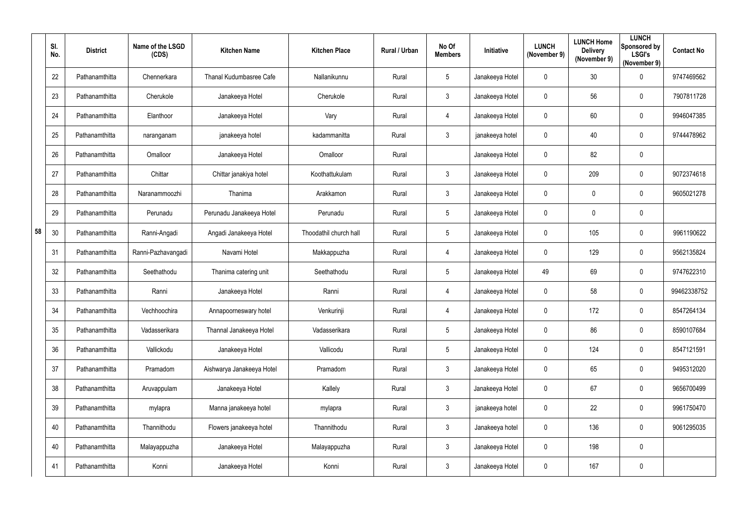| | Sl. No. | District | Name of the LSGD (CDS) | Kitchen Name | Kitchen Place | Rural / Urban | No Of Members | Initiative | LUNCH (November 9) | LUNCH Home Delivery (November 9) | LUNCH Sponsored by LSGI's (November 9) | Contact No |
|---|---|---|---|---|---|---|---|---|---|---|---|---|
| 58 | 22 | Pathanamthitta | Chennerkara | Thanal Kudumbasree Cafe | Nallanikunnu | Rural | 5 | Janakeeya Hotel | 0 | 30 | 0 | 9747469562 |
| | 23 | Pathanamthitta | Cherukole | Janakeeya Hotel | Cherukole | Rural | 3 | Janakeeya Hotel | 0 | 56 | 0 | 7907811728 |
| | 24 | Pathanamthitta | Elanthoor | Janakeeya Hotel | Vary | Rural | 4 | Janakeeya Hotel | 0 | 60 | 0 | 9946047385 |
| | 25 | Pathanamthitta | naranganam | janakeeya hotel | kadammanitta | Rural | 3 | janakeeya hotel | 0 | 40 | 0 | 9744478962 |
| | 26 | Pathanamthitta | Omalloor | Janakeeya Hotel | Omalloor | Rural | | Janakeeya Hotel | 0 | 82 | 0 | |
| | 27 | Pathanamthitta | Chittar | Chittar janakiya hotel | Koothattukulam | Rural | 3 | Janakeeya Hotel | 0 | 209 | 0 | 9072374618 |
| | 28 | Pathanamthitta | Naranammoozhi | Thanima | Arakkamon | Rural | 3 | Janakeeya Hotel | 0 | 0 | 0 | 9605021278 |
| | 29 | Pathanamthitta | Perunadu | Perunadu Janakeeya Hotel | Perunadu | Rural | 5 | Janakeeya Hotel | 0 | 0 | 0 | |
| | 30 | Pathanamthitta | Ranni-Angadi | Angadi Janakeeya Hotel | Thoodathil church hall | Rural | 5 | Janakeeya Hotel | 0 | 105 | 0 | 9961190622 |
| | 31 | Pathanamthitta | Ranni-Pazhavangadi | Navami Hotel | Makkappuzha | Rural | 4 | Janakeeya Hotel | 0 | 129 | 0 | 9562135824 |
| | 32 | Pathanamthitta | Seethathodu | Thanima catering unit | Seethathodu | Rural | 5 | Janakeeya Hotel | 49 | 69 | 0 | 9747622310 |
| | 33 | Pathanamthitta | Ranni | Janakeeya Hotel | Ranni | Rural | 4 | Janakeeya Hotel | 0 | 58 | 0 | 99462338752 |
| | 34 | Pathanamthitta | Vechhoochira | Annapoorneswary hotel | Venkurinji | Rural | 4 | Janakeeya Hotel | 0 | 172 | 0 | 8547264134 |
| | 35 | Pathanamthitta | Vadasserikara | Thannal Janakeeya Hotel | Vadasserikara | Rural | 5 | Janakeeya Hotel | 0 | 86 | 0 | 8590107684 |
| | 36 | Pathanamthitta | Vallickodu | Janakeeya Hotel | Vallicodu | Rural | 5 | Janakeeya Hotel | 0 | 124 | 0 | 8547121591 |
| | 37 | Pathanamthitta | Pramadom | Aishwarya Janakeeya Hotel | Pramadom | Rural | 3 | Janakeeya Hotel | 0 | 65 | 0 | 9495312020 |
| | 38 | Pathanamthitta | Aruvappulam | Janakeeya Hotel | Kallely | Rural | 3 | Janakeeya Hotel | 0 | 67 | 0 | 9656700499 |
| | 39 | Pathanamthitta | mylapra | Manna janakeeya hotel | mylapra | Rural | 3 | janakeeya hotel | 0 | 22 | 0 | 9961750470 |
| | 40 | Pathanamthitta | Thannithodu | Flowers janakeeya hotel | Thannithodu | Rural | 3 | Janakeeya hotel | 0 | 136 | 0 | 9061295035 |
| | 40 | Pathanamthitta | Malayappuzha | Janakeeya Hotel | Malayappuzha | Rural | 3 | Janakeeya Hotel | 0 | 198 | 0 | |
| | 41 | Pathanamthitta | Konni | Janakeeya Hotel | Konni | Rural | 3 | Janakeeya Hotel | 0 | 167 | 0 | |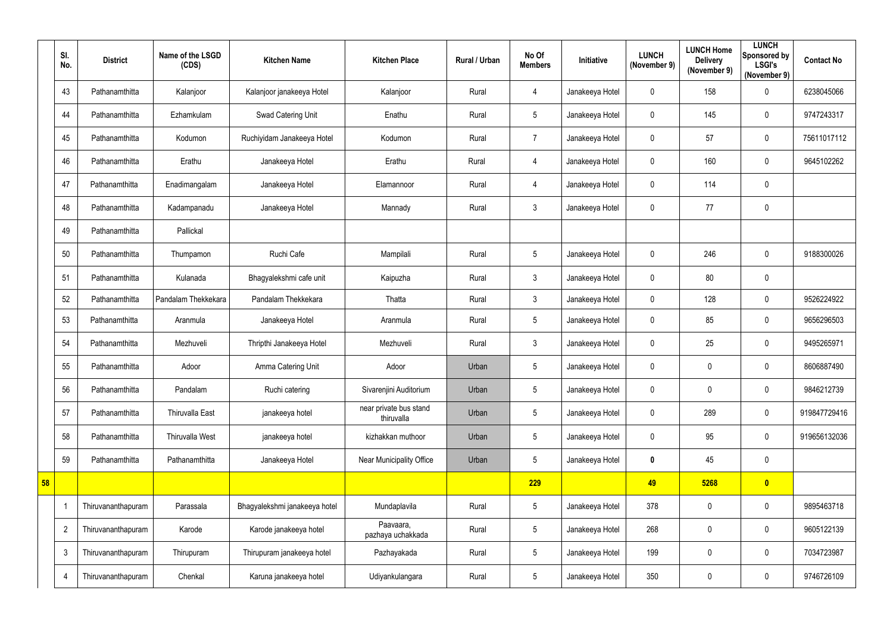|  | Sl. No. | District | Name of the LSGD (CDS) | Kitchen Name | Kitchen Place | Rural / Urban | No Of Members | Initiative | LUNCH (November 9) | LUNCH Home Delivery (November 9) | LUNCH Sponsored by LSGI's (November 9) | Contact No |
|---|---|---|---|---|---|---|---|---|---|---|---|---|
|  | 43 | Pathanamthitta | Kalanjoor | Kalanjoor janakeeya Hotel | Kalanjoor | Rural | 4 | Janakeeya Hotel | 0 | 158 | 0 | 6238045066 |
|  | 44 | Pathanamthitta | Ezhamkulam | Swad Catering Unit | Enathu | Rural | 5 | Janakeeya Hotel | 0 | 145 | 0 | 9747243317 |
|  | 45 | Pathanamthitta | Kodumon | Ruchiyidam Janakeeya Hotel | Kodumon | Rural | 7 | Janakeeya Hotel | 0 | 57 | 0 | 75611017112 |
|  | 46 | Pathanamthitta | Erathu | Janakeeya Hotel | Erathu | Rural | 4 | Janakeeya Hotel | 0 | 160 | 0 | 9645102262 |
|  | 47 | Pathanamthitta | Enadimangalam | Janakeeya Hotel | Elamannoor | Rural | 4 | Janakeeya Hotel | 0 | 114 | 0 |  |
|  | 48 | Pathanamthitta | Kadampanadu | Janakeeya Hotel | Mannady | Rural | 3 | Janakeeya Hotel | 0 | 77 | 0 |  |
|  | 49 | Pathanamthitta | Pallickal |  |  |  |  |  |  |  |  |  |
|  | 50 | Pathanamthitta | Thumpamon | Ruchi Cafe | Mampilali | Rural | 5 | Janakeeya Hotel | 0 | 246 | 0 | 9188300026 |
|  | 51 | Pathanamthitta | Kulanada | Bhagyalekshmi cafe unit | Kaipuzha | Rural | 3 | Janakeeya Hotel | 0 | 80 | 0 |  |
|  | 52 | Pathanamthitta | Pandalam Thekkekara | Pandalam Thekkekara | Thatta | Rural | 3 | Janakeeya Hotel | 0 | 128 | 0 | 9526224922 |
|  | 53 | Pathanamthitta | Aranmula | Janakeeya Hotel | Aranmula | Rural | 5 | Janakeeya Hotel | 0 | 85 | 0 | 9656296503 |
|  | 54 | Pathanamthitta | Mezhuveli | Thripthi Janakeeya Hotel | Mezhuveli | Rural | 3 | Janakeeya Hotel | 0 | 25 | 0 | 9495265971 |
|  | 55 | Pathanamthitta | Adoor | Amma Catering Unit | Adoor | Urban | 5 | Janakeeya Hotel | 0 | 0 | 0 | 8606887490 |
|  | 56 | Pathanamthitta | Pandalam | Ruchi catering | Sivarenjini Auditorium | Urban | 5 | Janakeeya Hotel | 0 | 0 | 0 | 9846212739 |
|  | 57 | Pathanamthitta | Thiruvalla East | janakeeya hotel | near private bus stand thiruvalla | Urban | 5 | Janakeeya Hotel | 0 | 289 | 0 | 919847729416 |
|  | 58 | Pathanamthitta | Thiruvalla West | janakeeya hotel | kizhakkan muthoor | Urban | 5 | Janakeeya Hotel | 0 | 95 | 0 | 919656132036 |
|  | 59 | Pathanamthitta | Pathanamthitta | Janakeeya Hotel | Near Municipality Office | Urban | 5 | Janakeeya Hotel | **0** | 45 | 0 |  |
| **58** |  |  |  |  |  |  | **229** |  | **49** | **5268** | **0** |  |
|  | 1 | Thiruvananthapuram | Parassala | Bhagyalekshmi janakeeya hotel | Mundaplavila | Rural | 5 | Janakeeya Hotel | 378 | 0 | 0 | 9895463718 |
|  | 2 | Thiruvananthapuram | Karode | Karode janakeeya hotel | Paavaara, pazhaya uchakkada | Rural | 5 | Janakeeya Hotel | 268 | 0 | 0 | 9605122139 |
|  | 3 | Thiruvananthapuram | Thirupuram | Thirupuram janakeeya hotel | Pazhayakada | Rural | 5 | Janakeeya Hotel | 199 | 0 | 0 | 7034723987 |
|  | 4 | Thiruvananthapuram | Chenkal | Karuna janakeeya hotel | Udiyankulangara | Rural | 5 | Janakeeya Hotel | 350 | 0 | 0 | 9746726109 |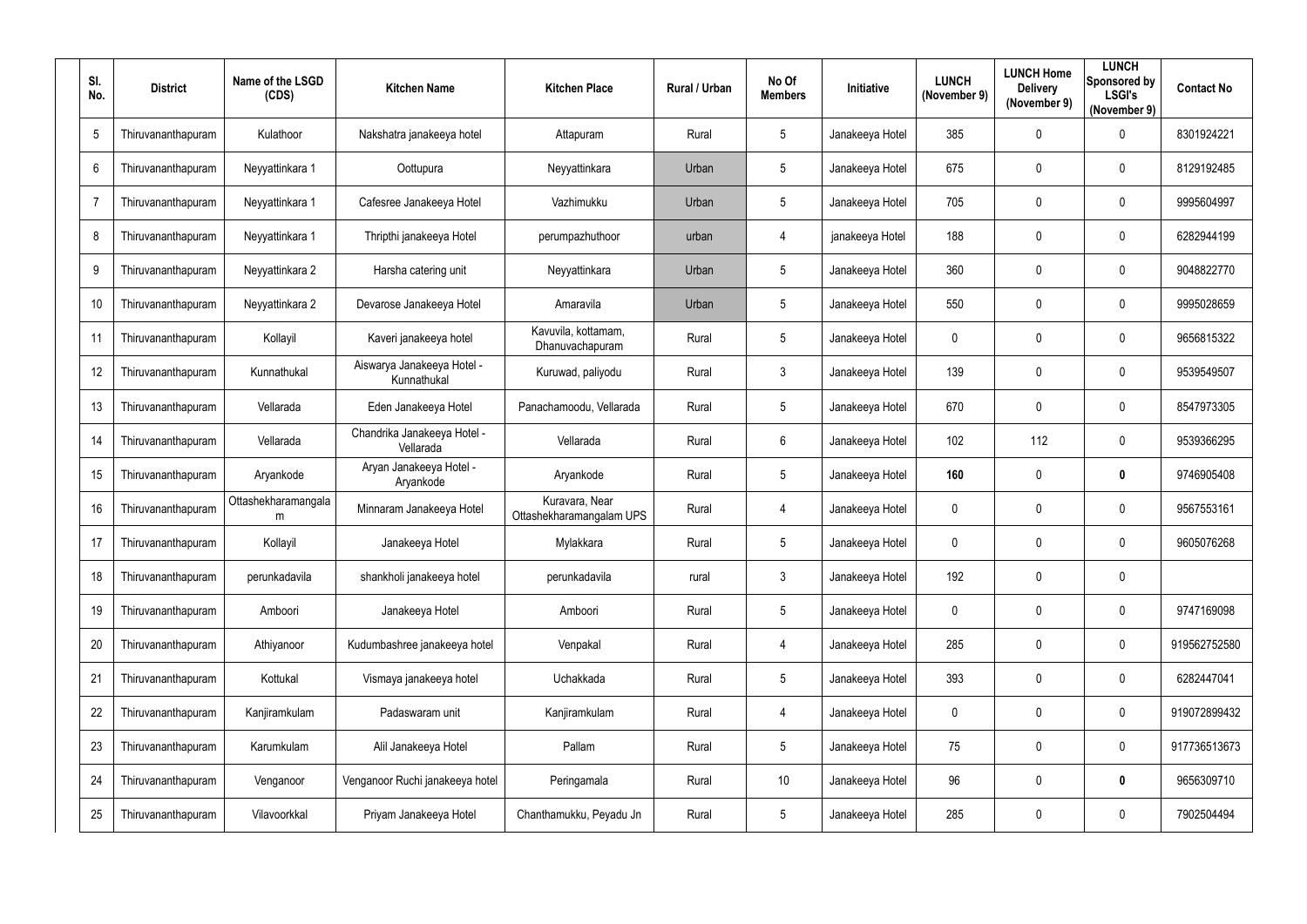| Sl. No. | District | Name of the LSGD (CDS) | Kitchen Name | Kitchen Place | Rural / Urban | No Of Members | Initiative | LUNCH (November 9) | LUNCH Home Delivery (November 9) | LUNCH Sponsored by LSGI's (November 9) | Contact No |
|---|---|---|---|---|---|---|---|---|---|---|---|
| 5 | Thiruvananthapuram | Kulathoor | Nakshatra janakeeya hotel | Attapuram | Rural | 5 | Janakeeya Hotel | 385 | 0 | 0 | 8301924221 |
| 6 | Thiruvananthapuram | Neyyattinkara 1 | Oottupura | Neyyattinkara | Urban | 5 | Janakeeya Hotel | 675 | 0 | 0 | 8129192485 |
| 7 | Thiruvananthapuram | Neyyattinkara 1 | Cafesree Janakeeya Hotel | Vazhimukku | Urban | 5 | Janakeeya Hotel | 705 | 0 | 0 | 9995604997 |
| 8 | Thiruvananthapuram | Neyyattinkara 1 | Thripthi janakeeya Hotel | perumpazhuthoor | urban | 4 | janakeeya Hotel | 188 | 0 | 0 | 6282944199 |
| 9 | Thiruvananthapuram | Neyyattinkara 2 | Harsha catering unit | Neyyattinkara | Urban | 5 | Janakeeya Hotel | 360 | 0 | 0 | 9048822770 |
| 10 | Thiruvananthapuram | Neyyattinkara 2 | Devarose Janakeeya Hotel | Amaravila | Urban | 5 | Janakeeya Hotel | 550 | 0 | 0 | 9995028659 |
| 11 | Thiruvananthapuram | Kollayil | Kaveri janakeeya hotel | Kavuvila, kottamam, Dhanuvachapuram | Rural | 5 | Janakeeya Hotel | 0 | 0 | 0 | 9656815322 |
| 12 | Thiruvananthapuram | Kunnathukal | Aiswarya Janakeeya Hotel - Kunnathukal | Kuruwad, paliyodu | Rural | 3 | Janakeeya Hotel | 139 | 0 | 0 | 9539549507 |
| 13 | Thiruvananthapuram | Vellarada | Eden Janakeeya Hotel | Panachamoodu, Vellarada | Rural | 5 | Janakeeya Hotel | 670 | 0 | 0 | 8547973305 |
| 14 | Thiruvananthapuram | Vellarada | Chandrika Janakeeya Hotel - Vellarada | Vellarada | Rural | 6 | Janakeeya Hotel | 102 | 112 | 0 | 9539366295 |
| 15 | Thiruvananthapuram | Aryankode | Aryan Janakeeya Hotel - Aryankode | Aryankode | Rural | 5 | Janakeeya Hotel | **160** | 0 | **0** | 9746905408 |
| 16 | Thiruvananthapuram | Ottashekharamangalam | Minnaram Janakeeya Hotel | Kuravara, Near Ottashekharamangalam UPS | Rural | 4 | Janakeeya Hotel | 0 | 0 | 0 | 9567553161 |
| 17 | Thiruvananthapuram | Kollayil | Janakeeya Hotel | Mylakkara | Rural | 5 | Janakeeya Hotel | 0 | 0 | 0 | 9605076268 |
| 18 | Thiruvananthapuram | perunkadavila | shankholi janakeeya hotel | perunkadavila | rural | 3 | Janakeeya Hotel | 192 | 0 | 0 | |
| 19 | Thiruvananthapuram | Amboori | Janakeeya Hotel | Amboori | Rural | 5 | Janakeeya Hotel | 0 | 0 | 0 | 9747169098 |
| 20 | Thiruvananthapuram | Athiyanoor | Kudumbashree janakeeya hotel | Venpakal | Rural | 4 | Janakeeya Hotel | 285 | 0 | 0 | 919562752580 |
| 21 | Thiruvananthapuram | Kottukal | Vismaya janakeeya hotel | Uchakkada | Rural | 5 | Janakeeya Hotel | 393 | 0 | 0 | 6282447041 |
| 22 | Thiruvananthapuram | Kanjiramkulam | Padaswaram unit | Kanjiramkulam | Rural | 4 | Janakeeya Hotel | 0 | 0 | 0 | 919072899432 |
| 23 | Thiruvananthapuram | Karumkulam | Alil Janakeeya Hotel | Pallam | Rural | 5 | Janakeeya Hotel | 75 | 0 | 0 | 917736513673 |
| 24 | Thiruvananthapuram | Venganoor | Venganoor Ruchi janakeeya hotel | Peringamala | Rural | 10 | Janakeeya Hotel | 96 | 0 | **0** | 9656309710 |
| 25 | Thiruvananthapuram | Vilavoorkkal | Priyam Janakeeya Hotel | Chanthamukku, Peyadu Jn | Rural | 5 | Janakeeya Hotel | 285 | 0 | 0 | 7902504494 |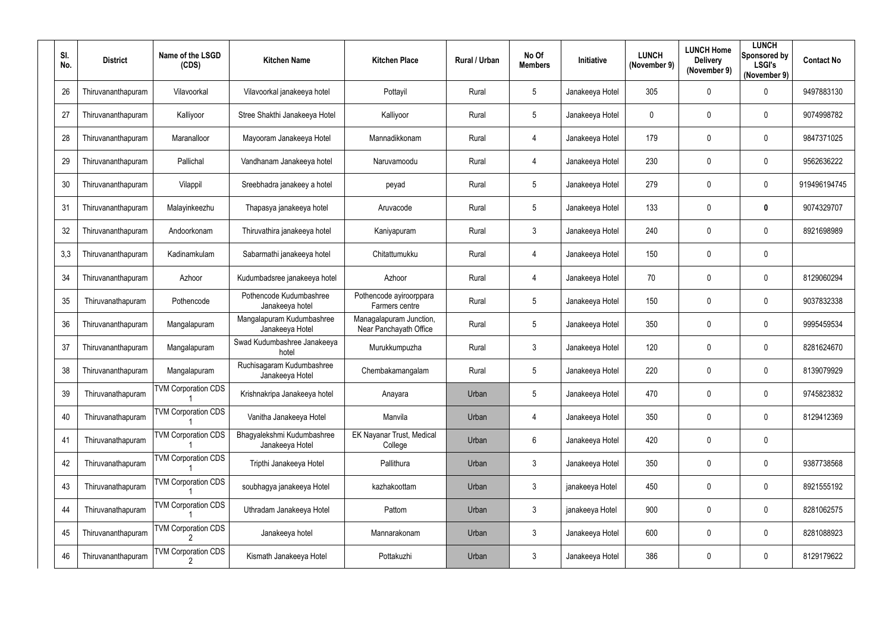| Sl. No. | District | Name of the LSGD (CDS) | Kitchen Name | Kitchen Place | Rural / Urban | No Of Members | Initiative | LUNCH (November 9) | LUNCH Home Delivery (November 9) | LUNCH Sponsored by LSGI's (November 9) | Contact No |
|---|---|---|---|---|---|---|---|---|---|---|---|
| 26 | Thiruvananthapuram | Vilavoorkal | Vilavoorkal janakeeya hotel | Pottayil | Rural | 5 | Janakeeya Hotel | 305 | 0 | 0 | 9497883130 |
| 27 | Thiruvananthapuram | Kalliyoor | Stree Shakthi Janakeeya Hotel | Kalliyoor | Rural | 5 | Janakeeya Hotel | 0 | 0 | 0 | 9074998782 |
| 28 | Thiruvananthapuram | Maranalloor | Mayooram Janakeeya Hotel | Mannadikkonam | Rural | 4 | Janakeeya Hotel | 179 | 0 | 0 | 9847371025 |
| 29 | Thiruvananthapuram | Pallichal | Vandhanam Janakeeya hotel | Naruvamoodu | Rural | 4 | Janakeeya Hotel | 230 | 0 | 0 | 9562636222 |
| 30 | Thiruvananthapuram | Vilappil | Sreebhadra janakeey a hotel | peyad | Rural | 5 | Janakeeya Hotel | 279 | 0 | 0 | 919496194745 |
| 31 | Thiruvananthapuram | Malayinkeezhu | Thapasya janakeeya hotel | Aruvacode | Rural | 5 | Janakeeya Hotel | 133 | 0 | **0** | 9074329707 |
| 32 | Thiruvananthapuram | Andoorkonam | Thiruvathira janakeeya hotel | Kaniyapuram | Rural | 3 | Janakeeya Hotel | 240 | 0 | 0 | 8921698989 |
| 3,3 | Thiruvananthapuram | Kadinamkulam | Sabarmathi janakeeya hotel | Chitattumukku | Rural | 4 | Janakeeya Hotel | 150 | 0 | 0 | |
| 34 | Thiruvananthapuram | Azhoor | Kudumbadsree janakeeya hotel | Azhoor | Rural | 4 | Janakeeya Hotel | 70 | 0 | 0 | 8129060294 |
| 35 | Thiruvanathapuram | Pothencode | Pothencode Kudumbashree Janakeeya hotel | Pothencode ayiroorppara Farmers centre | Rural | 5 | Janakeeya Hotel | 150 | 0 | 0 | 9037832338 |
| 36 | Thiruvananthapuram | Mangalapuram | Mangalapuram Kudumbashree Janakeeya Hotel | Managalapuram Junction, Near Panchayath Office | Rural | 5 | Janakeeya Hotel | 350 | 0 | 0 | 9995459534 |
| 37 | Thiruvananthapuram | Mangalapuram | Swad Kudumbashree Janakeeya hotel | Murukkumpuzha | Rural | 3 | Janakeeya Hotel | 120 | 0 | 0 | 8281624670 |
| 38 | Thiruvananthapuram | Mangalapuram | Ruchisagaram Kudumbashree Janakeeya Hotel | Chembakamangalam | Rural | 5 | Janakeeya Hotel | 220 | 0 | 0 | 8139079929 |
| 39 | Thiruvanathapuram | TVM Corporation CDS 1 | Krishnakripa Janakeeya hotel | Anayara | Urban | 5 | Janakeeya Hotel | 470 | 0 | 0 | 9745823832 |
| 40 | Thiruvanathapuram | TVM Corporation CDS 1 | Vanitha Janakeeya Hotel | Manvila | Urban | 4 | Janakeeya Hotel | 350 | 0 | 0 | 8129412369 |
| 41 | Thiruvanathapuram | TVM Corporation CDS 1 | Bhagyalekshmi Kudumbashree Janakeeya Hotel | EK Nayanar Trust, Medical College | Urban | 6 | Janakeeya Hotel | 420 | 0 | 0 | |
| 42 | Thiruvanathapuram | TVM Corporation CDS 1 | Tripthi Janakeeya Hotel | Pallithura | Urban | 3 | Janakeeya Hotel | 350 | 0 | 0 | 9387738568 |
| 43 | Thiruvanathapuram | TVM Corporation CDS 1 | soubhagya janakeeya Hotel | kazhakoottam | Urban | 3 | janakeeya Hotel | 450 | 0 | 0 | 8921555192 |
| 44 | Thiruvanathapuram | TVM Corporation CDS 1 | Uthradam Janakeeya Hotel | Pattom | Urban | 3 | janakeeya Hotel | 900 | 0 | 0 | 8281062575 |
| 45 | Thiruvananthapuram | TVM Corporation CDS 2 | Janakeeya hotel | Mannarakonam | Urban | 3 | Janakeeya Hotel | 600 | 0 | 0 | 8281088923 |
| 46 | Thiruvananthapuram | TVM Corporation CDS 2 | Kismath Janakeeya Hotel | Pottakuzhi | Urban | 3 | Janakeeya Hotel | 386 | 0 | 0 | 8129179622 |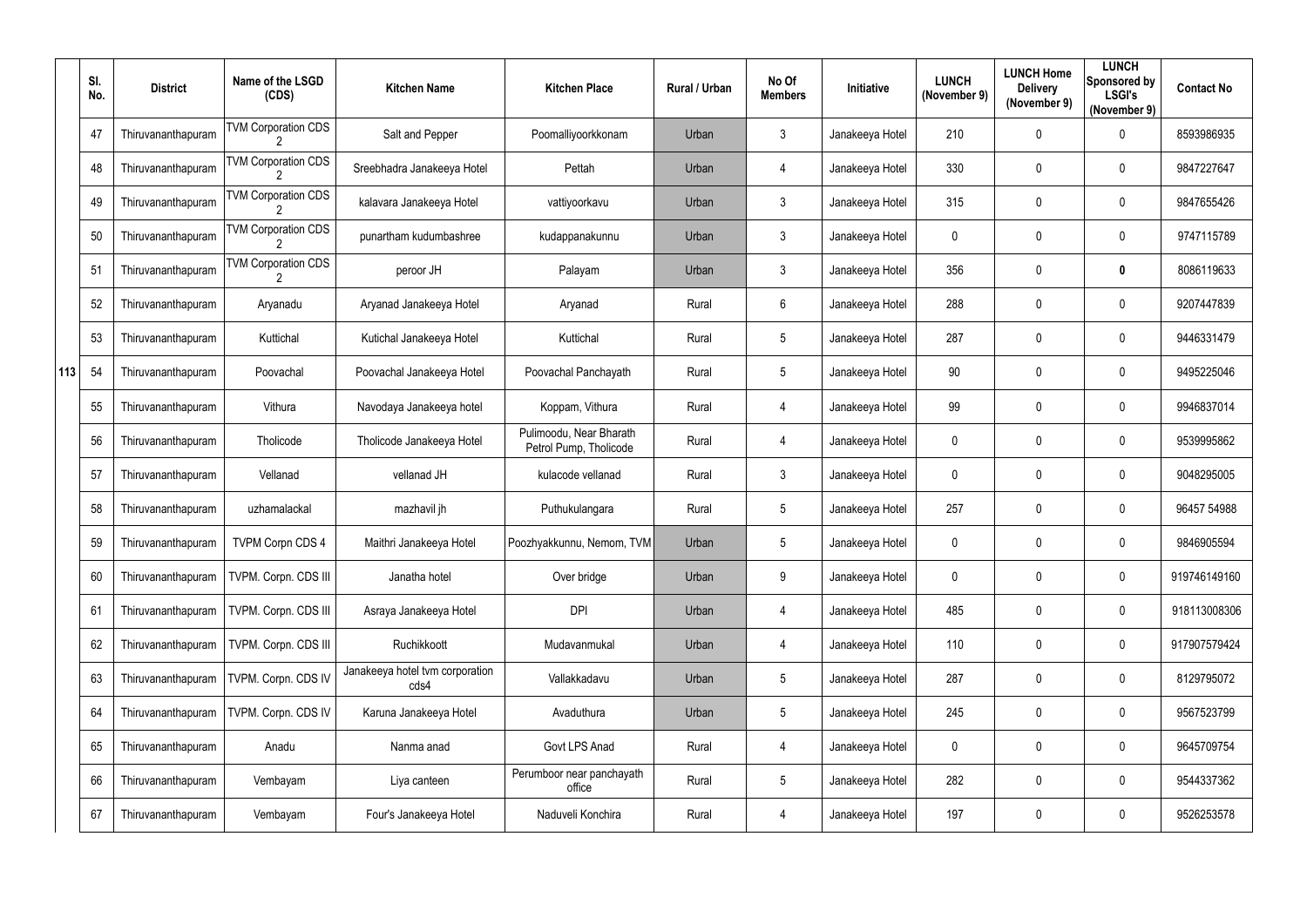| | Sl. No. | District | Name of the LSGD (CDS) | Kitchen Name | Kitchen Place | Rural / Urban | No Of Members | Initiative | LUNCH (November 9) | LUNCH Home Delivery (November 9) | LUNCH Sponsored by LSGI's (November 9) | Contact No |
|---|---|---|---|---|---|---|---|---|---|---|---|---|
| 113 | 47 | Thiruvananthapuram | TVM Corporation CDS 2 | Salt and Pepper | Poomalliyoorkkonam | Urban | 3 | Janakeeya Hotel | 210 | 0 | 0 | 8593986935 |
| | 48 | Thiruvananthapuram | TVM Corporation CDS 2 | Sreebhadra Janakeeya Hotel | Pettah | Urban | 4 | Janakeeya Hotel | 330 | 0 | 0 | 9847227647 |
| | 49 | Thiruvananthapuram | TVM Corporation CDS 2 | kalavara Janakeeya Hotel | vattiyoorkavu | Urban | 3 | Janakeeya Hotel | 315 | 0 | 0 | 9847655426 |
| | 50 | Thiruvananthapuram | TVM Corporation CDS 2 | punartham kudumbashree | kudappanakunnu | Urban | 3 | Janakeeya Hotel | 0 | 0 | 0 | 9747115789 |
| | 51 | Thiruvananthapuram | TVM Corporation CDS 2 | peroor JH | Palayam | Urban | 3 | Janakeeya Hotel | 356 | 0 | **0** | 8086119633 |
| | 52 | Thiruvananthapuram | Aryanadu | Aryanad Janakeeya Hotel | Aryanad | Rural | 6 | Janakeeya Hotel | 288 | 0 | 0 | 9207447839 |
| | 53 | Thiruvananthapuram | Kuttichal | Kutichal Janakeeya Hotel | Kuttichal | Rural | 5 | Janakeeya Hotel | 287 | 0 | 0 | 9446331479 |
| | 54 | Thiruvananthapuram | Poovachal | Poovachal Janakeeya Hotel | Poovachal Panchayath | Rural | 5 | Janakeeya Hotel | 90 | 0 | 0 | 9495225046 |
| | 55 | Thiruvananthapuram | Vithura | Navodaya Janakeeya hotel | Koppam, Vithura | Rural | 4 | Janakeeya Hotel | 99 | 0 | 0 | 9946837014 |
| | 56 | Thiruvananthapuram | Tholicode | Tholicode Janakeeya Hotel | Pulimoodu, Near Bharath Petrol Pump, Tholicode | Rural | 4 | Janakeeya Hotel | 0 | 0 | 0 | 9539995862 |
| | 57 | Thiruvananthapuram | Vellanad | vellanad JH | kulacode vellanad | Rural | 3 | Janakeeya Hotel | 0 | 0 | 0 | 9048295005 |
| | 58 | Thiruvananthapuram | uzhamalackal | mazhavil jh | Puthukulangara | Rural | 5 | Janakeeya Hotel | 257 | 0 | 0 | 96457 54988 |
| | 59 | Thiruvananthapuram | TVPM Corpn CDS 4 | Maithri Janakeeya Hotel | Poozhyakkunnu, Nemom, TVM | Urban | 5 | Janakeeya Hotel | 0 | 0 | 0 | 9846905594 |
| | 60 | Thiruvananthapuram | TVPM. Corpn. CDS III | Janatha hotel | Over bridge | Urban | 9 | Janakeeya Hotel | 0 | 0 | 0 | 919746149160 |
| | 61 | Thiruvananthapuram | TVPM. Corpn. CDS III | Asraya Janakeeya Hotel | DPI | Urban | 4 | Janakeeya Hotel | 485 | 0 | 0 | 918113008306 |
| | 62 | Thiruvananthapuram | TVPM. Corpn. CDS III | Ruchikkoott | Mudavanmukal | Urban | 4 | Janakeeya Hotel | 110 | 0 | 0 | 917907579424 |
| | 63 | Thiruvananthapuram | TVPM. Corpn. CDS IV | Janakeeya hotel tvm corporation cds4 | Vallakkadavu | Urban | 5 | Janakeeya Hotel | 287 | 0 | 0 | 8129795072 |
| | 64 | Thiruvananthapuram | TVPM. Corpn. CDS IV | Karuna Janakeeya Hotel | Avaduthura | Urban | 5 | Janakeeya Hotel | 245 | 0 | 0 | 9567523799 |
| | 65 | Thiruvananthapuram | Anadu | Nanma anad | Govt LPS Anad | Rural | 4 | Janakeeya Hotel | 0 | 0 | 0 | 9645709754 |
| | 66 | Thiruvananthapuram | Vembayam | Liya canteen | Perumboor near panchayath office | Rural | 5 | Janakeeya Hotel | 282 | 0 | 0 | 9544337362 |
| | 67 | Thiruvananthapuram | Vembayam | Four's Janakeeya Hotel | Naduveli Konchira | Rural | 4 | Janakeeya Hotel | 197 | 0 | 0 | 9526253578 |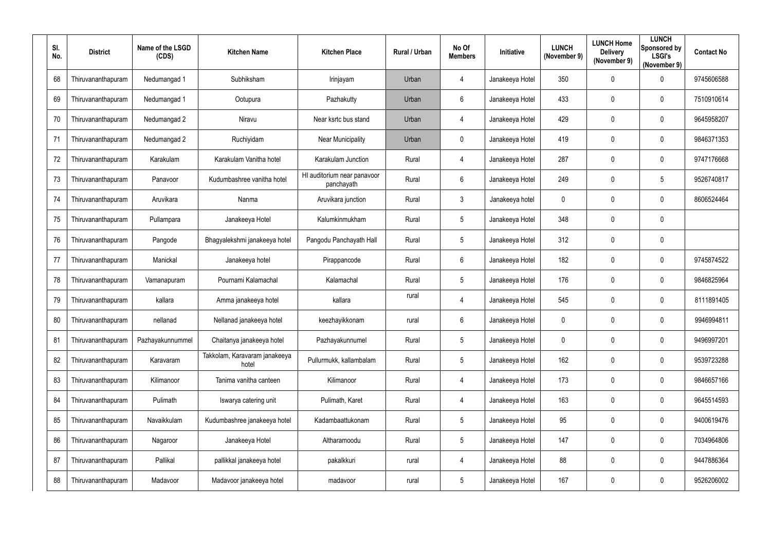| Sl. No. | District | Name of the LSGD (CDS) | Kitchen Name | Kitchen Place | Rural / Urban | No Of Members | Initiative | LUNCH (November 9) | LUNCH Home Delivery (November 9) | LUNCH Sponsored by LSGI's (November 9) | Contact No |
|---|---|---|---|---|---|---|---|---|---|---|---|
| 68 | Thiruvananthapuram | Nedumangad 1 | Subhiksham | Irinjayam | Urban | 4 | Janakeeya Hotel | 350 | 0 | 0 | 9745606588 |
| 69 | Thiruvananthapuram | Nedumangad 1 | Ootupura | Pazhakutty | Urban | 6 | Janakeeya Hotel | 433 | 0 | 0 | 7510910614 |
| 70 | Thiruvananthapuram | Nedumangad 2 | Niravu | Near ksrtc bus stand | Urban | 4 | Janakeeya Hotel | 429 | 0 | 0 | 9645958207 |
| 71 | Thiruvananthapuram | Nedumangad 2 | Ruchiyidam | Near Municipality | Urban | 0 | Janakeeya Hotel | 419 | 0 | 0 | 9846371353 |
| 72 | Thiruvananthapuram | Karakulam | Karakulam Vanitha hotel | Karakulam Junction | Rural | 4 | Janakeeya Hotel | 287 | 0 | 0 | 9747176668 |
| 73 | Thiruvananthapuram | Panavoor | Kudumbashree vanitha hotel | Hl auditorium near panavoor panchayath | Rural | 6 | Janakeeya Hotel | 249 | 0 | 5 | 9526740817 |
| 74 | Thiruvananthapuram | Aruvikara | Nanma | Aruvikara junction | Rural | 3 | Janakeeya hotel | 0 | 0 | 0 | 8606524464 |
| 75 | Thiruvananthapuram | Pullampara | Janakeeya Hotel | Kalumkinmukham | Rural | 5 | Janakeeya Hotel | 348 | 0 | 0 | |
| 76 | Thiruvananthapuram | Pangode | Bhagyalekshmi janakeeya hotel | Pangodu Panchayath Hall | Rural | 5 | Janakeeya Hotel | 312 | 0 | 0 | |
| 77 | Thiruvananthapuram | Manickal | Janakeeya hotel | Pirappancode | Rural | 6 | Janakeeya Hotel | 182 | 0 | 0 | 9745874522 |
| 78 | Thiruvananthapuram | Vamanapuram | Pournami Kalamachal | Kalamachal | Rural | 5 | Janakeeya Hotel | 176 | 0 | 0 | 9846825964 |
| 79 | Thiruvananthapuram | kallara | Amma janakeeya hotel | kallara | rural | 4 | Janakeeya Hotel | 545 | 0 | 0 | 8111891405 |
| 80 | Thiruvananthapuram | nellanad | Nellanad janakeeya hotel | keezhayikkonam | rural | 6 | Janakeeya Hotel | 0 | 0 | 0 | 9946994811 |
| 81 | Thiruvananthapuram | Pazhayakunnummel | Chaitanya janakeeya hotel | Pazhayakunnumel | Rural | 5 | Janakeeya Hotel | 0 | 0 | 0 | 9496997201 |
| 82 | Thiruvananthapuram | Karavaram | Takkolam, Karavaram janakeeya hotel | Pullurmukk, kallambalam | Rural | 5 | Janakeeya Hotel | 162 | 0 | 0 | 9539723288 |
| 83 | Thiruvananthapuram | Kilimanoor | Tanima vanitha canteen | Kilimanoor | Rural | 4 | Janakeeya Hotel | 173 | 0 | 0 | 9846657166 |
| 84 | Thiruvananthapuram | Pulimath | Iswarya catering unit | Pulimath, Karet | Rural | 4 | Janakeeya Hotel | 163 | 0 | 0 | 9645514593 |
| 85 | Thiruvananthapuram | Navaikkulam | Kudumbashree janakeeya hotel | Kadambaattukonam | Rural | 5 | Janakeeya Hotel | 95 | 0 | 0 | 9400619476 |
| 86 | Thiruvananthapuram | Nagaroor | Janakeeya Hotel | Altharamoodu | Rural | 5 | Janakeeya Hotel | 147 | 0 | 0 | 7034964806 |
| 87 | Thiruvananthapuram | Pallikal | pallikkal janakeeya hotel | pakalkkuri | rural | 4 | Janakeeya Hotel | 88 | 0 | 0 | 9447886364 |
| 88 | Thiruvananthapuram | Madavoor | Madavoor janakeeya hotel | madavoor | rural | 5 | Janakeeya Hotel | 167 | 0 | 0 | 9526206002 |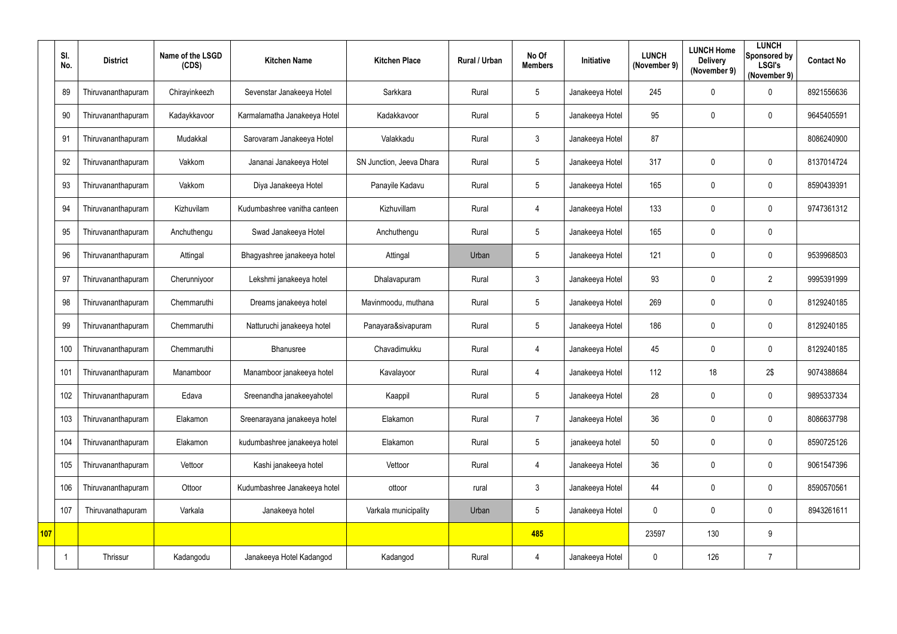| | Sl. No. | District | Name of the LSGD (CDS) | Kitchen Name | Kitchen Place | Rural / Urban | No Of Members | Initiative | LUNCH (November 9) | LUNCH Home Delivery (November 9) | LUNCH Sponsored by LSGI's (November 9) | Contact No |
|---|---|---|---|---|---|---|---|---|---|---|---|---|
| | 89 | Thiruvananthapuram | Chirayinkeezh | Sevenstar Janakeeya Hotel | Sarkkara | Rural | 5 | Janakeeya Hotel | 245 | 0 | 0 | 8921556636 |
| | 90 | Thiruvananthapuram | Kadaykkavoor | Karmalamatha Janakeeya Hotel | Kadakkavoor | Rural | 5 | Janakeeya Hotel | 95 | 0 | 0 | 9645405591 |
| | 91 | Thiruvananthapuram | Mudakkal | Sarovaram Janakeeya Hotel | Valakkadu | Rural | 3 | Janakeeya Hotel | 87 | | | 8086240900 |
| | 92 | Thiruvananthapuram | Vakkom | Jananai Janakeeya Hotel | SN Junction, Jeeva Dhara | Rural | 5 | Janakeeya Hotel | 317 | 0 | 0 | 8137014724 |
| | 93 | Thiruvananthapuram | Vakkom | Diya Janakeeya Hotel | Panayile Kadavu | Rural | 5 | Janakeeya Hotel | 165 | 0 | 0 | 8590439391 |
| | 94 | Thiruvananthapuram | Kizhuvilam | Kudumbashree vanitha canteen | Kizhuvillam | Rural | 4 | Janakeeya Hotel | 133 | 0 | 0 | 9747361312 |
| | 95 | Thiruvananthapuram | Anchuthengu | Swad Janakeeya Hotel | Anchuthengu | Rural | 5 | Janakeeya Hotel | 165 | 0 | 0 | |
| | 96 | Thiruvananthapuram | Attingal | Bhagyashree janakeeya hotel | Attingal | Urban | 5 | Janakeeya Hotel | 121 | 0 | 0 | 9539968503 |
| | 97 | Thiruvananthapuram | Cherunniyoor | Lekshmi janakeeya hotel | Dhalavapuram | Rural | 3 | Janakeeya Hotel | 93 | 0 | 2 | 9995391999 |
| | 98 | Thiruvananthapuram | Chemmaruthi | Dreams janakeeya hotel | Mavinmoodu, muthana | Rural | 5 | Janakeeya Hotel | 269 | 0 | 0 | 8129240185 |
| | 99 | Thiruvananthapuram | Chemmaruthi | Natturuchi janakeeya hotel | Panayara&sivapuram | Rural | 5 | Janakeeya Hotel | 186 | 0 | 0 | 8129240185 |
| | 100 | Thiruvananthapuram | Chemmaruthi | Bhanusree | Chavadimukku | Rural | 4 | Janakeeya Hotel | 45 | 0 | 0 | 8129240185 |
| | 101 | Thiruvananthapuram | Manamboor | Manamboor janakeeya hotel | Kavalayoor | Rural | 4 | Janakeeya Hotel | 112 | 18 | 2$ | 9074388684 |
| | 102 | Thiruvananthapuram | Edava | Sreenandha janakeeyahotel | Kaappil | Rural | 5 | Janakeeya Hotel | 28 | 0 | 0 | 9895337334 |
| | 103 | Thiruvananthapuram | Elakamon | Sreenarayana janakeeya hotel | Elakamon | Rural | 7 | Janakeeya Hotel | 36 | 0 | 0 | 8086637798 |
| | 104 | Thiruvananthapuram | Elakamon | kudumbashree janakeeya hotel | Elakamon | Rural | 5 | janakeeya hotel | 50 | 0 | 0 | 8590725126 |
| | 105 | Thiruvananthapuram | Vettoor | Kashi janakeeya hotel | Vettoor | Rural | 4 | Janakeeya Hotel | 36 | 0 | 0 | 9061547396 |
| | 106 | Thiruvananthapuram | Ottoor | Kudumbashree Janakeeya hotel | ottoor | rural | 3 | Janakeeya Hotel | 44 | 0 | 0 | 8590570561 |
| | 107 | Thiruvanathapuram | Varkala | Janakeeya hotel | Varkala municipality | Urban | 5 | Janakeeya Hotel | 0 | 0 | 0 | 8943261611 |
| **107** | | | | | | | **485** | | 23597 | 130 | 9 | |
| | 1 | Thrissur | Kadangodu | Janakeeya Hotel Kadangod | Kadangod | Rural | 4 | Janakeeya Hotel | 0 | 126 | 7 | |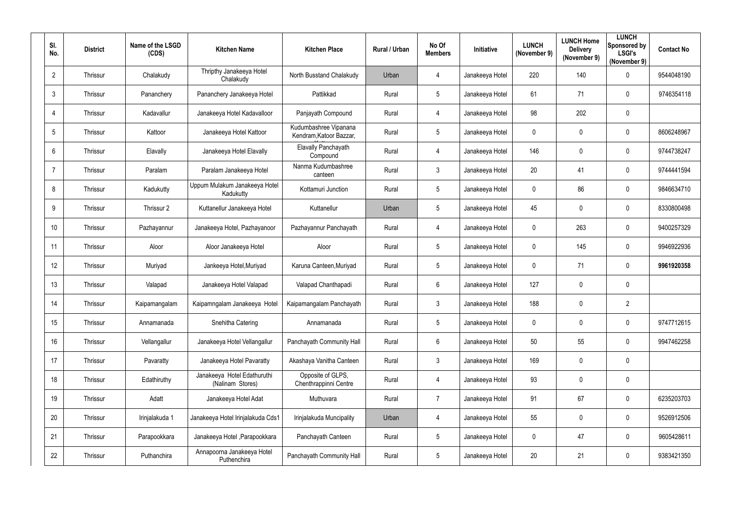| Sl. No. | District | Name of the LSGD (CDS) | Kitchen Name | Kitchen Place | Rural / Urban | No Of Members | Initiative | LUNCH (November 9) | LUNCH Home Delivery (November 9) | LUNCH Sponsored by LSGI's (November 9) | Contact No |
|---|---|---|---|---|---|---|---|---|---|---|---|
| 2 | Thrissur | Chalakudy | Thripthy Janakeeya Hotel Chalakudy | North Busstand Chalakudy | Urban | 4 | Janakeeya Hotel | 220 | 140 | 0 | 9544048190 |
| 3 | Thrissur | Pananchery | Pananchery Janakeeya Hotel | Pattikkad | Rural | 5 | Janakeeya Hotel | 61 | 71 | 0 | 9746354118 |
| 4 | Thrissur | Kadavallur | Janakeeya Hotel Kadavalloor | Panjayath Compound | Rural | 4 | Janakeeya Hotel | 98 | 202 | 0 | |
| 5 | Thrissur | Kattoor | Janakeeya Hotel Kattoor | Kudumbashree Vipanana Kendram,Katoor Bazzar, | Rural | 5 | Janakeeya Hotel | 0 | 0 | 0 | 8606248967 |
| 6 | Thrissur | Elavally | Janakeeya Hotel Elavally | Elavally Panchayath Compound | Rural | 4 | Janakeeya Hotel | 146 | 0 | 0 | 9744738247 |
| 7 | Thrissur | Paralam | Paralam Janakeeya Hotel | Nanma Kudumbashree canteen | Rural | 3 | Janakeeya Hotel | 20 | 41 | 0 | 9744441594 |
| 8 | Thrissur | Kadukutty | Uppum Mulakum Janakeeya Hotel Kadukutty | Kottamuri Junction | Rural | 5 | Janakeeya Hotel | 0 | 86 | 0 | 9846634710 |
| 9 | Thrissur | Thrissur 2 | Kuttanellur Janakeeya Hotel | Kuttanellur | Urban | 5 | Janakeeya Hotel | 45 | 0 | 0 | 8330800498 |
| 10 | Thrissur | Pazhayannur | Janakeeya Hotel, Pazhayanoor | Pazhayannur Panchayath | Rural | 4 | Janakeeya Hotel | 0 | 263 | 0 | 9400257329 |
| 11 | Thrissur | Aloor | Aloor Janakeeya Hotel | Aloor | Rural | 5 | Janakeeya Hotel | 0 | 145 | 0 | 9946922936 |
| 12 | Thrissur | Muriyad | Jankeeya Hotel,Muriyad | Karuna Canteen,Muriyad | Rural | 5 | Janakeeya Hotel | 0 | 71 | 0 | **9961920358** |
| 13 | Thrissur | Valapad | Janakeeya Hotel Valapad | Valapad Chanthapadi | Rural | 6 | Janakeeya Hotel | 127 | 0 | 0 | |
| 14 | Thrissur | Kaipamangalam | Kaipamngalam Janakeeya Hotel | Kaipamangalam Panchayath | Rural | 3 | Janakeeya Hotel | 188 | 0 | 2 | |
| 15 | Thrissur | Annamanada | Snehitha Catering | Annamanada | Rural | 5 | Janakeeya Hotel | 0 | 0 | 0 | 9747712615 |
| 16 | Thrissur | Vellangallur | Janakeeya Hotel Vellangallur | Panchayath Community Hall | Rural | 6 | Janakeeya Hotel | 50 | 55 | 0 | 9947462258 |
| 17 | Thrissur | Pavaratty | Janakeeya Hotel Pavaratty | Akashaya Vanitha Canteen | Rural | 3 | Janakeeya Hotel | 169 | 0 | 0 | |
| 18 | Thrissur | Edathiruthy | Janakeeya Hotel Edathuruthi (Nalinam Stores) | Opposite of GLPS, Chenthrappinni Centre | Rural | 4 | Janakeeya Hotel | 93 | 0 | 0 | |
| 19 | Thrissur | Adatt | Janakeeya Hotel Adat | Muthuvara | Rural | 7 | Janakeeya Hotel | 91 | 67 | 0 | 6235203703 |
| 20 | Thrissur | Irinjalakuda 1 | Janakeeya Hotel Irinjalakuda Cds1 | Irinjalakuda Muncipality | Urban | 4 | Janakeeya Hotel | 55 | 0 | 0 | 9526912506 |
| 21 | Thrissur | Parapookkara | Janakeeya Hotel ,Parapookkara | Panchayath Canteen | Rural | 5 | Janakeeya Hotel | 0 | 47 | 0 | 9605428611 |
| 22 | Thrissur | Puthanchira | Annapoorna Janakeeya Hotel Puthenchira | Panchayath Community Hall | Rural | 5 | Janakeeya Hotel | 20 | 21 | 0 | 9383421350 |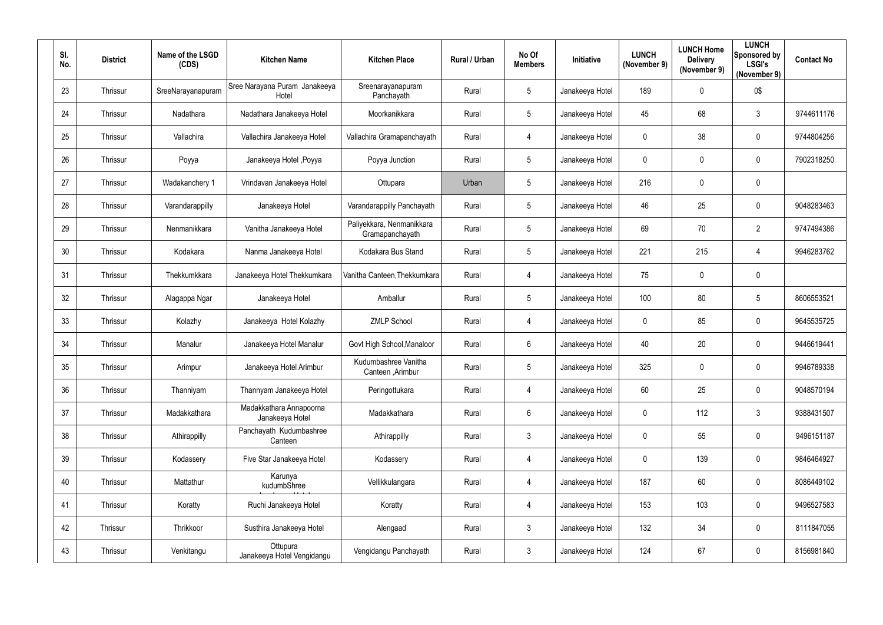| Sl. No. | District | Name of the LSGD (CDS) | Kitchen Name | Kitchen Place | Rural / Urban | No Of Members | Initiative | LUNCH (November 9) | LUNCH Home Delivery (November 9) | LUNCH Sponsored by LSGI's (November 9) | Contact No |
|---|---|---|---|---|---|---|---|---|---|---|---|
| 23 | Thrissur | SreeNarayanapuram | Sree Narayana Puram Janakeeya Hotel | Sreenarayanapuram Panchayath | Rural | 5 | Janakeeya Hotel | 189 | 0 | 0$ | |
| 24 | Thrissur | Nadathara | Nadathara Janakeeya Hotel | Moorkanikkara | Rural | 5 | Janakeeya Hotel | 45 | 68 | 3 | 9744611176 |
| 25 | Thrissur | Vallachira | Vallachira Janakeeya Hotel | Vallachira Gramapanchayath | Rural | 4 | Janakeeya Hotel | 0 | 38 | 0 | 9744804256 |
| 26 | Thrissur | Poyya | Janakeeya Hotel ,Poyya | Poyya Junction | Rural | 5 | Janakeeya Hotel | 0 | 0 | 0 | 7902318250 |
| 27 | Thrissur | Wadakanchery 1 | Vrindavan Janakeeya Hotel | Ottupara | Urban | 5 | Janakeeya Hotel | 216 | 0 | 0 | |
| 28 | Thrissur | Varandarappilly | Janakeeya Hotel | Varandarappilly Panchayath | Rural | 5 | Janakeeya Hotel | 46 | 25 | 0 | 9048283463 |
| 29 | Thrissur | Nenmanikkara | Vanitha Janakeeya Hotel | Paliyekkara, Nenmanikkara Gramapanchayath | Rural | 5 | Janakeeya Hotel | 69 | 70 | 2 | 9747494386 |
| 30 | Thrissur | Kodakara | Nanma Janakeeya Hotel | Kodakara Bus Stand | Rural | 5 | Janakeeya Hotel | 221 | 215 | 4 | 9946283762 |
| 31 | Thrissur | Thekkumkkara | Janakeeya Hotel Thekkumkara | Vanitha Canteen,Thekkumkara | Rural | 4 | Janakeeya Hotel | 75 | 0 | 0 | |
| 32 | Thrissur | Alagappa Ngar | Janakeeya Hotel | Amballur | Rural | 5 | Janakeeya Hotel | 100 | 80 | 5 | 8606553521 |
| 33 | Thrissur | Kolazhy | Janakeeya Hotel Kolazhy | ZMLP School | Rural | 4 | Janakeeya Hotel | 0 | 85 | 0 | 9645535725 |
| 34 | Thrissur | Manalur | Janakeeya Hotel Manalur | Govt High School,Manaloor | Rural | 6 | Janakeeya Hotel | 40 | 20 | 0 | 9446619441 |
| 35 | Thrissur | Arimpur | Janakeeya Hotel Arimbur | Kudumbashree Vanitha Canteen ,Arimbur | Rural | 5 | Janakeeya Hotel | 325 | 0 | 0 | 9946789338 |
| 36 | Thrissur | Thanniyam | Thannyam Janakeeya Hotel | Peringottukara | Rural | 4 | Janakeeya Hotel | 60 | 25 | 0 | 9048570194 |
| 37 | Thrissur | Madakkathara | Madakkathara Annapoorna Janakeeya Hotel | Madakkathara | Rural | 6 | Janakeeya Hotel | 0 | 112 | 3 | 9388431507 |
| 38 | Thrissur | Athirappilly | Panchayath Kudumbashree Canteen | Athirappilly | Rural | 3 | Janakeeya Hotel | 0 | 55 | 0 | 9496151187 |
| 39 | Thrissur | Kodassery | Five Star Janakeeya Hotel | Kodassery | Rural | 4 | Janakeeya Hotel | 0 | 139 | 0 | 9846464927 |
| 40 | Thrissur | Mattathur | Karunya kudumbShree | Vellikkulangara | Rural | 4 | Janakeeya Hotel | 187 | 60 | 0 | 8086449102 |
| 41 | Thrissur | Koratty | Ruchi Janakeeya Hotel | Koratty | Rural | 4 | Janakeeya Hotel | 153 | 103 | 0 | 9496527583 |
| 42 | Thrissur | Thrikkoor | Susthira Janakeeya Hotel | Alengaad | Rural | 3 | Janakeeya Hotel | 132 | 34 | 0 | 8111847055 |
| 43 | Thrissur | Venkitangu | Ottupura Janakeeya Hotel Vengidangu | Vengidangu Panchayath | Rural | 3 | Janakeeya Hotel | 124 | 67 | 0 | 8156981840 |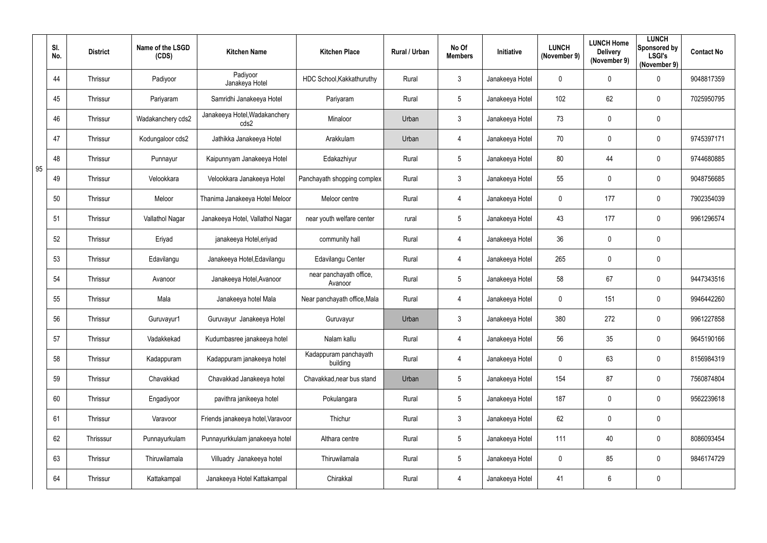| | Sl. No. | District | Name of the LSGD (CDS) | Kitchen Name | Kitchen Place | Rural / Urban | No Of Members | Initiative | LUNCH (November 9) | LUNCH Home Delivery (November 9) | LUNCH Sponsored by LSGI's (November 9) | Contact No |
|---|---|---|---|---|---|---|---|---|---|---|---|---|
| 95 | 44 | Thrissur | Padiyoor | Padiyoor Janakeya Hotel | HDC School,Kakkathuruthy | Rural | 3 | Janakeeya Hotel | 0 | 0 | 0 | 9048817359 |
| | 45 | Thrissur | Pariyaram | Samridhi Janakeeya Hotel | Pariyaram | Rural | 5 | Janakeeya Hotel | 102 | 62 | 0 | 7025950795 |
| | 46 | Thrissur | Wadakanchery cds2 | Janakeeya Hotel,Wadakanchery cds2 | Minaloor | Urban | 3 | Janakeeya Hotel | 73 | 0 | 0 | |
| | 47 | Thrissur | Kodungaloor cds2 | Jathikka Janakeeya Hotel | Arakkulam | Urban | 4 | Janakeeya Hotel | 70 | 0 | 0 | 9745397171 |
| | 48 | Thrissur | Punnayur | Kaipunnyam Janakeeya Hotel | Edakazhiyur | Rural | 5 | Janakeeya Hotel | 80 | 44 | 0 | 9744680885 |
| | 49 | Thrissur | Velookkara | Velookkara Janakeeya Hotel | Panchayath shopping complex | Rural | 3 | Janakeeya Hotel | 55 | 0 | 0 | 9048756685 |
| | 50 | Thrissur | Meloor | Thanima Janakeeya Hotel Meloor | Meloor centre | Rural | 4 | Janakeeya Hotel | 0 | 177 | 0 | 7902354039 |
| | 51 | Thrissur | Vallathol Nagar | Janakeeya Hotel, Vallathol Nagar | near youth welfare center | rural | 5 | Janakeeya Hotel | 43 | 177 | 0 | 9961296574 |
| | 52 | Thrissur | Eriyad | janakeeya Hotel,eriyad | community hall | Rural | 4 | Janakeeya Hotel | 36 | 0 | 0 | |
| | 53 | Thrissur | Edavilangu | Janakeeya Hotel,Edavilangu | Edavilangu Center | Rural | 4 | Janakeeya Hotel | 265 | 0 | 0 | |
| | 54 | Thrissur | Avanoor | Janakeeya Hotel,Avanoor | near panchayath office, Avanoor | Rural | 5 | Janakeeya Hotel | 58 | 67 | 0 | 9447343516 |
| | 55 | Thrissur | Mala | Janakeeya hotel Mala | Near panchayath office,Mala | Rural | 4 | Janakeeya Hotel | 0 | 151 | 0 | 9946442260 |
| | 56 | Thrissur | Guruvayur1 | Guruvayur Janakeeya Hotel | Guruvayur | Urban | 3 | Janakeeya Hotel | 380 | 272 | 0 | 9961227858 |
| | 57 | Thrissur | Vadakkekad | Kudumbasree janakeeya hotel | Nalam kallu | Rural | 4 | Janakeeya Hotel | 56 | 35 | 0 | 9645190166 |
| | 58 | Thrissur | Kadappuram | Kadappuram janakeeya hotel | Kadappuram panchayath building | Rural | 4 | Janakeeya Hotel | 0 | 63 | 0 | 8156984319 |
| | 59 | Thrissur | Chavakkad | Chavakkad Janakeeya hotel | Chavakkad,near bus stand | Urban | 5 | Janakeeya Hotel | 154 | 87 | 0 | 7560874804 |
| | 60 | Thrissur | Engadiyoor | pavithra janikeeya hotel | Pokulangara | Rural | 5 | Janakeeya Hotel | 187 | 0 | 0 | 9562239618 |
| | 61 | Thrissur | Varavoor | Friends janakeeya hotel,Varavoor | Thichur | Rural | 3 | Janakeeya Hotel | 62 | 0 | 0 | |
| | 62 | Thrisssur | Punnayurkulam | Punnayurkkulam janakeeya hotel | Althara centre | Rural | 5 | Janakeeya Hotel | 111 | 40 | 0 | 8086093454 |
| | 63 | Thrissur | Thiruwilamala | Villuadry Janakeeya hotel | Thiruwilamala | Rural | 5 | Janakeeya Hotel | 0 | 85 | 0 | 9846174729 |
| | 64 | Thrissur | Kattakampal | Janakeeya Hotel Kattakampal | Chirakkal | Rural | 4 | Janakeeya Hotel | 41 | 6 | 0 | |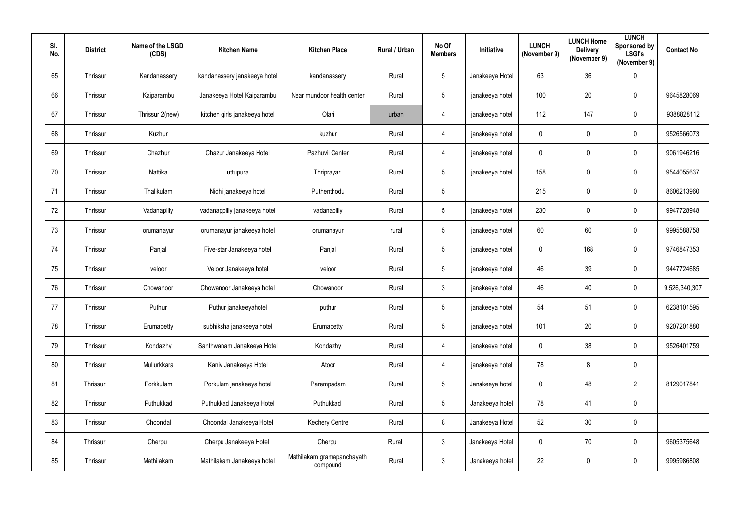| Sl. No. | District | Name of the LSGD (CDS) | Kitchen Name | Kitchen Place | Rural / Urban | No Of Members | Initiative | LUNCH (November 9) | LUNCH Home Delivery (November 9) | LUNCH Sponsored by LSGI's (November 9) | Contact No |
|---|---|---|---|---|---|---|---|---|---|---|---|
| 65 | Thrissur | Kandanassery | kandanassery janakeeya hotel | kandanassery | Rural | 5 | Janakeeya Hotel | 63 | 36 | 0 | |
| 66 | Thrissur | Kaiparambu | Janakeeya Hotel Kaiparambu | Near mundoor health center | Rural | 5 | janakeeya hotel | 100 | 20 | 0 | 9645828069 |
| 67 | Thrissur | Thrissur 2(new) | kitchen girls janakeeya hotel | Olari | urban | 4 | janakeeya hotel | 112 | 147 | 0 | 9388828112 |
| 68 | Thrissur | Kuzhur | | kuzhur | Rural | 4 | janakeeya hotel | 0 | 0 | 0 | 9526566073 |
| 69 | Thrissur | Chazhur | Chazur Janakeeya Hotel | Pazhuvil Center | Rural | 4 | janakeeya hotel | 0 | 0 | 0 | 9061946216 |
| 70 | Thrissur | Nattika | uttupura | Thriprayar | Rural | 5 | janakeeya hotel | 158 | 0 | 0 | 9544055637 |
| 71 | Thrissur | Thalikulam | Nidhi janakeeya hotel | Puthenthodu | Rural | 5 | | 215 | 0 | 0 | 8606213960 |
| 72 | Thrissur | Vadanapilly | vadanappilly janakeeya hotel | vadanapilly | Rural | 5 | janakeeya hotel | 230 | 0 | 0 | 9947728948 |
| 73 | Thrissur | orumanayur | orumanayur janakeeya hotel | orumanayur | rural | 5 | janakeeya hotel | 60 | 60 | 0 | 9995588758 |
| 74 | Thrissur | Panjal | Five-star Janakeeya hotel | Panjal | Rural | 5 | janakeeya hotel | 0 | 168 | 0 | 9746847353 |
| 75 | Thrissur | veloor | Veloor Janakeeya hotel | veloor | Rural | 5 | janakeeya hotel | 46 | 39 | 0 | 9447724685 |
| 76 | Thrissur | Chowanoor | Chowanoor Janakeeya hotel | Chowanoor | Rural | 3 | janakeeya hotel | 46 | 40 | 0 | 9,526,340,307 |
| 77 | Thrissur | Puthur | Puthur janakeeyahotel | puthur | Rural | 5 | janakeeya hotel | 54 | 51 | 0 | 6238101595 |
| 78 | Thrissur | Erumapetty | subhiksha janakeeya hotel | Erumapetty | Rural | 5 | janakeeya hotel | 101 | 20 | 0 | 9207201880 |
| 79 | Thrissur | Kondazhy | Santhwanam Janakeeya Hotel | Kondazhy | Rural | 4 | janakeeya hotel | 0 | 38 | 0 | 9526401759 |
| 80 | Thrissur | Mullurkkara | Kaniv Janakeeya Hotel | Atoor | Rural | 4 | janakeeya hotel | 78 | 8 | 0 | |
| 81 | Thrissur | Porkkulam | Porkulam janakeeya hotel | Parempadam | Rural | 5 | Janakeeya hotel | 0 | 48 | 2 | 8129017841 |
| 82 | Thrissur | Puthukkad | Puthukkad Janakeeya Hotel | Puthukkad | Rural | 5 | Janakeeya hotel | 78 | 41 | 0 | |
| 83 | Thrissur | Choondal | Choondal Janakeeya Hotel | Kechery Centre | Rural | 8 | Janakeeya Hotel | 52 | 30 | 0 | |
| 84 | Thrissur | Cherpu | Cherpu Janakeeya Hotel | Cherpu | Rural | 3 | Janakeeya Hotel | 0 | 70 | 0 | 9605375648 |
| 85 | Thrissur | Mathilakam | Mathilakam Janakeeya hotel | Mathilakam gramapanchayath compound | Rural | 3 | Janakeeya hotel | 22 | 0 | 0 | 9995986808 |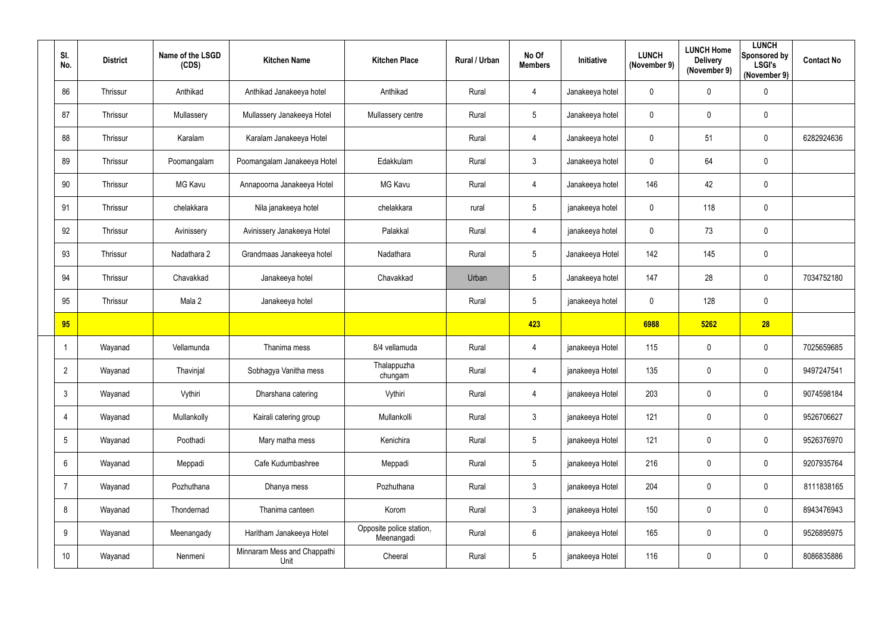| Sl. No. | District | Name of the LSGD (CDS) | Kitchen Name | Kitchen Place | Rural / Urban | No Of Members | Initiative | LUNCH (November 9) | LUNCH Home Delivery (November 9) | LUNCH Sponsored by LSGI's (November 9) | Contact No |
|---|---|---|---|---|---|---|---|---|---|---|---|
| 86 | Thrissur | Anthikad | Anthikad Janakeeya hotel | Anthikad | Rural | 4 | Janakeeya hotel | 0 | 0 | 0 | |
| 87 | Thrissur | Mullassery | Mullassery Janakeeya Hotel | Mullassery centre | Rural | 5 | Janakeeya hotel | 0 | 0 | 0 | |
| 88 | Thrissur | Karalam | Karalam Janakeeya Hotel | | Rural | 4 | Janakeeya hotel | 0 | 51 | 0 | 6282924636 |
| 89 | Thrissur | Poomangalam | Poomangalam Janakeeya Hotel | Edakkulam | Rural | 3 | Janakeeya hotel | 0 | 64 | 0 | |
| 90 | Thrissur | MG Kavu | Annapoorna Janakeeya Hotel | MG Kavu | Rural | 4 | Janakeeya hotel | 146 | 42 | 0 | |
| 91 | Thrissur | chelakkara | Nila janakeeya hotel | chelakkara | rural | 5 | janakeeya hotel | 0 | 118 | 0 | |
| 92 | Thrissur | Avinissery | Avinissery Janakeeya Hotel | Palakkal | Rural | 4 | janakeeya hotel | 0 | 73 | 0 | |
| 93 | Thrissur | Nadathara 2 | Grandmaas Janakeeya hotel | Nadathara | Rural | 5 | Janakeeya Hotel | 142 | 145 | 0 | |
| 94 | Thrissur | Chavakkad | Janakeeya hotel | Chavakkad | Urban | 5 | Janakeeya hotel | 147 | 28 | 0 | 7034752180 |
| 95 | Thrissur | Mala 2 | Janakeeya hotel | | Rural | 5 | janakeeya hotel | 0 | 128 | 0 | |
| **95** | | | | | | **423** | | **6988** | **5262** | **28** | |
| 1 | Wayanad | Vellamunda | Thanima mess | 8/4 vellamuda | Rural | 4 | janakeeya Hotel | 115 | 0 | 0 | 7025659685 |
| 2 | Wayanad | Thavinjal | Sobhagya Vanitha mess | Thalappuzha chungam | Rural | 4 | janakeeya Hotel | 135 | 0 | 0 | 9497247541 |
| 3 | Wayanad | Vythiri | Dharshana catering | Vythiri | Rural | 4 | janakeeya Hotel | 203 | 0 | 0 | 9074598184 |
| 4 | Wayanad | Mullankolly | Kairali catering group | Mullankolli | Rural | 3 | janakeeya Hotel | 121 | 0 | 0 | 9526706627 |
| 5 | Wayanad | Poothadi | Mary matha mess | Kenichira | Rural | 5 | janakeeya Hotel | 121 | 0 | 0 | 9526376970 |
| 6 | Wayanad | Meppadi | Cafe Kudumbashree | Meppadi | Rural | 5 | janakeeya Hotel | 216 | 0 | 0 | 9207935764 |
| 7 | Wayanad | Pozhuthana | Dhanya mess | Pozhuthana | Rural | 3 | janakeeya Hotel | 204 | 0 | 0 | 8111838165 |
| 8 | Wayanad | Thondernad | Thanima canteen | Korom | Rural | 3 | janakeeya Hotel | 150 | 0 | 0 | 8943476943 |
| 9 | Wayanad | Meenangady | Haritham Janakeeya Hotel | Opposite police station, Meenangadi | Rural | 6 | janakeeya Hotel | 165 | 0 | 0 | 9526895975 |
| 10 | Wayanad | Nenmeni | Minnaram Mess and Chappathi Unit | Cheeral | Rural | 5 | janakeeya Hotel | 116 | 0 | 0 | 8086835886 |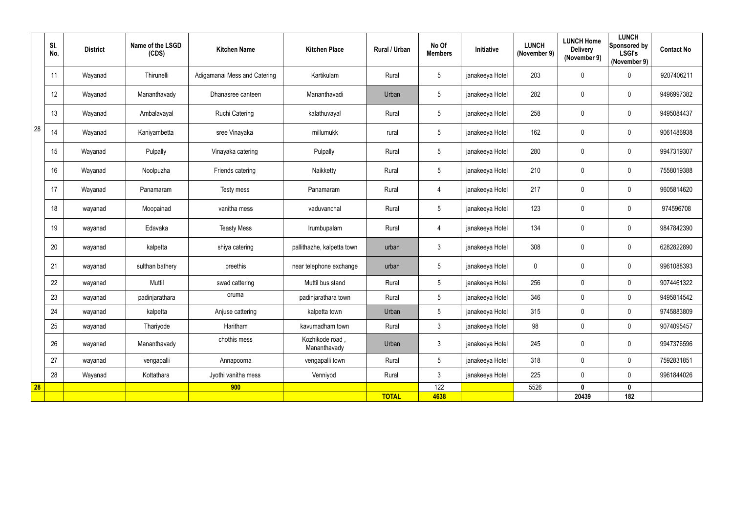| | Sl. No. | District | Name of the LSGD (CDS) | Kitchen Name | Kitchen Place | Rural / Urban | No Of Members | Initiative | LUNCH (November 9) | LUNCH Home Delivery (November 9) | LUNCH Sponsored by LSGI's (November 9) | Contact No |
|---|---|---|---|---|---|---|---|---|---|---|---|---|
| 28 | 11 | Wayanad | Thirunelli | Adigamanai Mess and Catering | Kartikulam | Rural | 5 | janakeeya Hotel | 203 | 0 | 0 | 9207406211 |
| | 12 | Wayanad | Mananthavady | Dhanasree canteen | Mananthavadi | Urban | 5 | janakeeya Hotel | 282 | 0 | 0 | 9496997382 |
| | 13 | Wayanad | Ambalavayal | Ruchi Catering | kalathuvayal | Rural | 5 | janakeeya Hotel | 258 | 0 | 0 | 9495084437 |
| | 14 | Wayanad | Kaniyambetta | sree Vinayaka | millumukk | rural | 5 | janakeeya Hotel | 162 | 0 | 0 | 9061486938 |
| | 15 | Wayanad | Pulpally | Vinayaka catering | Pulpally | Rural | 5 | janakeeya Hotel | 280 | 0 | 0 | 9947319307 |
| | 16 | Wayanad | Noolpuzha | Friends catering | Naikketty | Rural | 5 | janakeeya Hotel | 210 | 0 | 0 | 7558019388 |
| | 17 | Wayanad | Panamaram | Testy mess | Panamaram | Rural | 4 | janakeeya Hotel | 217 | 0 | 0 | 9605814620 |
| | 18 | wayanad | Moopainad | vanitha mess | vaduvanchal | Rural | 5 | janakeeya Hotel | 123 | 0 | 0 | 974596708 |
| | 19 | wayanad | Edavaka | Teasty Mess | Irumbupalam | Rural | 4 | janakeeya Hotel | 134 | 0 | 0 | 9847842390 |
| | 20 | wayanad | kalpetta | shiya catering | pallithazhe, kalpetta town | urban | 3 | janakeeya Hotel | 308 | 0 | 0 | 6282822890 |
| | 21 | wayanad | sulthan bathery | preethis | near telephone exchange | urban | 5 | janakeeya Hotel | 0 | 0 | 0 | 9961088393 |
| | 22 | wayanad | Muttil | swad cattering | Muttil bus stand | Rural | 5 | janakeeya Hotel | 256 | 0 | 0 | 9074461322 |
| | 23 | wayanad | padinjarathara | oruma | padinjarathara town | Rural | 5 | janakeeya Hotel | 346 | 0 | 0 | 9495814542 |
| | 24 | wayanad | kalpetta | Anjuse cattering | kalpetta town | Urban | 5 | janakeeya Hotel | 315 | 0 | 0 | 9745883809 |
| | 25 | wayanad | Thariyode | Haritham | kavumadham town | Rural | 3 | janakeeya Hotel | 98 | 0 | 0 | 9074095457 |
| | 26 | wayanad | Mananthavady | chothis mess | Kozhikode road , Mananthavady | Urban | 3 | janakeeya Hotel | 245 | 0 | 0 | 9947376596 |
| | 27 | wayanad | vengapalli | Annapoorna | vengapalli town | Rural | 5 | janakeeya Hotel | 318 | 0 | 0 | 7592831851 |
| | 28 | Wayanad | Kottathara | Jyothi vanitha mess | Venniyod | Rural | 3 | janakeeya Hotel | 225 | 0 | 0 | 9961844026 |
| **28** | | | | **900** | | | 122 | | 5526 | **0** | **0** | |
| | | | | | | **TOTAL** | **4638** | | | **20439** | **182** | |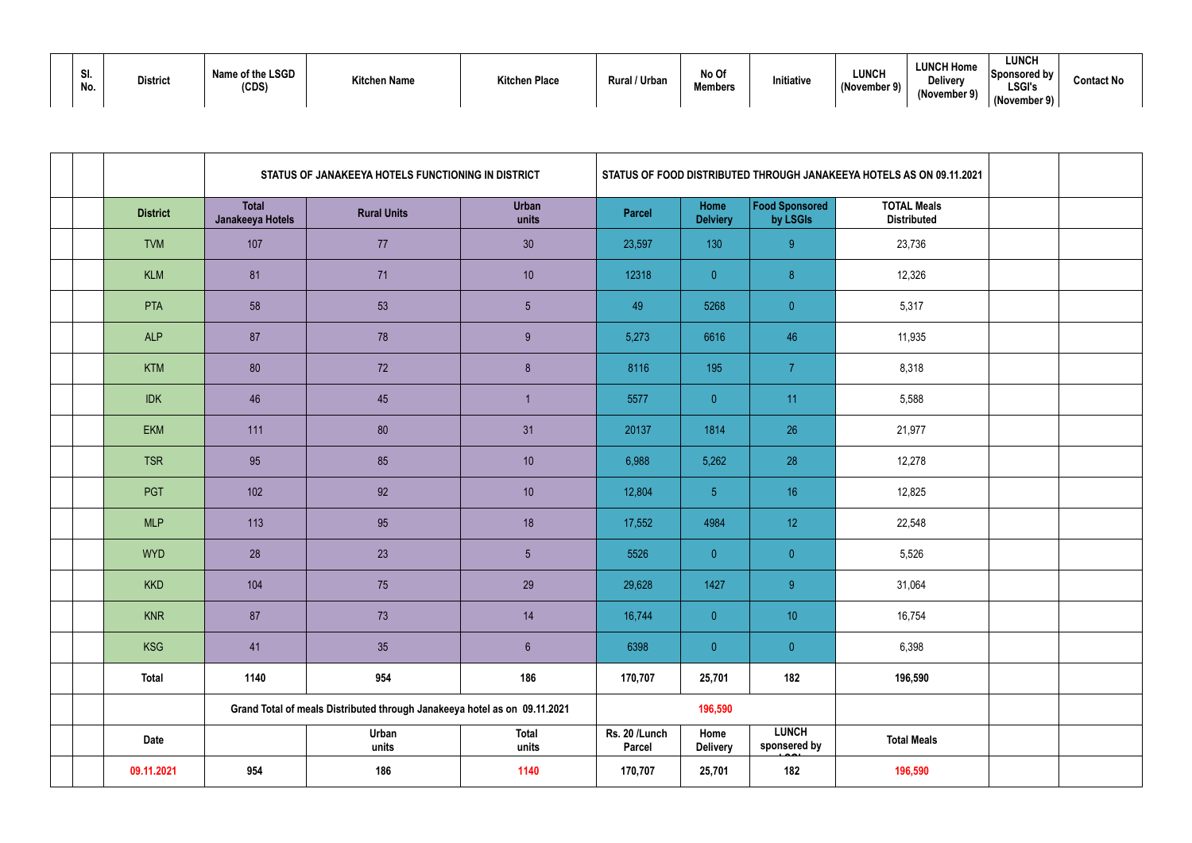| Sl. No. | District | Name of the LSGD (CDS) | Kitchen Name | Kitchen Place | Rural / Urban | No Of Members | Initiative | LUNCH (November 9) | LUNCH Home Delivery (November 9) | LUNCH Sponsored by LSGI's (November 9) | Contact No |
|---|---|---|---|---|---|---|---|---|---|---|---|

| | | | STATUS OF JANAKEEYA HOTELS FUNCTIONING IN DISTRICT | | | STATUS OF FOOD DISTRIBUTED THROUGH JANAKEEYA HOTELS AS ON 09.11.2021 | | | | | |
|---|---|---|---|---|---|---|---|---|---|---|---|
| | | District | Total Janakeeya Hotels | Rural Units | Urban units | Parcel | Home Delviery | Food Sponsored by LSGIs | TOTAL Meals Distributed | | |
| | | TVM | 107 | 77 | 30 | 23,597 | 130 | 9 | 23,736 | | |
| | | KLM | 81 | 71 | 10 | 12318 | 0 | 8 | 12,326 | | |
| | | PTA | 58 | 53 | 5 | 49 | 5268 | 0 | 5,317 | | |
| | | ALP | 87 | 78 | 9 | 5,273 | 6616 | 46 | 11,935 | | |
| | | KTM | 80 | 72 | 8 | 8116 | 195 | 7 | 8,318 | | |
| | | IDK | 46 | 45 | 1 | 5577 | 0 | 11 | 5,588 | | |
| | | EKM | 111 | 80 | 31 | 20137 | 1814 | 26 | 21,977 | | |
| | | TSR | 95 | 85 | 10 | 6,988 | 5,262 | 28 | 12,278 | | |
| | | PGT | 102 | 92 | 10 | 12,804 | 5 | 16 | 12,825 | | |
| | | MLP | 113 | 95 | 18 | 17,552 | 4984 | 12 | 22,548 | | |
| | | WYD | 28 | 23 | 5 | 5526 | 0 | 0 | 5,526 | | |
| | | KKD | 104 | 75 | 29 | 29,628 | 1427 | 9 | 31,064 | | |
| | | KNR | 87 | 73 | 14 | 16,744 | 0 | 10 | 16,754 | | |
| | | KSG | 41 | 35 | 6 | 6398 | 0 | 0 | 6,398 | | |
| | | **Total** | **1140** | **954** | **186** | **170,707** | **25,701** | **182** | **196,590** | | |
| | | | Grand Total of meals Distributed through Janakeeya hotel as on 09.11.2021 | | | | 196,590 | | | | |
| | | Date | | Urban units | Total units | Rs. 20 /Lunch Parcel | Home Delivery | LUNCH sponsered by LSGI | Total Meals | | |
| | | 09.11.2021 | 954 | 186 | 1140 | 170,707 | 25,701 | 182 | 196,590 | | |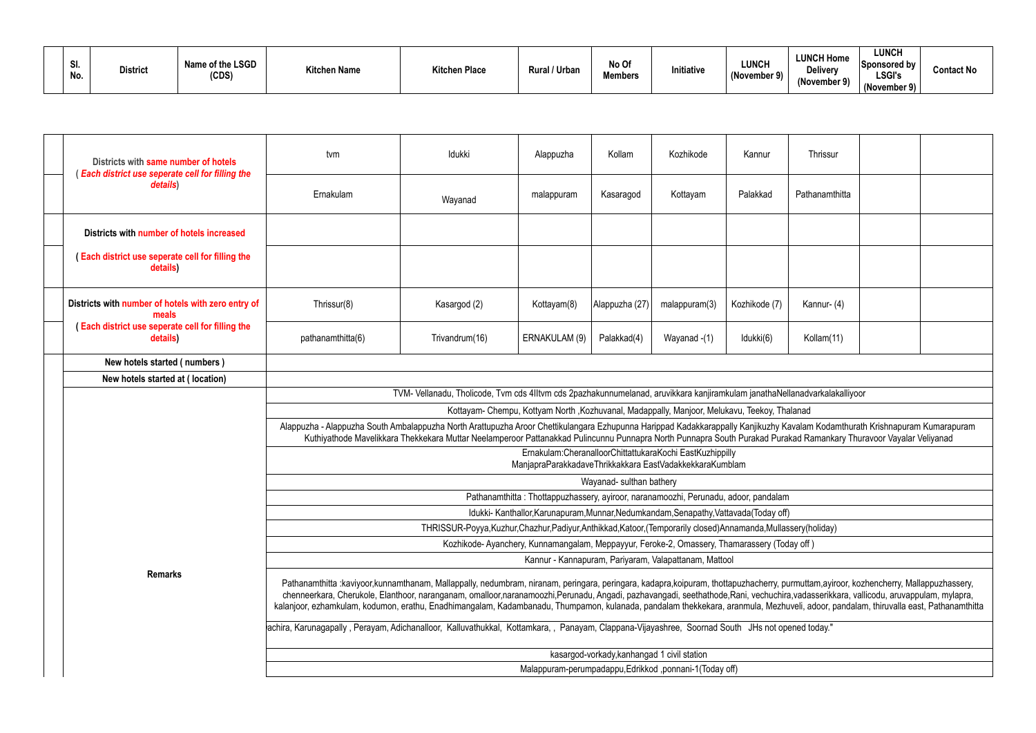| Sl. No. | District | Name of the LSGD (CDS) | Kitchen Name | Kitchen Place | Rural / Urban | No Of Members | Initiative | LUNCH (November 9) | LUNCH Home Delivery (November 9) | LUNCH Sponsored by LSGI's (November 9) | Contact No |
|---|---|---|---|---|---|---|---|---|---|---|---|

| | | | | | | | | | | |
|---|---|---|---|---|---|---|---|---|---|---|
| Districts with same number of hotels ( *Each district use seperate cell for filling the details*) | tvm | Idukki | Alappuzha | Kollam | Kozhikode | Kannur | Thrissur | | |
| | Ernakulam | Wayanad | malappuram | Kasaragod | Kottayam | Palakkad | Pathanamthitta | | |
| Districts with number of hotels increased | | | | | | | | | |
| ( Each district use seperate cell for filling the details) | | | | | | | | | |
| Districts with number of hotels with zero entry of meals | Thrissur(8) | Kasargod (2) | Kottayam(8) | Alappuzha (27) | malappuram(3) | Kozhikode (7) | Kannur- (4) | | |
| ( Each district use seperate cell for filling the details) | pathanamthitta(6) | Trivandrum(16) | ERNAKULAM (9) | Palakkad(4) | Wayanad -(1) | Idukki(6) | Kollam(11) | | |
| New hotels started ( numbers ) | | | | | | | | | |
| New hotels started at ( location) | | | | | | | | | |
| Remarks | TVM- Vellanadu, Tholicode, Tvm cds 4IItvm cds 2pazhakunnumelanad, aruvikkara kanjiramkulam janathaNellanadvarkalakalliyoor | | | | | | | | |
| | Kottayam- Chempu, Kottyam North ,Kozhuvanal, Madappally, Manjoor, Melukavu, Teekoy, Thalanad | | | | | | | | |
| | Alappuzha - Alappuzha South Ambalappuzha North Arattupuzha Aroor Chettikulangara Ezhupunna Harippad Kadakkarappally Kanjikuzhy Kavalam Kodamthurath Krishnapuram Kumarapuram Kuthiyathode Mavelikkara Thekkekara Muttar Neelamperoor Pattanakkad Pulincunnu Punnapra North Punnapra South Purakad Purakad Ramankary Thuravoor Vayalar Veliyanad | | | | | | | | |
| | Ernakulam:CheranalloorChittattukaraKochi EastKuzhippilly ManjapraParakkadaveThrikkakkara EastVadakkekkaraKumblam | | | | | | | | |
| | Wayanad- sulthan bathery | | | | | | | | |
| | Pathanamthitta : Thottappuzhassery, ayiroor, naranamoozhi, Perunadu, adoor, pandalam | | | | | | | | |
| | Idukki- Kanthallor,Karunapuram,Munnar,Nedumkandam,Senapathy,Vattavada(Today off) | | | | | | | | |
| | THRISSUR-Poyya,Kuzhur,Chazhur,Padiyur,Anthikkad,Katoor,(Temporarily closed)Annamanda,Mullassery(holiday) | | | | | | | | |
| | Kozhikode- Ayanchery, Kunnamangalam, Meppayyur, Feroke-2, Omassery, Thamarassery (Today off ) | | | | | | | | |
| | Kannur - Kannapuram, Pariyaram, Valapattanam, Mattool | | | | | | | | |
| | Pathanamthitta :kaviyoor,kunnamthanam, Mallappally, nedumbram, niranam, peringara, peringara, kadapra,koipuram, thottapuzhacherry, purmuttam,ayiroor, kozhencherry, Mallappuzhassery, chenneerkara, Cherukole, Elanthoor, naranganam, omalloor,naranamoozhi,Perunadu, Angadi, pazhavangadi, seethathode,Rani, vechuchira,vadasserikkara, vallicodu, aruvappulam, mylapra, kalanjoor, ezhamkulam, kodumon, erathu, Enadhimangalam, Kadambanadu, Thumpamon, kulanada, pandalam thekkekara, aranmula, Mezhuveli, adoor, pandalam, thiruvalla east, Pathanamthitta | | | | | | | | |
| | achira, Karunagapally , Perayam, Adichanalloor, Kalluvathukkal, Kottamkara, , Panayam, Clappana-Vijayashree, Soornad South JHs not opened today." | | | | | | | | |
| | kasargod-vorkady,kanhangad 1 civil station | | | | | | | | |
| | Malappuram-perumpadappu,Edrikkod ,ponnani-1(Today off) | | | | | | | | |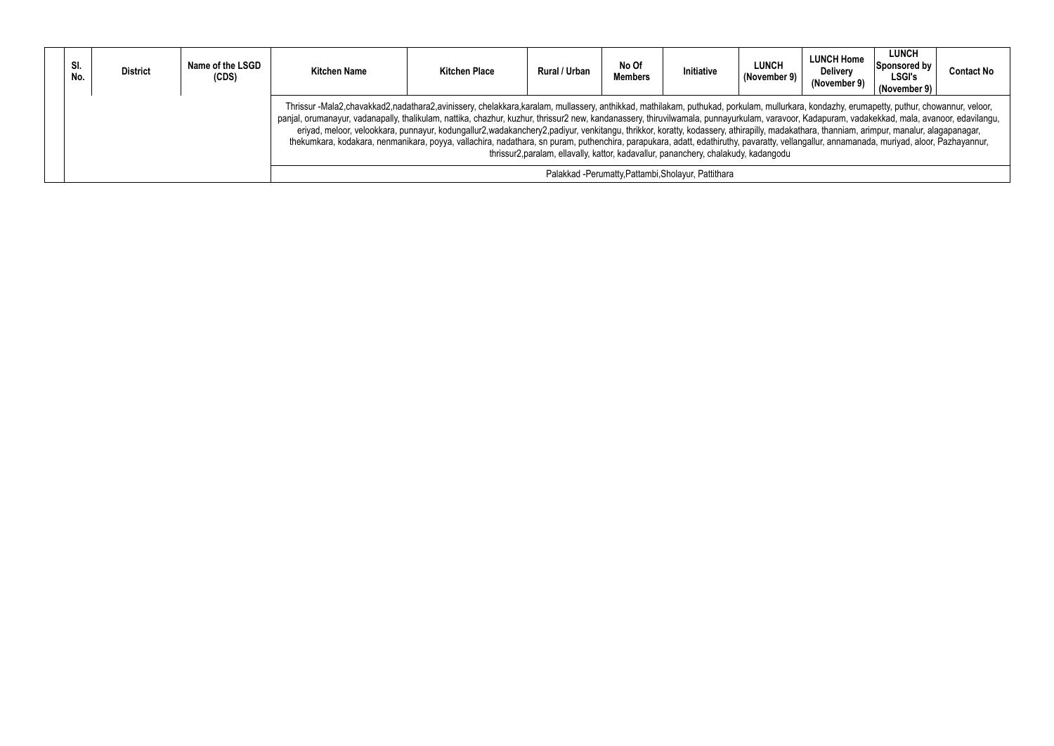| Sl. No. | District | Name of the LSGD (CDS) | Kitchen Name | Kitchen Place | Rural / Urban | No Of Members | Initiative | LUNCH (November 9) | LUNCH Home Delivery (November 9) | LUNCH Sponsored by LSGI's (November 9) | Contact No |
|---|---|---|---|---|---|---|---|---|---|---|---|
| | | | Thrissur -Mala2,chavakkad2,nadathara2,avinissery, chelakkara,karalam, mullassery, anthikkad, mathilakam, puthukad, porkulam, mullurkara, kondazhy, erumapetty, puthur, chowannur, veloor, panjal, orumanayur, vadanapally, thalikulam, nattika, chazhur, kuzhur, thrissur2 new, kandanassery, thiruvilwamala, punnayurkulam, varavoor, Kadapuram, vadakekkad, mala, avanoor, edavilangu, eriyad, meloor, velookkara, punnayur, kodungallur2,wadakanchery2,padiyur, venkitangu, thrikkor, koratty, kodassery, athirapilly, madakathara, thanniam, arimpur, manalur, alagapanagar, thekumkara, kodakara, nenmanikara, poyya, vallachira, nadathara, sn puram, puthenchira, parapukara, adatt, edathiruthy, pavaratty, vellangallur, annamanada, muriyad, aloor, Pazhayannur, thrissur2,paralam, ellavally, kattor, kadavallur, pananchery, chalakudy, kadangodu | | | | | | | | |
| | | | Palakkad -Perumatty,Pattambi,Sholayur, Pattithara | | | | | | | | |